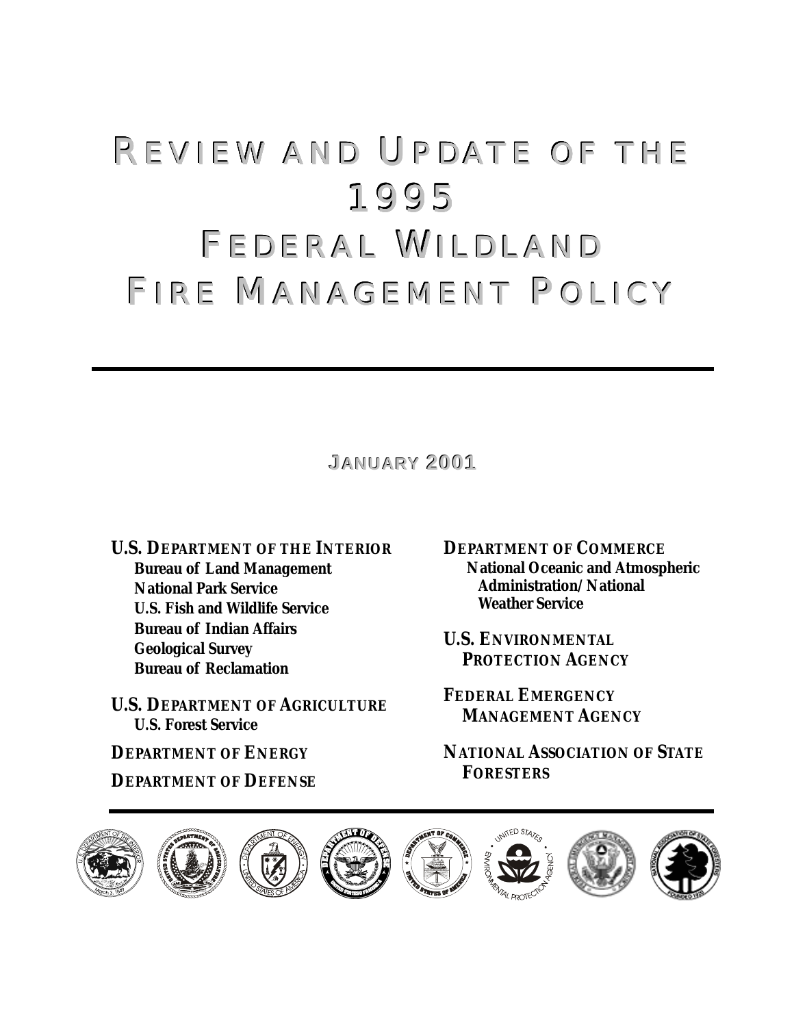# Review and Update of the 1995 Federal Wildland Fire Management Policy

**January 2001**

**U.S. Department of the Interior**
- **Bureau of Land Management**
- **National Park Service**
- **U.S. Fish and Wildlife Service**
- **Bureau of Indian Affairs**
- **Geological Survey**
- **Bureau of Reclamation**

**U.S. Department of Agriculture**
- **U.S. Forest Service**

**Department of Energy**

**Department of Defense**

**Department of Commerce**
- **National Oceanic and Atmospheric Administration/National Weather Service**

**U.S. Environmental Protection Agency**

**Federal Emergency Management Agency**

**National Association of State Foresters**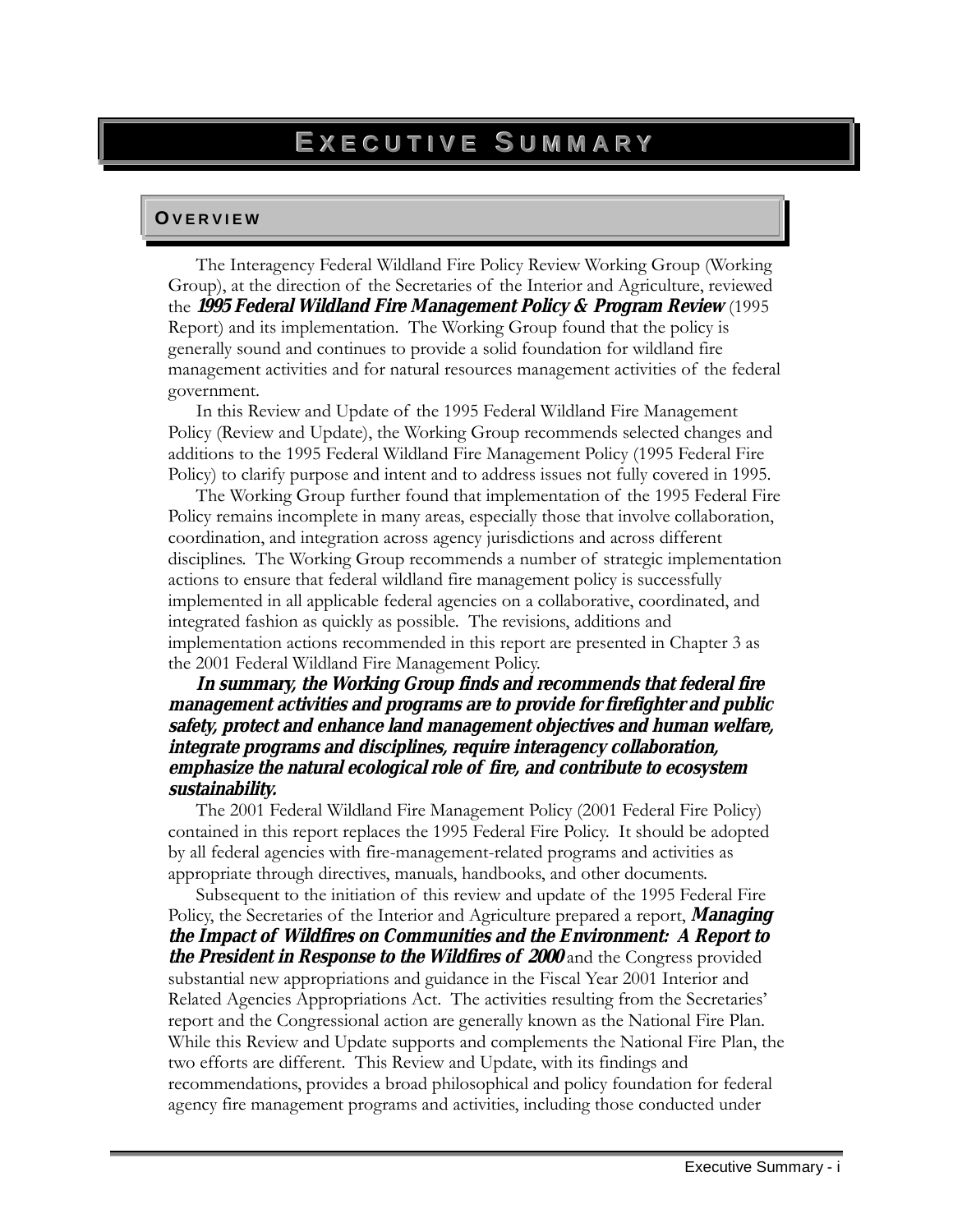# Executive Summary

## Overview

The Interagency Federal Wildland Fire Policy Review Working Group (Working Group), at the direction of the Secretaries of the Interior and Agriculture, reviewed the ***1995 Federal Wildland Fire Management Policy & Program Review*** (1995 Report) and its implementation. The Working Group found that the policy is generally sound and continues to provide a solid foundation for wildland fire management activities and for natural resources management activities of the federal government.

In this Review and Update of the 1995 Federal Wildland Fire Management Policy (Review and Update), the Working Group recommends selected changes and additions to the 1995 Federal Wildland Fire Management Policy (1995 Federal Fire Policy) to clarify purpose and intent and to address issues not fully covered in 1995.

The Working Group further found that implementation of the 1995 Federal Fire Policy remains incomplete in many areas, especially those that involve collaboration, coordination, and integration across agency jurisdictions and across different disciplines. The Working Group recommends a number of strategic implementation actions to ensure that federal wildland fire management policy is successfully implemented in all applicable federal agencies on a collaborative, coordinated, and integrated fashion as quickly as possible. The revisions, additions and implementation actions recommended in this report are presented in Chapter 3 as the 2001 Federal Wildland Fire Management Policy.

***In summary, the Working Group finds and recommends that federal fire management activities and programs are to provide for firefighter and public safety, protect and enhance land management objectives and human welfare, integrate programs and disciplines, require interagency collaboration, emphasize the natural ecological role of fire, and contribute to ecosystem sustainability.***

The 2001 Federal Wildland Fire Management Policy (2001 Federal Fire Policy) contained in this report replaces the 1995 Federal Fire Policy. It should be adopted by all federal agencies with fire-management-related programs and activities as appropriate through directives, manuals, handbooks, and other documents.

Subsequent to the initiation of this review and update of the 1995 Federal Fire Policy, the Secretaries of the Interior and Agriculture prepared a report, ***Managing the Impact of Wildfires on Communities and the Environment: A Report to the President in Response to the Wildfires of 2000*** and the Congress provided substantial new appropriations and guidance in the Fiscal Year 2001 Interior and Related Agencies Appropriations Act. The activities resulting from the Secretaries' report and the Congressional action are generally known as the National Fire Plan. While this Review and Update supports and complements the National Fire Plan, the two efforts are different. This Review and Update, with its findings and recommendations, provides a broad philosophical and policy foundation for federal agency fire management programs and activities, including those conducted under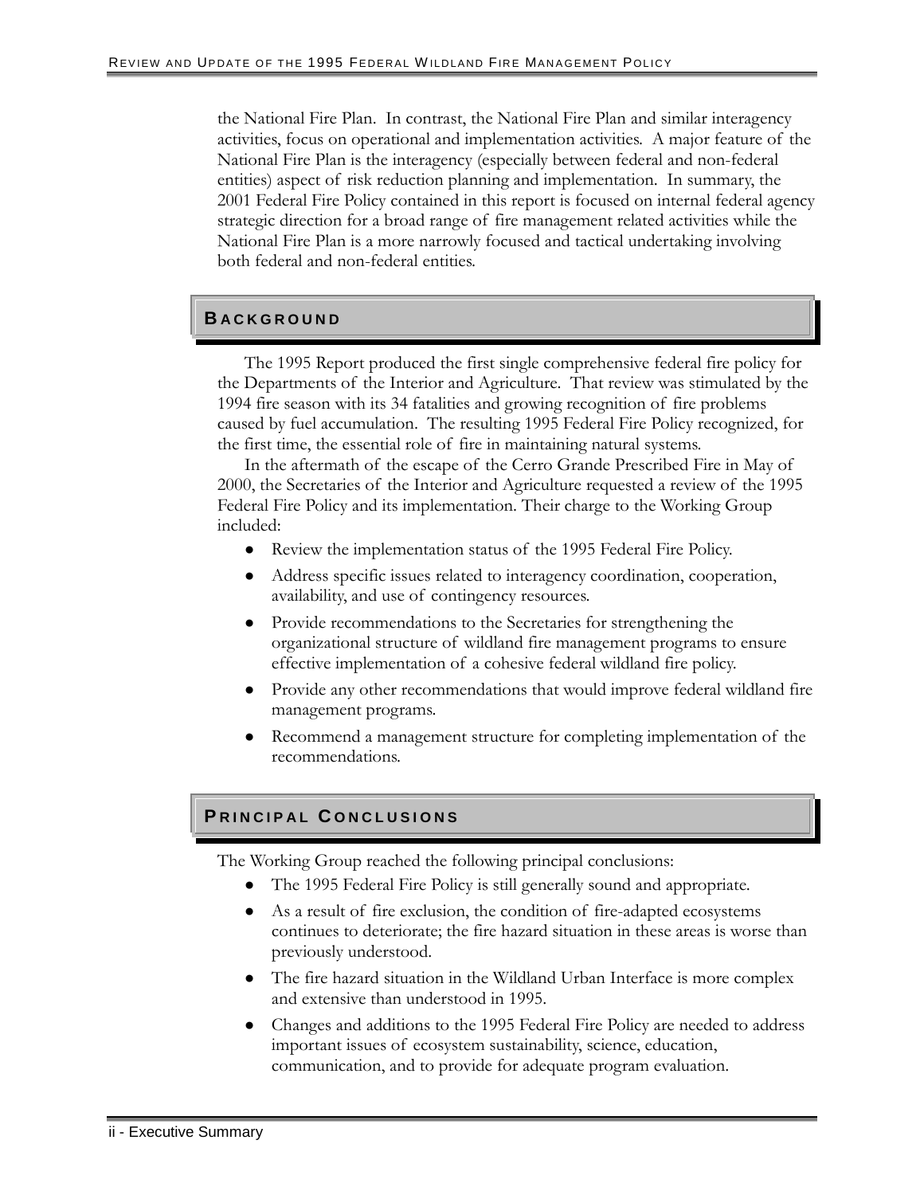the National Fire Plan. In contrast, the National Fire Plan and similar interagency activities, focus on operational and implementation activities. A major feature of the National Fire Plan is the interagency (especially between federal and non-federal entities) aspect of risk reduction planning and implementation. In summary, the 2001 Federal Fire Policy contained in this report is focused on internal federal agency strategic direction for a broad range of fire management related activities while the National Fire Plan is a more narrowly focused and tactical undertaking involving both federal and non-federal entities.

## Background

The 1995 Report produced the first single comprehensive federal fire policy for the Departments of the Interior and Agriculture. That review was stimulated by the 1994 fire season with its 34 fatalities and growing recognition of fire problems caused by fuel accumulation. The resulting 1995 Federal Fire Policy recognized, for the first time, the essential role of fire in maintaining natural systems.

In the aftermath of the escape of the Cerro Grande Prescribed Fire in May of 2000, the Secretaries of the Interior and Agriculture requested a review of the 1995 Federal Fire Policy and its implementation. Their charge to the Working Group included:

- Review the implementation status of the 1995 Federal Fire Policy.
- Address specific issues related to interagency coordination, cooperation, availability, and use of contingency resources.
- Provide recommendations to the Secretaries for strengthening the organizational structure of wildland fire management programs to ensure effective implementation of a cohesive federal wildland fire policy.
- Provide any other recommendations that would improve federal wildland fire management programs.
- Recommend a management structure for completing implementation of the recommendations.

## Principal Conclusions

The Working Group reached the following principal conclusions:

- The 1995 Federal Fire Policy is still generally sound and appropriate.
- As a result of fire exclusion, the condition of fire-adapted ecosystems continues to deteriorate; the fire hazard situation in these areas is worse than previously understood.
- The fire hazard situation in the Wildland Urban Interface is more complex and extensive than understood in 1995.
- Changes and additions to the 1995 Federal Fire Policy are needed to address important issues of ecosystem sustainability, science, education, communication, and to provide for adequate program evaluation.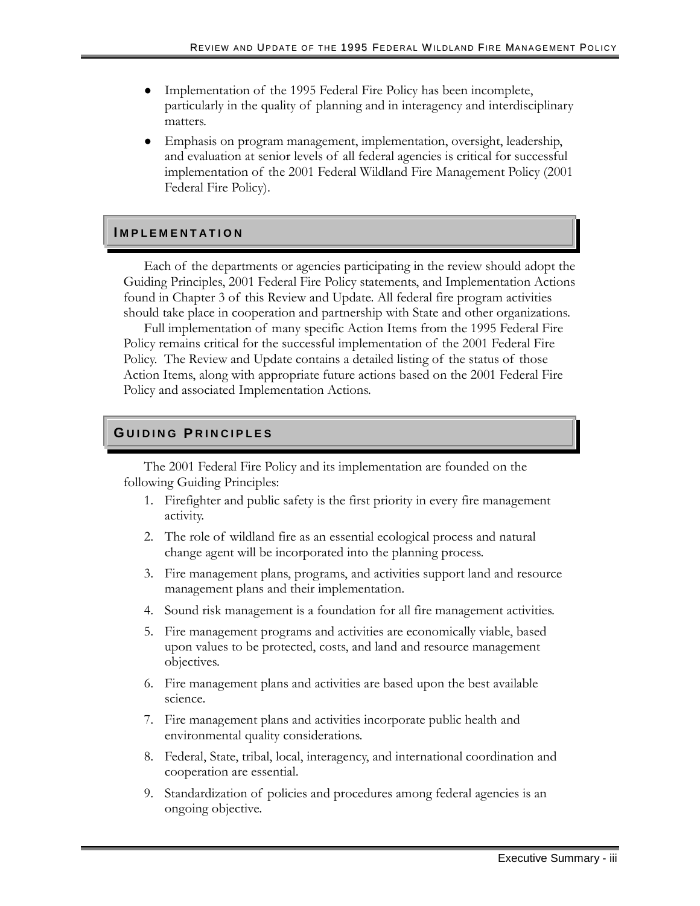- Implementation of the 1995 Federal Fire Policy has been incomplete, particularly in the quality of planning and in interagency and interdisciplinary matters.
- Emphasis on program management, implementation, oversight, leadership, and evaluation at senior levels of all federal agencies is critical for successful implementation of the 2001 Federal Wildland Fire Management Policy (2001 Federal Fire Policy).

## IMPLEMENTATION

Each of the departments or agencies participating in the review should adopt the Guiding Principles, 2001 Federal Fire Policy statements, and Implementation Actions found in Chapter 3 of this Review and Update. All federal fire program activities should take place in cooperation and partnership with State and other organizations.

Full implementation of many specific Action Items from the 1995 Federal Fire Policy remains critical for the successful implementation of the 2001 Federal Fire Policy. The Review and Update contains a detailed listing of the status of those Action Items, along with appropriate future actions based on the 2001 Federal Fire Policy and associated Implementation Actions.

## GUIDING PRINCIPLES

The 2001 Federal Fire Policy and its implementation are founded on the following Guiding Principles:

1. Firefighter and public safety is the first priority in every fire management activity.
2. The role of wildland fire as an essential ecological process and natural change agent will be incorporated into the planning process.
3. Fire management plans, programs, and activities support land and resource management plans and their implementation.
4. Sound risk management is a foundation for all fire management activities.
5. Fire management programs and activities are economically viable, based upon values to be protected, costs, and land and resource management objectives.
6. Fire management plans and activities are based upon the best available science.
7. Fire management plans and activities incorporate public health and environmental quality considerations.
8. Federal, State, tribal, local, interagency, and international coordination and cooperation are essential.
9. Standardization of policies and procedures among federal agencies is an ongoing objective.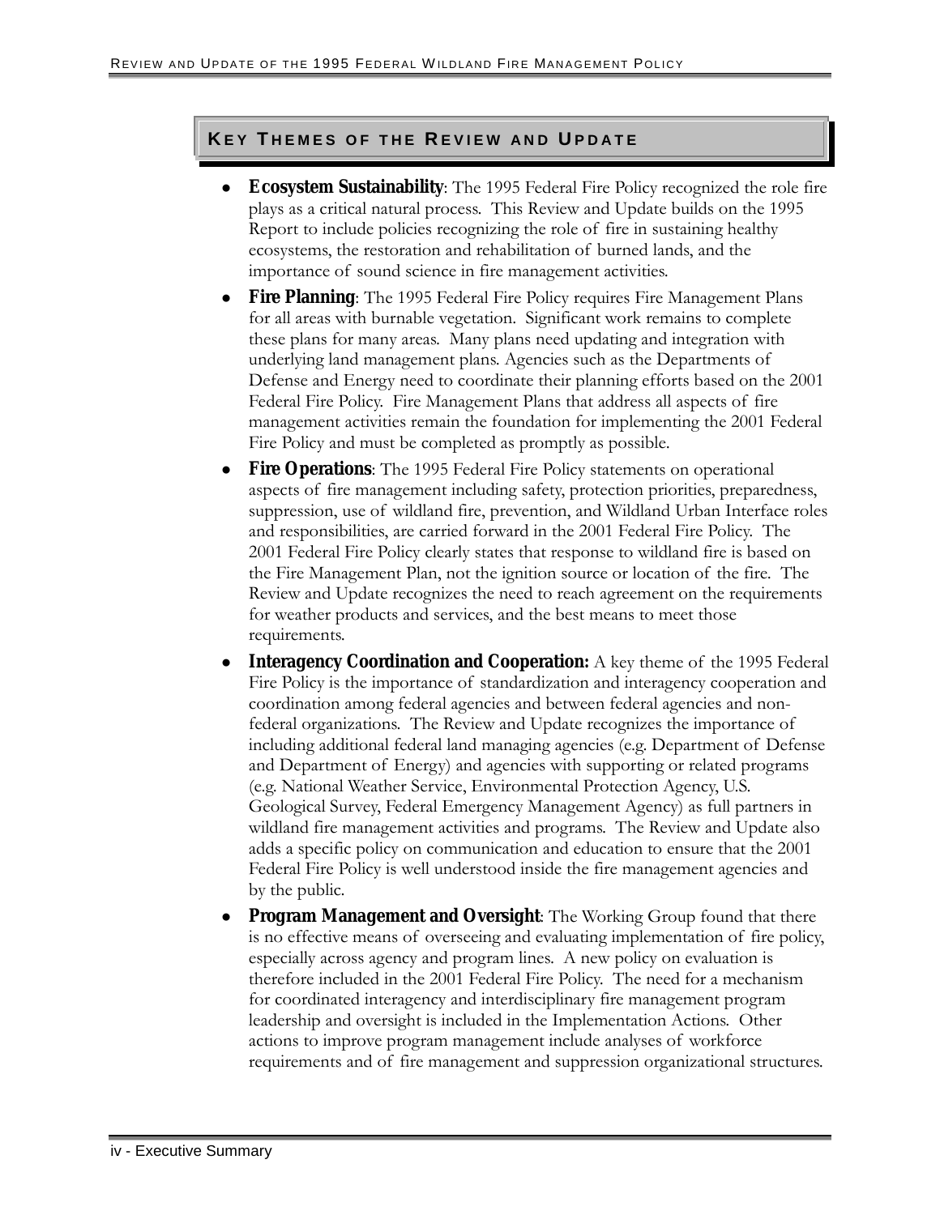## Key Themes of the Review and Update

- **Ecosystem Sustainability**: The 1995 Federal Fire Policy recognized the role fire plays as a critical natural process. This Review and Update builds on the 1995 Report to include policies recognizing the role of fire in sustaining healthy ecosystems, the restoration and rehabilitation of burned lands, and the importance of sound science in fire management activities.
- **Fire Planning**: The 1995 Federal Fire Policy requires Fire Management Plans for all areas with burnable vegetation. Significant work remains to complete these plans for many areas. Many plans need updating and integration with underlying land management plans. Agencies such as the Departments of Defense and Energy need to coordinate their planning efforts based on the 2001 Federal Fire Policy. Fire Management Plans that address all aspects of fire management activities remain the foundation for implementing the 2001 Federal Fire Policy and must be completed as promptly as possible.
- **Fire Operations**: The 1995 Federal Fire Policy statements on operational aspects of fire management including safety, protection priorities, preparedness, suppression, use of wildland fire, prevention, and Wildland Urban Interface roles and responsibilities, are carried forward in the 2001 Federal Fire Policy. The 2001 Federal Fire Policy clearly states that response to wildland fire is based on the Fire Management Plan, not the ignition source or location of the fire. The Review and Update recognizes the need to reach agreement on the requirements for weather products and services, and the best means to meet those requirements.
- **Interagency Coordination and Cooperation:** A key theme of the 1995 Federal Fire Policy is the importance of standardization and interagency cooperation and coordination among federal agencies and between federal agencies and non-federal organizations. The Review and Update recognizes the importance of including additional federal land managing agencies (e.g. Department of Defense and Department of Energy) and agencies with supporting or related programs (e.g. National Weather Service, Environmental Protection Agency, U.S. Geological Survey, Federal Emergency Management Agency) as full partners in wildland fire management activities and programs. The Review and Update also adds a specific policy on communication and education to ensure that the 2001 Federal Fire Policy is well understood inside the fire management agencies and by the public.
- **Program Management and Oversight**: The Working Group found that there is no effective means of overseeing and evaluating implementation of fire policy, especially across agency and program lines. A new policy on evaluation is therefore included in the 2001 Federal Fire Policy. The need for a mechanism for coordinated interagency and interdisciplinary fire management program leadership and oversight is included in the Implementation Actions. Other actions to improve program management include analyses of workforce requirements and of fire management and suppression organizational structures.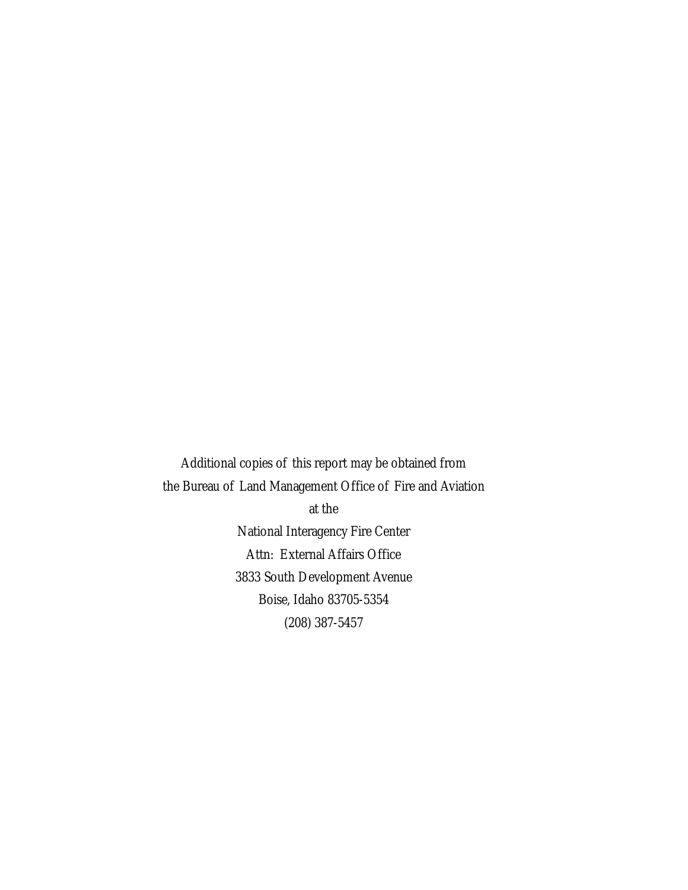Additional copies of this report may be obtained from
the Bureau of Land Management Office of Fire and Aviation
at the
National Interagency Fire Center
Attn: External Affairs Office
3833 South Development Avenue
Boise, Idaho 83705-5354
(208) 387-5457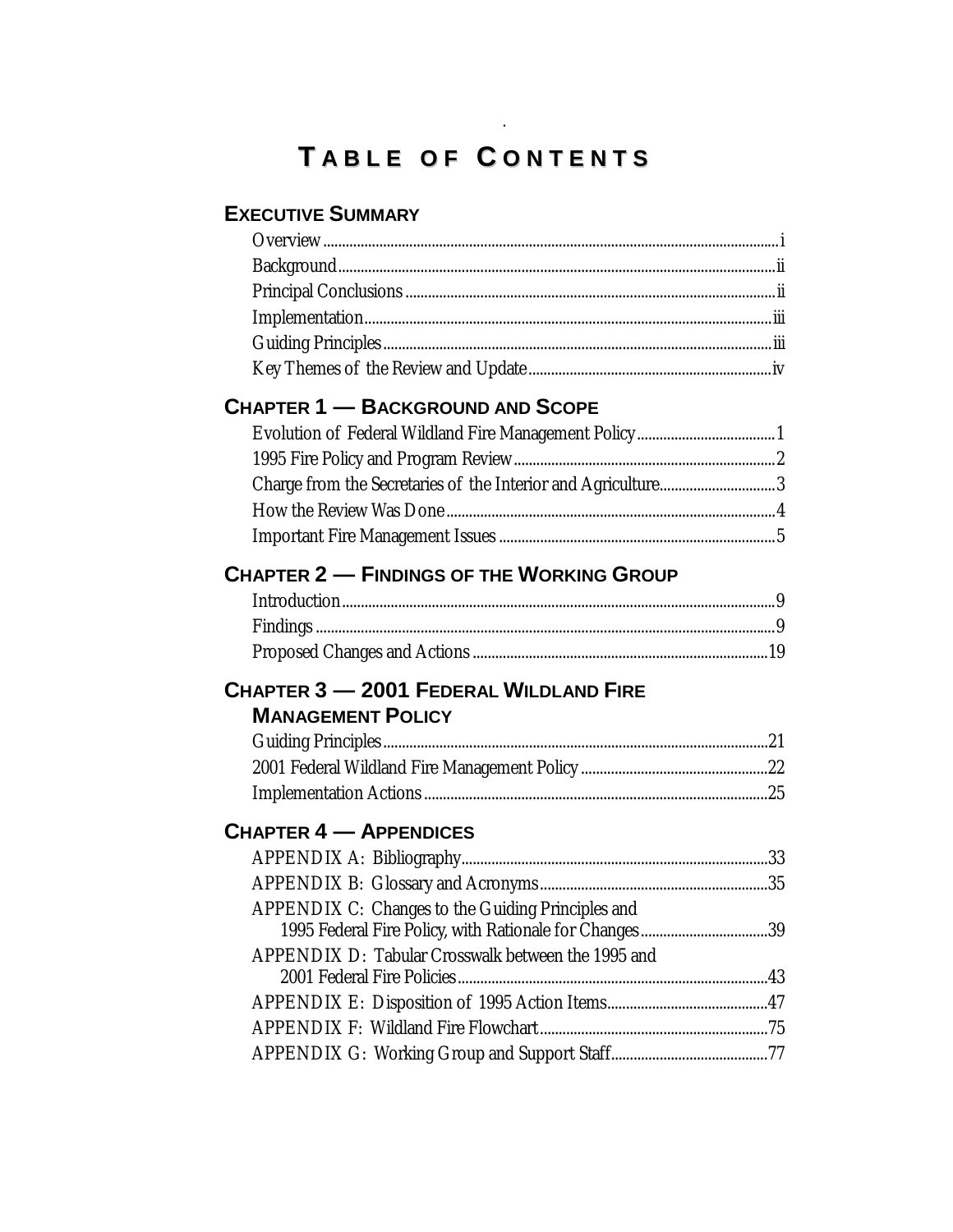# TABLE OF CONTENTS

## EXECUTIVE SUMMARY

Overview ..... i
Background ..... ii
Principal Conclusions ..... ii
Implementation ..... iii
Guiding Principles ..... iii
Key Themes of the Review and Update ..... iv

## CHAPTER 1 — BACKGROUND AND SCOPE

Evolution of Federal Wildland Fire Management Policy ..... 1
1995 Fire Policy and Program Review ..... 2
Charge from the Secretaries of the Interior and Agriculture ..... 3
How the Review Was Done ..... 4
Important Fire Management Issues ..... 5

## CHAPTER 2 — FINDINGS OF THE WORKING GROUP

Introduction ..... 9
Findings ..... 9
Proposed Changes and Actions ..... 19

## CHAPTER 3 — 2001 FEDERAL WILDLAND FIRE MANAGEMENT POLICY

Guiding Principles ..... 21
2001 Federal Wildland Fire Management Policy ..... 22
Implementation Actions ..... 25

## CHAPTER 4 — APPENDICES

APPENDIX A: Bibliography ..... 33
APPENDIX B: Glossary and Acronyms ..... 35
APPENDIX C: Changes to the Guiding Principles and 1995 Federal Fire Policy, with Rationale for Changes ..... 39
APPENDIX D: Tabular Crosswalk between the 1995 and 2001 Federal Fire Policies ..... 43
APPENDIX E: Disposition of 1995 Action Items ..... 47
APPENDIX F: Wildland Fire Flowchart ..... 75
APPENDIX G: Working Group and Support Staff ..... 77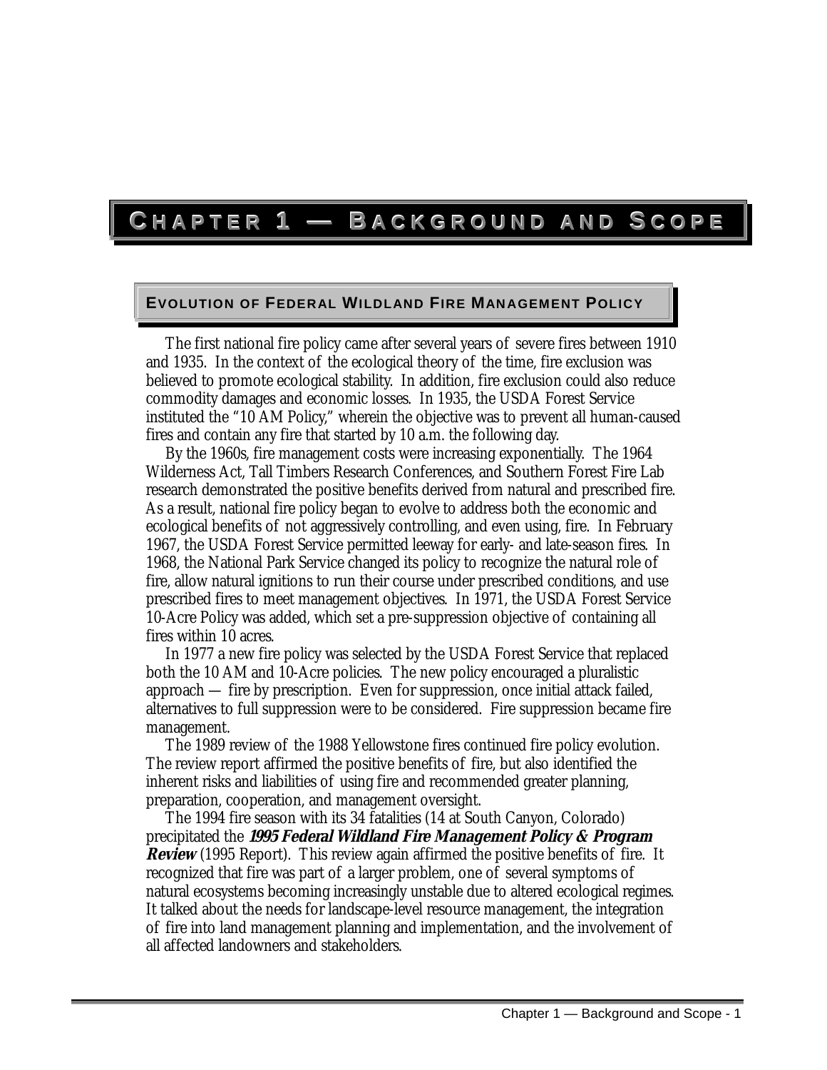# Chapter 1 — Background and Scope

## Evolution of Federal Wildland Fire Management Policy

The first national fire policy came after several years of severe fires between 1910 and 1935. In the context of the ecological theory of the time, fire exclusion was believed to promote ecological stability. In addition, fire exclusion could also reduce commodity damages and economic losses. In 1935, the USDA Forest Service instituted the "10 AM Policy," wherein the objective was to prevent all human-caused fires and contain any fire that started by 10 a.m. the following day.

By the 1960s, fire management costs were increasing exponentially. The 1964 Wilderness Act, Tall Timbers Research Conferences, and Southern Forest Fire Lab research demonstrated the positive benefits derived from natural and prescribed fire. As a result, national fire policy began to evolve to address both the economic and ecological benefits of not aggressively controlling, and even using, fire. In February 1967, the USDA Forest Service permitted leeway for early- and late-season fires. In 1968, the National Park Service changed its policy to recognize the natural role of fire, allow natural ignitions to run their course under prescribed conditions, and use prescribed fires to meet management objectives. In 1971, the USDA Forest Service 10-Acre Policy was added, which set a pre-suppression objective of containing all fires within 10 acres.

In 1977 a new fire policy was selected by the USDA Forest Service that replaced both the 10 AM and 10-Acre policies. The new policy encouraged a pluralistic approach — fire by prescription. Even for suppression, once initial attack failed, alternatives to full suppression were to be considered. Fire suppression became fire management.

The 1989 review of the 1988 Yellowstone fires continued fire policy evolution. The review report affirmed the positive benefits of fire, but also identified the inherent risks and liabilities of using fire and recommended greater planning, preparation, cooperation, and management oversight.

The 1994 fire season with its 34 fatalities (14 at South Canyon, Colorado) precipitated the ***1995 Federal Wildland Fire Management Policy & Program Review*** (1995 Report). This review again affirmed the positive benefits of fire. It recognized that fire was part of a larger problem, one of several symptoms of natural ecosystems becoming increasingly unstable due to altered ecological regimes. It talked about the needs for landscape-level resource management, the integration of fire into land management planning and implementation, and the involvement of all affected landowners and stakeholders.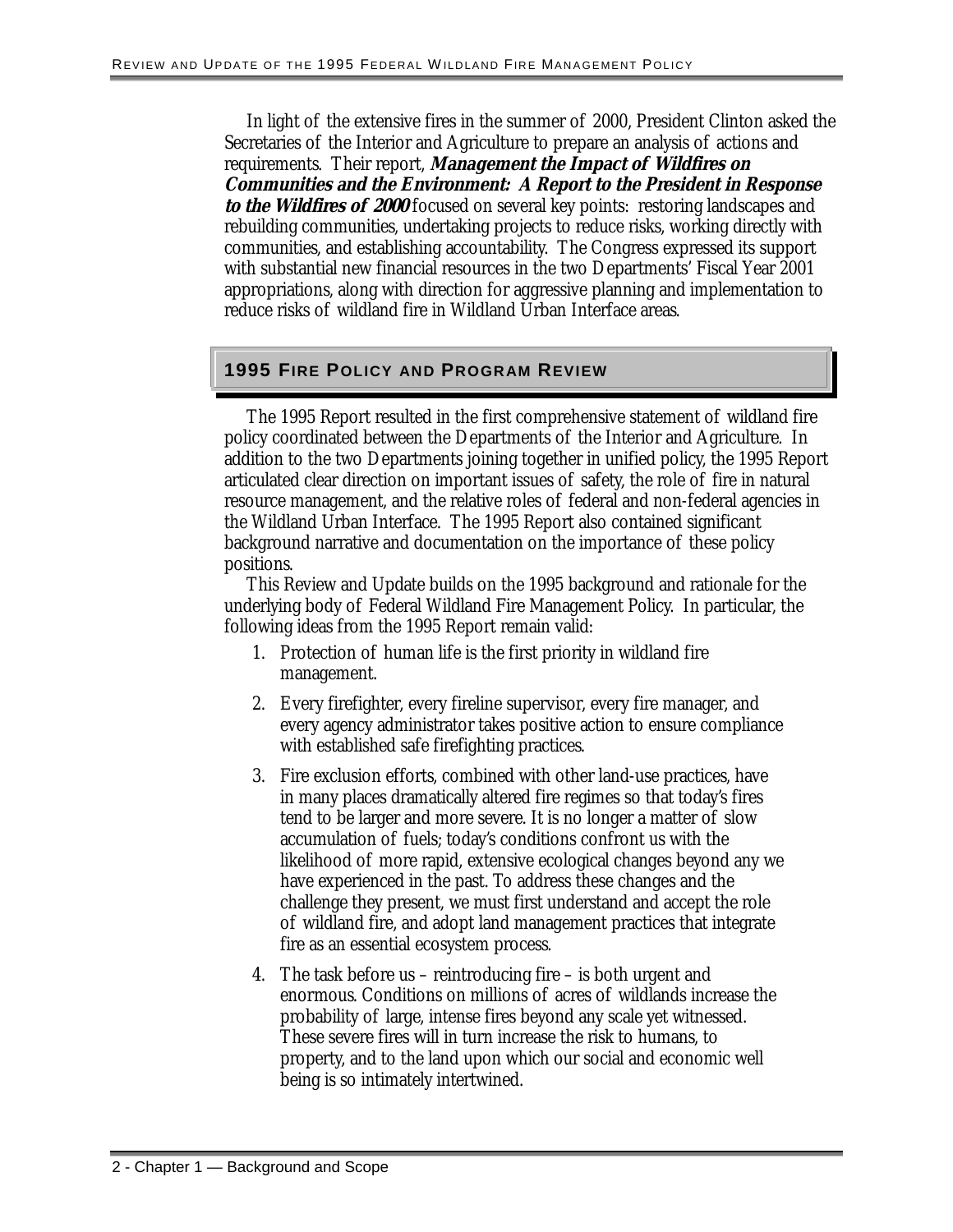In light of the extensive fires in the summer of 2000, President Clinton asked the Secretaries of the Interior and Agriculture to prepare an analysis of actions and requirements. Their report, ***Management the Impact of Wildfires on Communities and the Environment: A Report to the President in Response to the Wildfires of 2000*** focused on several key points: restoring landscapes and rebuilding communities, undertaking projects to reduce risks, working directly with communities, and establishing accountability. The Congress expressed its support with substantial new financial resources in the two Departments' Fiscal Year 2001 appropriations, along with direction for aggressive planning and implementation to reduce risks of wildland fire in Wildland Urban Interface areas.

## 1995 Fire Policy and Program Review

The 1995 Report resulted in the first comprehensive statement of wildland fire policy coordinated between the Departments of the Interior and Agriculture. In addition to the two Departments joining together in unified policy, the 1995 Report articulated clear direction on important issues of safety, the role of fire in natural resource management, and the relative roles of federal and non-federal agencies in the Wildland Urban Interface. The 1995 Report also contained significant background narrative and documentation on the importance of these policy positions.

This Review and Update builds on the 1995 background and rationale for the underlying body of Federal Wildland Fire Management Policy. In particular, the following ideas from the 1995 Report remain valid:

1. Protection of human life is the first priority in wildland fire management.
2. Every firefighter, every fireline supervisor, every fire manager, and every agency administrator takes positive action to ensure compliance with established safe firefighting practices.
3. Fire exclusion efforts, combined with other land-use practices, have in many places dramatically altered fire regimes so that today's fires tend to be larger and more severe. It is no longer a matter of slow accumulation of fuels; today's conditions confront us with the likelihood of more rapid, extensive ecological changes beyond any we have experienced in the past. To address these changes and the challenge they present, we must first understand and accept the role of wildland fire, and adopt land management practices that integrate fire as an essential ecosystem process.
4. The task before us – reintroducing fire – is both urgent and enormous. Conditions on millions of acres of wildlands increase the probability of large, intense fires beyond any scale yet witnessed. These severe fires will in turn increase the risk to humans, to property, and to the land upon which our social and economic well being is so intimately intertwined.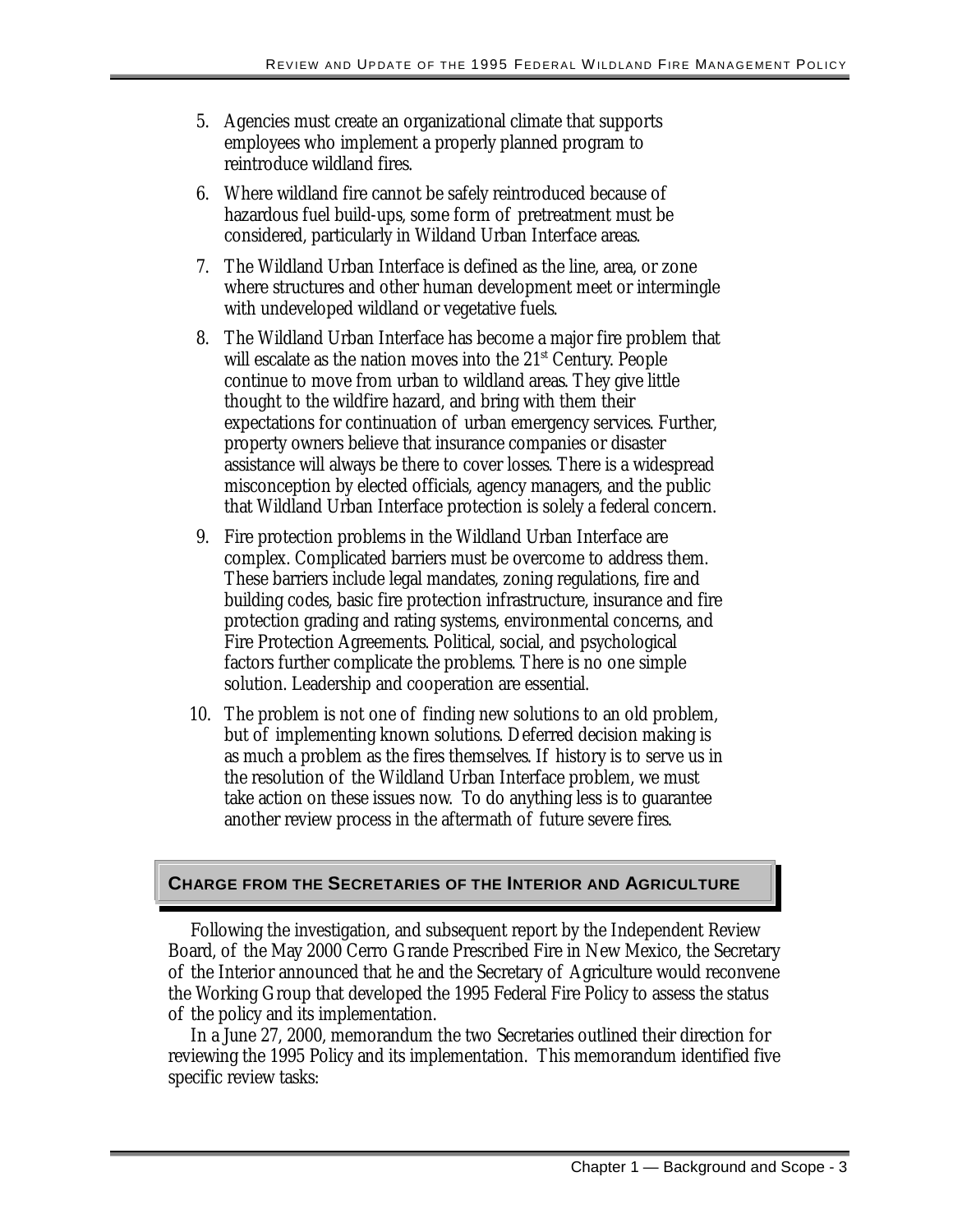5. Agencies must create an organizational climate that supports employees who implement a properly planned program to reintroduce wildland fires.
6. Where wildland fire cannot be safely reintroduced because of hazardous fuel build-ups, some form of pretreatment must be considered, particularly in Wildand Urban Interface areas.
7. The Wildland Urban Interface is defined as the line, area, or zone where structures and other human development meet or intermingle with undeveloped wildland or vegetative fuels.
8. The Wildland Urban Interface has become a major fire problem that will escalate as the nation moves into the 21st Century. People continue to move from urban to wildland areas. They give little thought to the wildfire hazard, and bring with them their expectations for continuation of urban emergency services. Further, property owners believe that insurance companies or disaster assistance will always be there to cover losses. There is a widespread misconception by elected officials, agency managers, and the public that Wildland Urban Interface protection is solely a federal concern.
9. Fire protection problems in the Wildland Urban Interface are complex. Complicated barriers must be overcome to address them. These barriers include legal mandates, zoning regulations, fire and building codes, basic fire protection infrastructure, insurance and fire protection grading and rating systems, environmental concerns, and Fire Protection Agreements. Political, social, and psychological factors further complicate the problems. There is no one simple solution. Leadership and cooperation are essential.
10. The problem is not one of finding new solutions to an old problem, but of implementing known solutions. Deferred decision making is as much a problem as the fires themselves. If history is to serve us in the resolution of the Wildland Urban Interface problem, we must take action on these issues now. To do anything less is to guarantee another review process in the aftermath of future severe fires.

## CHARGE FROM THE SECRETARIES OF THE INTERIOR AND AGRICULTURE

Following the investigation, and subsequent report by the Independent Review Board, of the May 2000 Cerro Grande Prescribed Fire in New Mexico, the Secretary of the Interior announced that he and the Secretary of Agriculture would reconvene the Working Group that developed the 1995 Federal Fire Policy to assess the status of the policy and its implementation.

In a June 27, 2000, memorandum the two Secretaries outlined their direction for reviewing the 1995 Policy and its implementation. This memorandum identified five specific review tasks: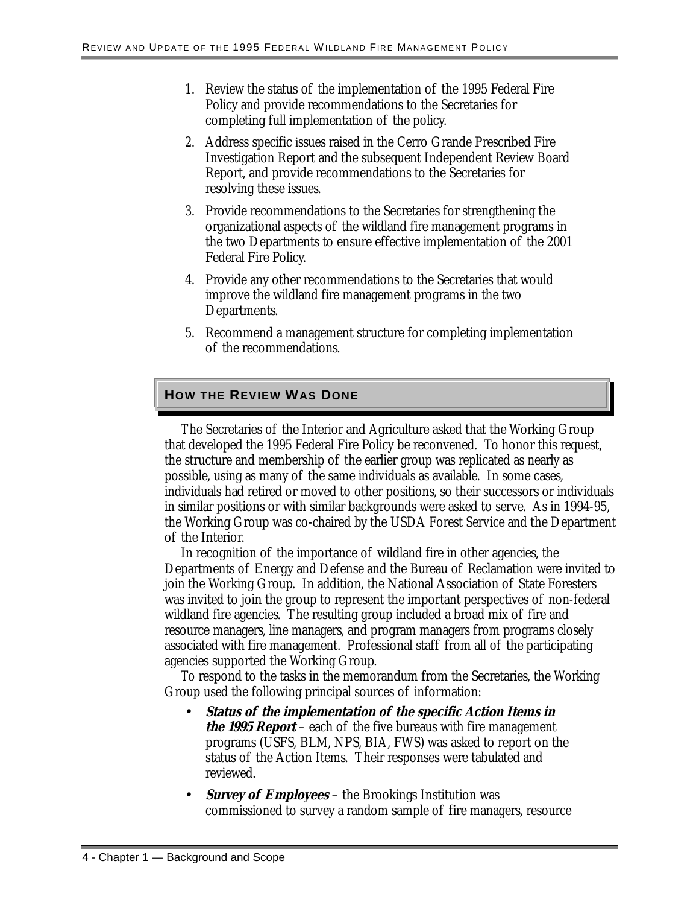1. Review the status of the implementation of the 1995 Federal Fire Policy and provide recommendations to the Secretaries for completing full implementation of the policy.
2. Address specific issues raised in the Cerro Grande Prescribed Fire Investigation Report and the subsequent Independent Review Board Report, and provide recommendations to the Secretaries for resolving these issues.
3. Provide recommendations to the Secretaries for strengthening the organizational aspects of the wildland fire management programs in the two Departments to ensure effective implementation of the 2001 Federal Fire Policy.
4. Provide any other recommendations to the Secretaries that would improve the wildland fire management programs in the two Departments.
5. Recommend a management structure for completing implementation of the recommendations.

## HOW THE REVIEW WAS DONE

The Secretaries of the Interior and Agriculture asked that the Working Group that developed the 1995 Federal Fire Policy be reconvened. To honor this request, the structure and membership of the earlier group was replicated as nearly as possible, using as many of the same individuals as available. In some cases, individuals had retired or moved to other positions, so their successors or individuals in similar positions or with similar backgrounds were asked to serve. As in 1994-95, the Working Group was co-chaired by the USDA Forest Service and the Department of the Interior.

In recognition of the importance of wildland fire in other agencies, the Departments of Energy and Defense and the Bureau of Reclamation were invited to join the Working Group. In addition, the National Association of State Foresters was invited to join the group to represent the important perspectives of non-federal wildland fire agencies. The resulting group included a broad mix of fire and resource managers, line managers, and program managers from programs closely associated with fire management. Professional staff from all of the participating agencies supported the Working Group.

To respond to the tasks in the memorandum from the Secretaries, the Working Group used the following principal sources of information:

- ***Status of the implementation of the specific Action Items in the 1995 Report*** – each of the five bureaus with fire management programs (USFS, BLM, NPS, BIA, FWS) was asked to report on the status of the Action Items. Their responses were tabulated and reviewed.
- ***Survey of Employees*** – the Brookings Institution was commissioned to survey a random sample of fire managers, resource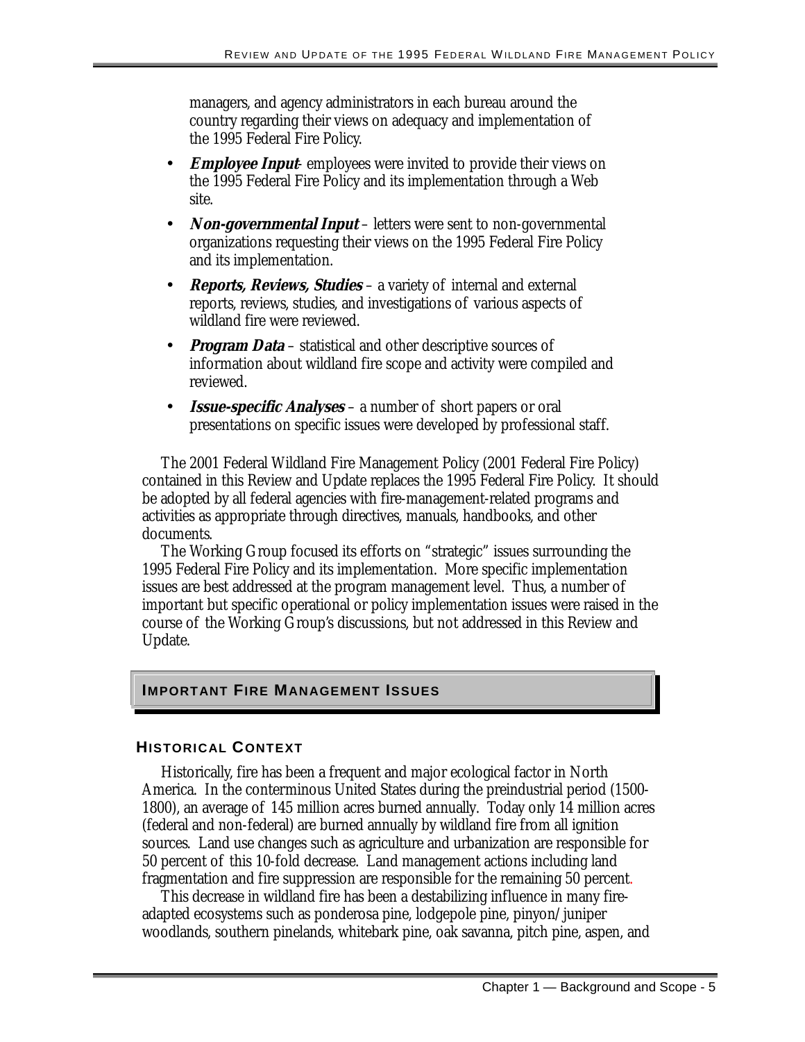managers, and agency administrators in each bureau around the country regarding their views on adequacy and implementation of the 1995 Federal Fire Policy.

- ***Employee Input***- employees were invited to provide their views on the 1995 Federal Fire Policy and its implementation through a Web site.
- ***Non-governmental Input*** – letters were sent to non-governmental organizations requesting their views on the 1995 Federal Fire Policy and its implementation.
- ***Reports, Reviews, Studies*** – a variety of internal and external reports, reviews, studies, and investigations of various aspects of wildland fire were reviewed.
- ***Program Data*** – statistical and other descriptive sources of information about wildland fire scope and activity were compiled and reviewed.
- ***Issue-specific Analyses*** – a number of short papers or oral presentations on specific issues were developed by professional staff.

The 2001 Federal Wildland Fire Management Policy (2001 Federal Fire Policy) contained in this Review and Update replaces the 1995 Federal Fire Policy. It should be adopted by all federal agencies with fire-management-related programs and activities as appropriate through directives, manuals, handbooks, and other documents.

The Working Group focused its efforts on "strategic" issues surrounding the 1995 Federal Fire Policy and its implementation. More specific implementation issues are best addressed at the program management level. Thus, a number of important but specific operational or policy implementation issues were raised in the course of the Working Group's discussions, but not addressed in this Review and Update.

## IMPORTANT FIRE MANAGEMENT ISSUES

### HISTORICAL CONTEXT

Historically, fire has been a frequent and major ecological factor in North America. In the conterminous United States during the preindustrial period (1500-1800), an average of 145 million acres burned annually. Today only 14 million acres (federal and non-federal) are burned annually by wildland fire from all ignition sources. Land use changes such as agriculture and urbanization are responsible for 50 percent of this 10-fold decrease. Land management actions including land fragmentation and fire suppression are responsible for the remaining 50 percent.

This decrease in wildland fire has been a destabilizing influence in many fire-adapted ecosystems such as ponderosa pine, lodgepole pine, pinyon/juniper woodlands, southern pinelands, whitebark pine, oak savanna, pitch pine, aspen, and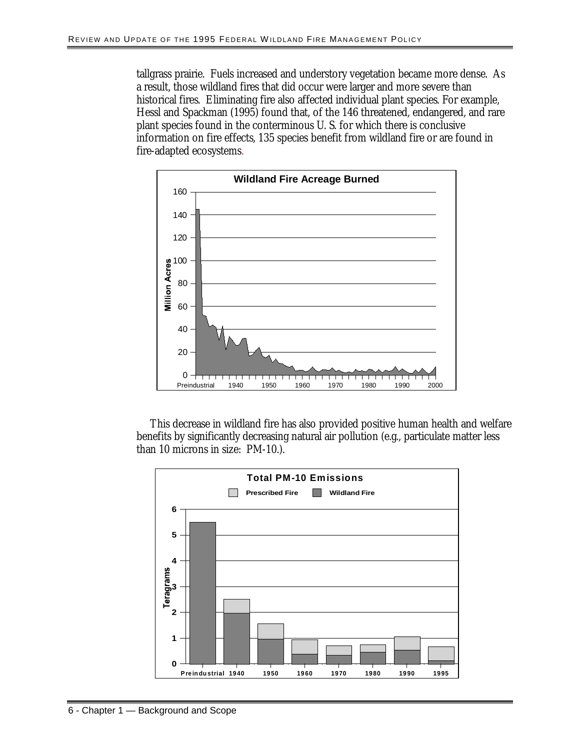tallgrass prairie. Fuels increased and understory vegetation became more dense. As a result, those wildland fires that did occur were larger and more severe than historical fires. Eliminating fire also affected individual plant species. For example, Hessl and Spackman (1995) found that, of the 146 threatened, endangered, and rare plant species found in the conterminous U. S. for which there is conclusive information on fire effects, 135 species benefit from wildland fire or are found in fire-adapted ecosystems.

**Wildland Fire Acreage Burned**

This decrease in wildland fire has also provided positive human health and welfare benefits by significantly decreasing natural air pollution (e.g., particulate matter less than 10 microns in size: PM-10.).

**Total PM-10 Emissions**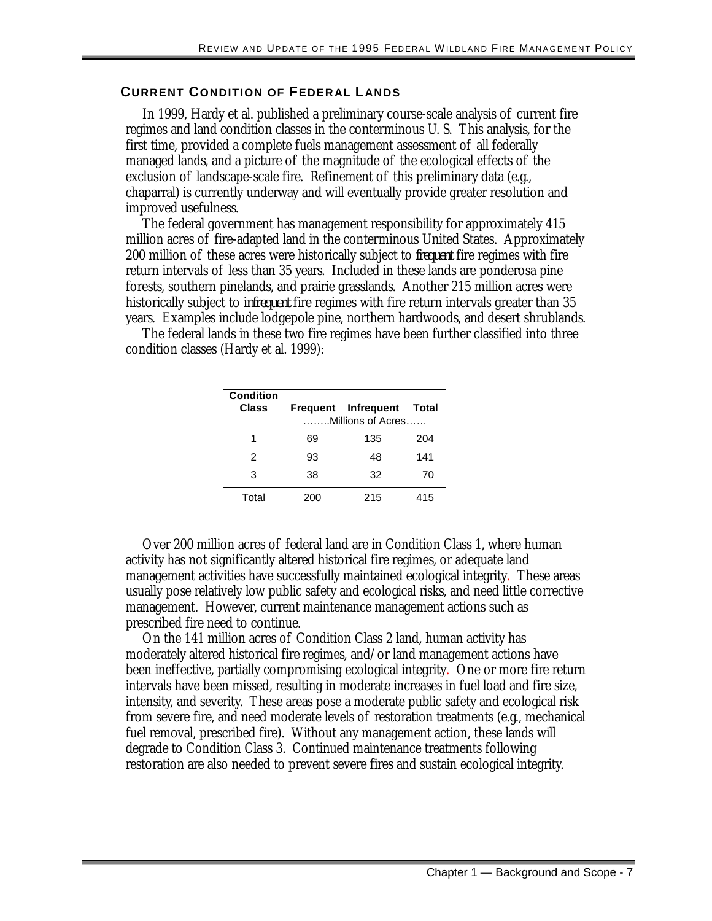## CURRENT CONDITION OF FEDERAL LANDS

In 1999, Hardy et al. published a preliminary course-scale analysis of current fire regimes and land condition classes in the conterminous U. S. This analysis, for the first time, provided a complete fuels management assessment of all federally managed lands, and a picture of the magnitude of the ecological effects of the exclusion of landscape-scale fire. Refinement of this preliminary data (e.g., chaparral) is currently underway and will eventually provide greater resolution and improved usefulness.

The federal government has management responsibility for approximately 415 million acres of fire-adapted land in the conterminous United States. Approximately 200 million of these acres were historically subject to *frequent* fire regimes with fire return intervals of less than 35 years. Included in these lands are ponderosa pine forests, southern pinelands, and prairie grasslands. Another 215 million acres were historically subject to *infrequent* fire regimes with fire return intervals greater than 35 years. Examples include lodgepole pine, northern hardwoods, and desert shrublands.

The federal lands in these two fire regimes have been further classified into three condition classes (Hardy et al. 1999):

| Condition Class | Frequent | Infrequent | Total |
|---|---|---|---|
| | ……..Millions of Acres…… | | |
| 1 | 69 | 135 | 204 |
| 2 | 93 | 48 | 141 |
| 3 | 38 | 32 | 70 |
| Total | 200 | 215 | 415 |

Over 200 million acres of federal land are in Condition Class 1, where human activity has not significantly altered historical fire regimes, or adequate land management activities have successfully maintained ecological integrity. These areas usually pose relatively low public safety and ecological risks, and need little corrective management. However, current maintenance management actions such as prescribed fire need to continue.

On the 141 million acres of Condition Class 2 land, human activity has moderately altered historical fire regimes, and/or land management actions have been ineffective, partially compromising ecological integrity. One or more fire return intervals have been missed, resulting in moderate increases in fuel load and fire size, intensity, and severity. These areas pose a moderate public safety and ecological risk from severe fire, and need moderate levels of restoration treatments (e.g., mechanical fuel removal, prescribed fire). Without any management action, these lands will degrade to Condition Class 3. Continued maintenance treatments following restoration are also needed to prevent severe fires and sustain ecological integrity.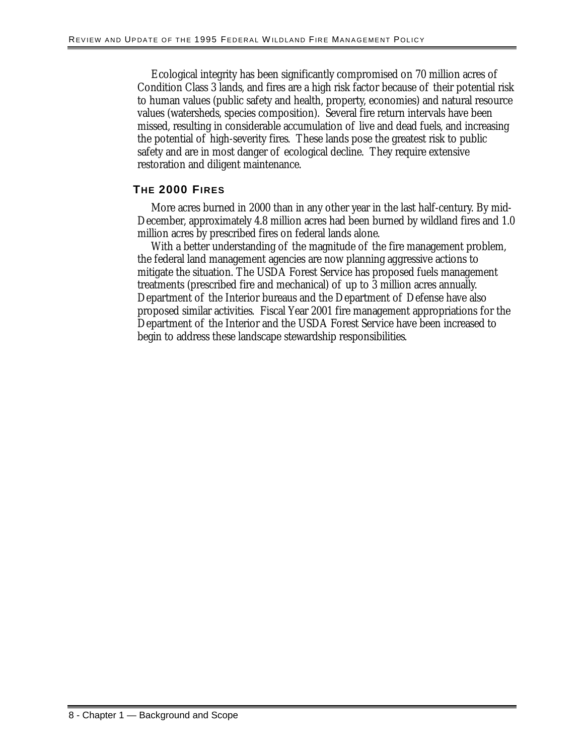Ecological integrity has been significantly compromised on 70 million acres of Condition Class 3 lands, and fires are a high risk factor because of their potential risk to human values (public safety and health, property, economies) and natural resource values (watersheds, species composition). Several fire return intervals have been missed, resulting in considerable accumulation of live and dead fuels, and increasing the potential of high-severity fires. These lands pose the greatest risk to public safety and are in most danger of ecological decline. They require extensive restoration and diligent maintenance.

## THE 2000 FIRES

More acres burned in 2000 than in any other year in the last half-century. By mid-December, approximately 4.8 million acres had been burned by wildland fires and 1.0 million acres by prescribed fires on federal lands alone.

With a better understanding of the magnitude of the fire management problem, the federal land management agencies are now planning aggressive actions to mitigate the situation. The USDA Forest Service has proposed fuels management treatments (prescribed fire and mechanical) of up to 3 million acres annually. Department of the Interior bureaus and the Department of Defense have also proposed similar activities. Fiscal Year 2001 fire management appropriations for the Department of the Interior and the USDA Forest Service have been increased to begin to address these landscape stewardship responsibilities.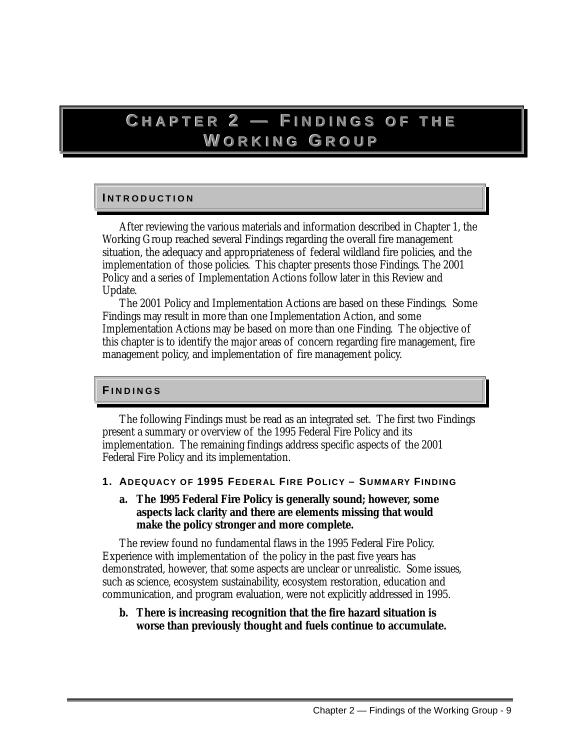# Chapter 2 — Findings of the Working Group

## Introduction

After reviewing the various materials and information described in Chapter 1, the Working Group reached several Findings regarding the overall fire management situation, the adequacy and appropriateness of federal wildland fire policies, and the implementation of those policies. This chapter presents those Findings. The 2001 Policy and a series of Implementation Actions follow later in this Review and Update.

The 2001 Policy and Implementation Actions are based on these Findings. Some Findings may result in more than one Implementation Action, and some Implementation Actions may be based on more than one Finding. The objective of this chapter is to identify the major areas of concern regarding fire management, fire management policy, and implementation of fire management policy.

## Findings

The following Findings must be read as an integrated set. The first two Findings present a summary or overview of the 1995 Federal Fire Policy and its implementation. The remaining findings address specific aspects of the 2001 Federal Fire Policy and its implementation.

### 1. Adequacy of 1995 Federal Fire Policy – Summary Finding

**a. The 1995 Federal Fire Policy is generally sound; however, some aspects lack clarity and there are elements missing that would make the policy stronger and more complete.**

The review found no fundamental flaws in the 1995 Federal Fire Policy. Experience with implementation of the policy in the past five years has demonstrated, however, that some aspects are unclear or unrealistic. Some issues, such as science, ecosystem sustainability, ecosystem restoration, education and communication, and program evaluation, were not explicitly addressed in 1995.

**b. There is increasing recognition that the fire hazard situation is worse than previously thought and fuels continue to accumulate.**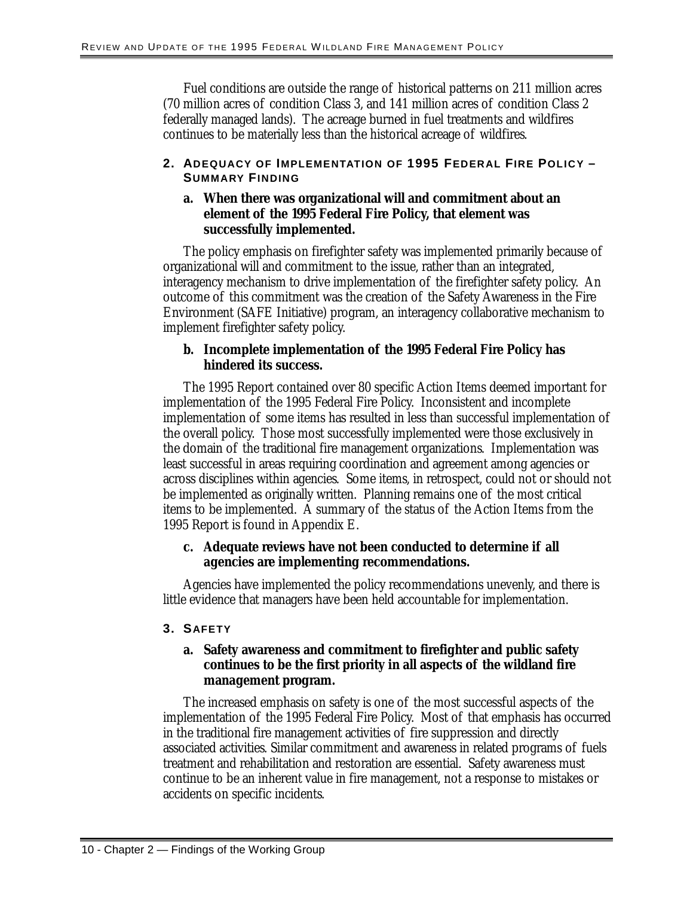Fuel conditions are outside the range of historical patterns on 211 million acres (70 million acres of condition Class 3, and 141 million acres of condition Class 2 federally managed lands). The acreage burned in fuel treatments and wildfires continues to be materially less than the historical acreage of wildfires.

### 2. Adequacy of Implementation of 1995 Federal Fire Policy – Summary Finding

**a. When there was organizational will and commitment about an element of the 1995 Federal Fire Policy, that element was successfully implemented.**

The policy emphasis on firefighter safety was implemented primarily because of organizational will and commitment to the issue, rather than an integrated, interagency mechanism to drive implementation of the firefighter safety policy. An outcome of this commitment was the creation of the Safety Awareness in the Fire Environment (SAFE Initiative) program, an interagency collaborative mechanism to implement firefighter safety policy.

**b. Incomplete implementation of the 1995 Federal Fire Policy has hindered its success.**

The 1995 Report contained over 80 specific Action Items deemed important for implementation of the 1995 Federal Fire Policy. Inconsistent and incomplete implementation of some items has resulted in less than successful implementation of the overall policy. Those most successfully implemented were those exclusively in the domain of the traditional fire management organizations. Implementation was least successful in areas requiring coordination and agreement among agencies or across disciplines within agencies. Some items, in retrospect, could not or should not be implemented as originally written. Planning remains one of the most critical items to be implemented. A summary of the status of the Action Items from the 1995 Report is found in Appendix E.

**c. Adequate reviews have not been conducted to determine if all agencies are implementing recommendations.**

Agencies have implemented the policy recommendations unevenly, and there is little evidence that managers have been held accountable for implementation.

### 3. Safety

**a. Safety awareness and commitment to firefighter and public safety continues to be the first priority in all aspects of the wildland fire management program.**

The increased emphasis on safety is one of the most successful aspects of the implementation of the 1995 Federal Fire Policy. Most of that emphasis has occurred in the traditional fire management activities of fire suppression and directly associated activities. Similar commitment and awareness in related programs of fuels treatment and rehabilitation and restoration are essential. Safety awareness must continue to be an inherent value in fire management, not a response to mistakes or accidents on specific incidents.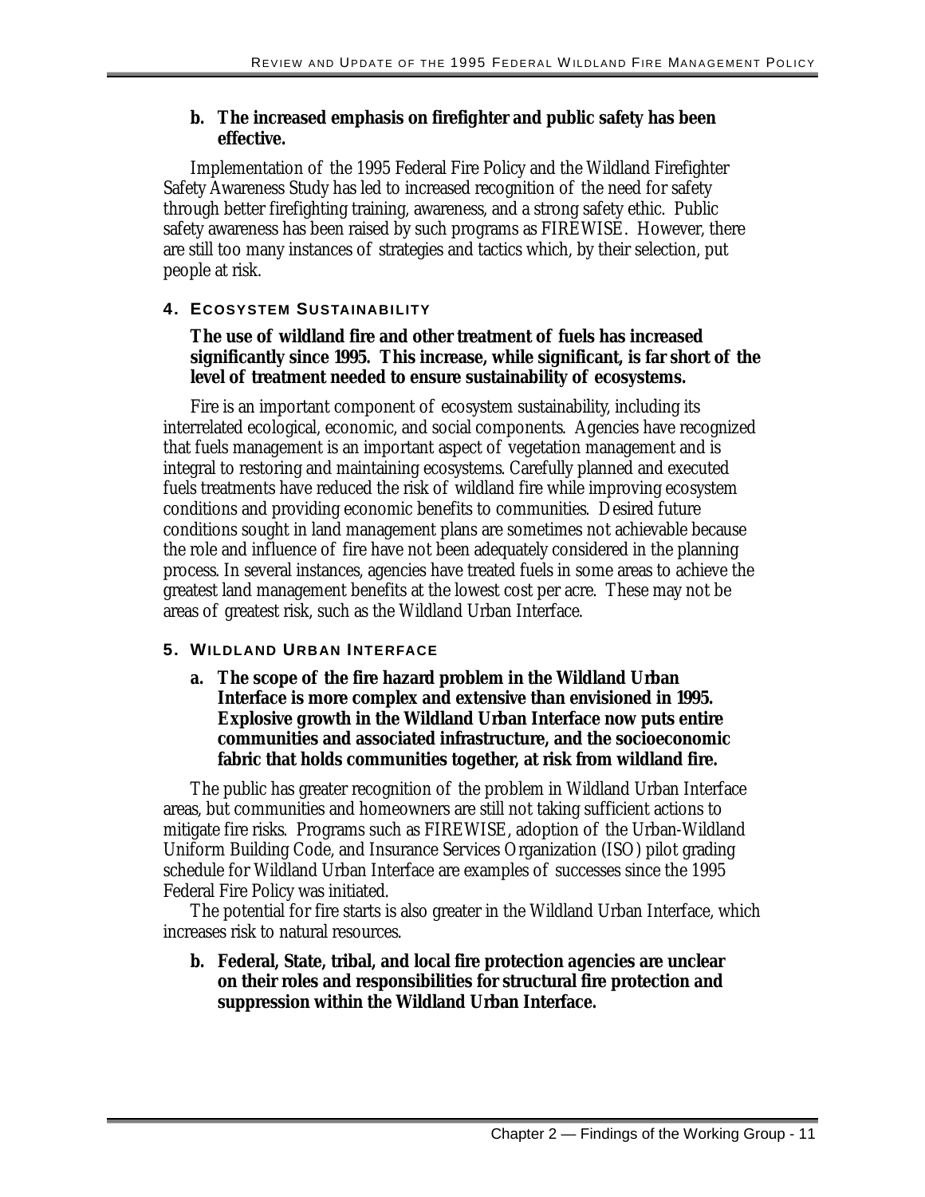**b. The increased emphasis on firefighter and public safety has been effective.**

Implementation of the 1995 Federal Fire Policy and the Wildland Firefighter Safety Awareness Study has led to increased recognition of the need for safety through better firefighting training, awareness, and a strong safety ethic. Public safety awareness has been raised by such programs as FIREWISE. However, there are still too many instances of strategies and tactics which, by their selection, put people at risk.

### 4. Ecosystem Sustainability

**The use of wildland fire and other treatment of fuels has increased significantly since 1995. This increase, while significant, is far short of the level of treatment needed to ensure sustainability of ecosystems.**

Fire is an important component of ecosystem sustainability, including its interrelated ecological, economic, and social components. Agencies have recognized that fuels management is an important aspect of vegetation management and is integral to restoring and maintaining ecosystems. Carefully planned and executed fuels treatments have reduced the risk of wildland fire while improving ecosystem conditions and providing economic benefits to communities. Desired future conditions sought in land management plans are sometimes not achievable because the role and influence of fire have not been adequately considered in the planning process. In several instances, agencies have treated fuels in some areas to achieve the greatest land management benefits at the lowest cost per acre. These may not be areas of greatest risk, such as the Wildland Urban Interface.

### 5. Wildland Urban Interface

**a. The scope of the fire hazard problem in the Wildland Urban Interface is more complex and extensive than envisioned in 1995. Explosive growth in the Wildland Urban Interface now puts entire communities and associated infrastructure, and the socioeconomic fabric that holds communities together, at risk from wildland fire.**

The public has greater recognition of the problem in Wildland Urban Interface areas, but communities and homeowners are still not taking sufficient actions to mitigate fire risks. Programs such as FIREWISE, adoption of the Urban-Wildland Uniform Building Code, and Insurance Services Organization (ISO) pilot grading schedule for Wildland Urban Interface are examples of successes since the 1995 Federal Fire Policy was initiated.

The potential for fire starts is also greater in the Wildland Urban Interface, which increases risk to natural resources.

**b. Federal, State, tribal, and local fire protection agencies are unclear on their roles and responsibilities for structural fire protection and suppression within the Wildland Urban Interface.**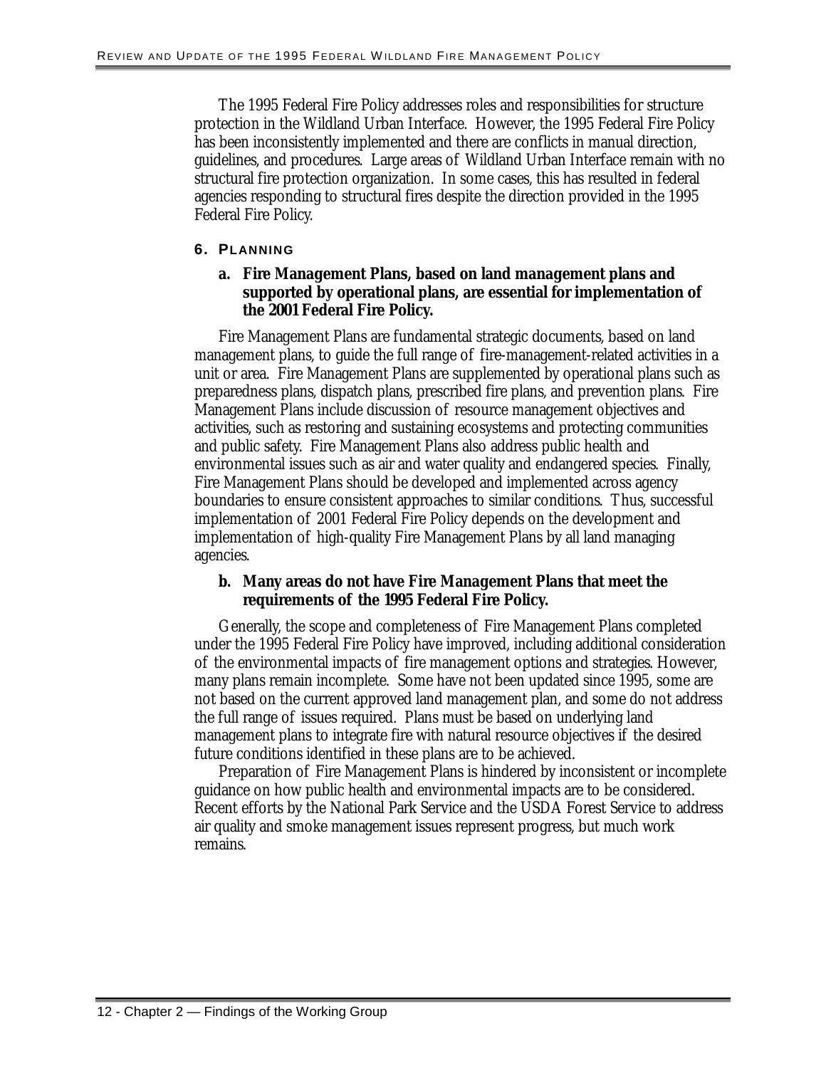The 1995 Federal Fire Policy addresses roles and responsibilities for structure protection in the Wildland Urban Interface. However, the 1995 Federal Fire Policy has been inconsistently implemented and there are conflicts in manual direction, guidelines, and procedures. Large areas of Wildland Urban Interface remain with no structural fire protection organization. In some cases, this has resulted in federal agencies responding to structural fires despite the direction provided in the 1995 Federal Fire Policy.

## 6. Planning

### a. Fire Management Plans, based on land management plans and supported by operational plans, are essential for implementation of the 2001 Federal Fire Policy.

Fire Management Plans are fundamental strategic documents, based on land management plans, to guide the full range of fire-management-related activities in a unit or area. Fire Management Plans are supplemented by operational plans such as preparedness plans, dispatch plans, prescribed fire plans, and prevention plans. Fire Management Plans include discussion of resource management objectives and activities, such as restoring and sustaining ecosystems and protecting communities and public safety. Fire Management Plans also address public health and environmental issues such as air and water quality and endangered species. Finally, Fire Management Plans should be developed and implemented across agency boundaries to ensure consistent approaches to similar conditions. Thus, successful implementation of 2001 Federal Fire Policy depends on the development and implementation of high-quality Fire Management Plans by all land managing agencies.

### b. Many areas do not have Fire Management Plans that meet the requirements of the 1995 Federal Fire Policy.

Generally, the scope and completeness of Fire Management Plans completed under the 1995 Federal Fire Policy have improved, including additional consideration of the environmental impacts of fire management options and strategies. However, many plans remain incomplete. Some have not been updated since 1995, some are not based on the current approved land management plan, and some do not address the full range of issues required. Plans must be based on underlying land management plans to integrate fire with natural resource objectives if the desired future conditions identified in these plans are to be achieved.

Preparation of Fire Management Plans is hindered by inconsistent or incomplete guidance on how public health and environmental impacts are to be considered. Recent efforts by the National Park Service and the USDA Forest Service to address air quality and smoke management issues represent progress, but much work remains.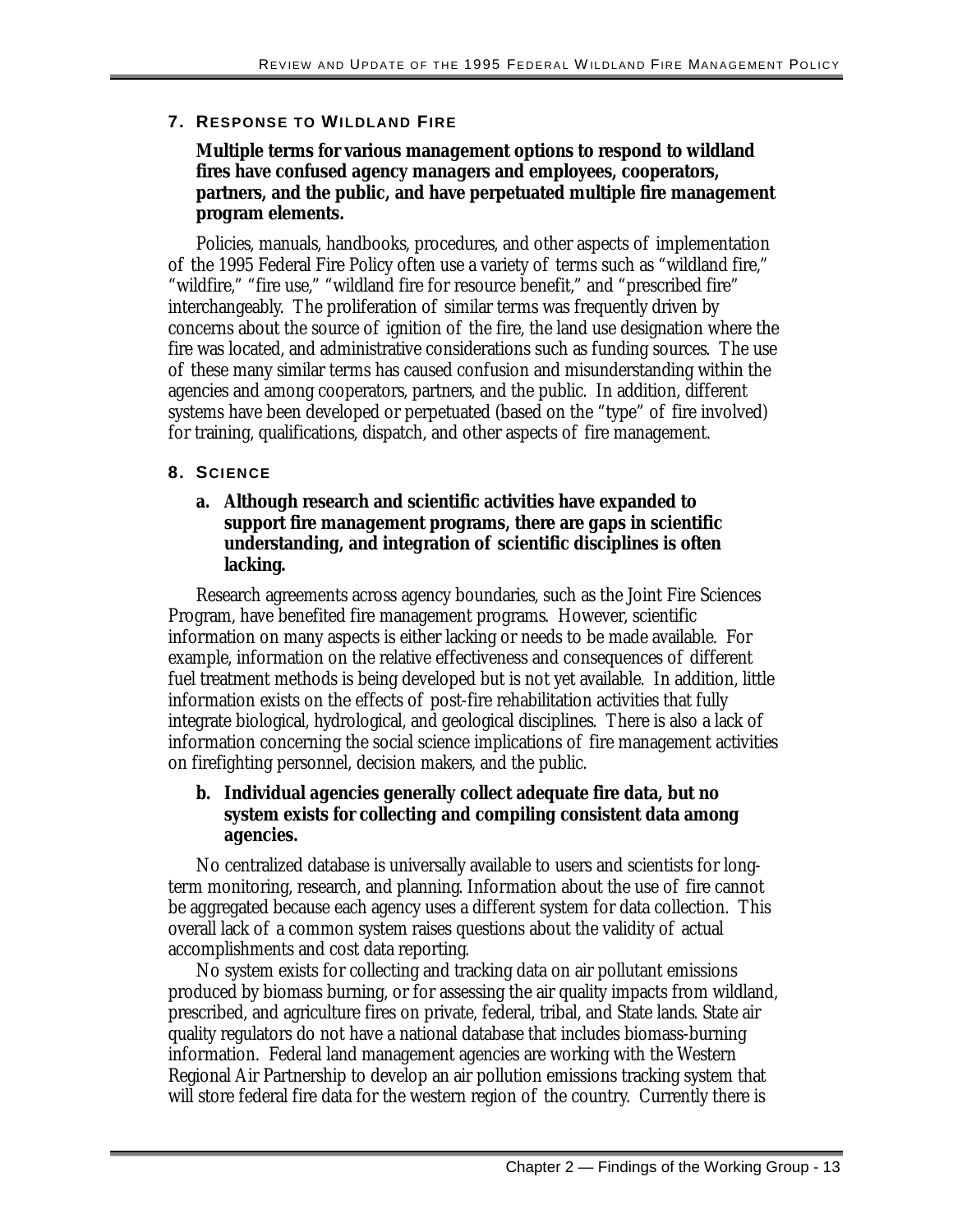## 7. Response to Wildland Fire

**Multiple terms for various management options to respond to wildland fires have confused agency managers and employees, cooperators, partners, and the public, and have perpetuated multiple fire management program elements.**

Policies, manuals, handbooks, procedures, and other aspects of implementation of the 1995 Federal Fire Policy often use a variety of terms such as "wildland fire," "wildfire," "fire use," "wildland fire for resource benefit," and "prescribed fire" interchangeably. The proliferation of similar terms was frequently driven by concerns about the source of ignition of the fire, the land use designation where the fire was located, and administrative considerations such as funding sources. The use of these many similar terms has caused confusion and misunderstanding within the agencies and among cooperators, partners, and the public. In addition, different systems have been developed or perpetuated (based on the "type" of fire involved) for training, qualifications, dispatch, and other aspects of fire management.

## 8. Science

**a. Although research and scientific activities have expanded to support fire management programs, there are gaps in scientific understanding, and integration of scientific disciplines is often lacking.**

Research agreements across agency boundaries, such as the Joint Fire Sciences Program, have benefited fire management programs. However, scientific information on many aspects is either lacking or needs to be made available. For example, information on the relative effectiveness and consequences of different fuel treatment methods is being developed but is not yet available. In addition, little information exists on the effects of post-fire rehabilitation activities that fully integrate biological, hydrological, and geological disciplines. There is also a lack of information concerning the social science implications of fire management activities on firefighting personnel, decision makers, and the public.

**b. Individual agencies generally collect adequate fire data, but no system exists for collecting and compiling consistent data among agencies.**

No centralized database is universally available to users and scientists for long-term monitoring, research, and planning. Information about the use of fire cannot be aggregated because each agency uses a different system for data collection. This overall lack of a common system raises questions about the validity of actual accomplishments and cost data reporting.

No system exists for collecting and tracking data on air pollutant emissions produced by biomass burning, or for assessing the air quality impacts from wildland, prescribed, and agriculture fires on private, federal, tribal, and State lands. State air quality regulators do not have a national database that includes biomass-burning information. Federal land management agencies are working with the Western Regional Air Partnership to develop an air pollution emissions tracking system that will store federal fire data for the western region of the country. Currently there is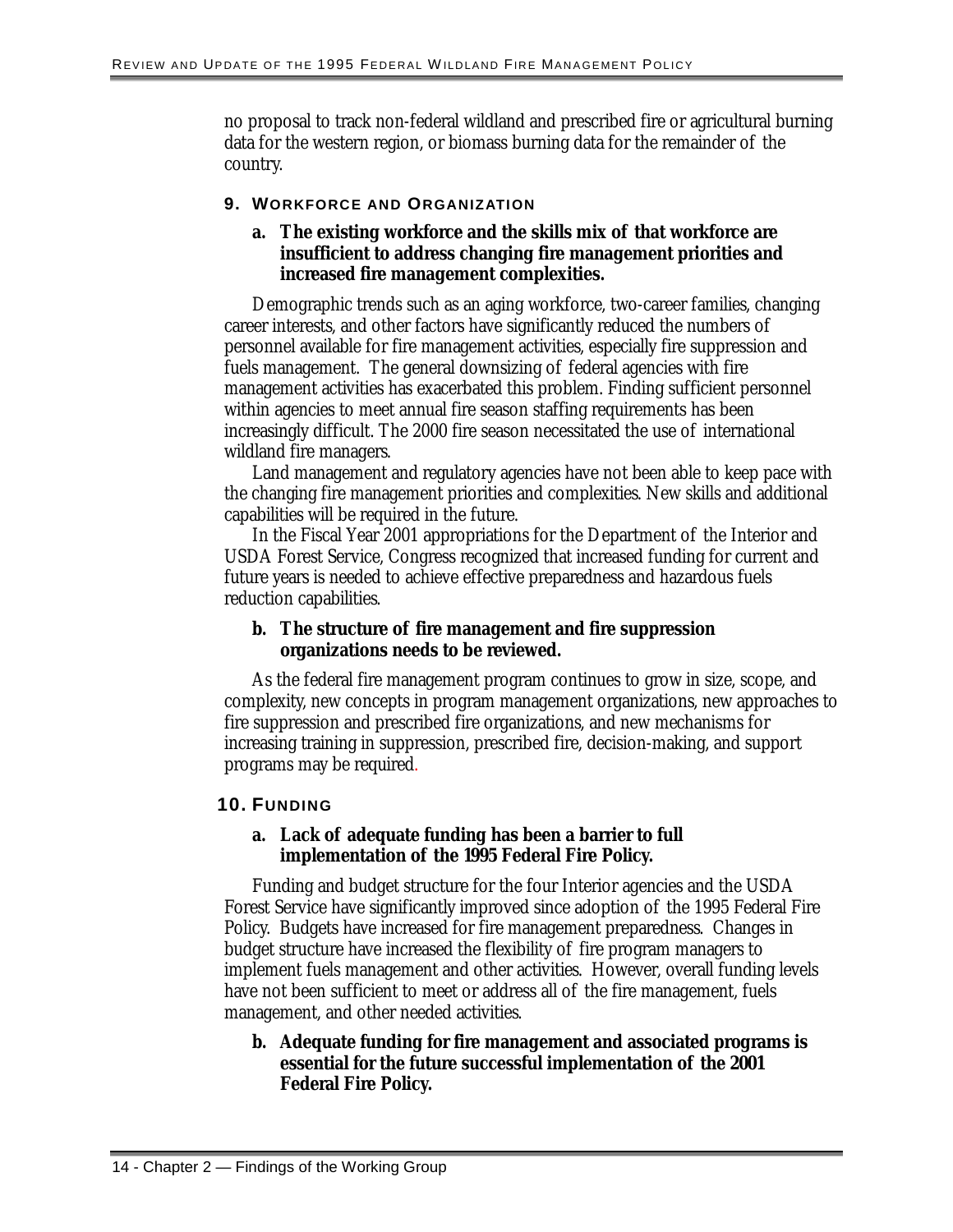no proposal to track non-federal wildland and prescribed fire or agricultural burning data for the western region, or biomass burning data for the remainder of the country.

### 9. Workforce and Organization

#### a. The existing workforce and the skills mix of that workforce are insufficient to address changing fire management priorities and increased fire management complexities.

Demographic trends such as an aging workforce, two-career families, changing career interests, and other factors have significantly reduced the numbers of personnel available for fire management activities, especially fire suppression and fuels management. The general downsizing of federal agencies with fire management activities has exacerbated this problem. Finding sufficient personnel within agencies to meet annual fire season staffing requirements has been increasingly difficult. The 2000 fire season necessitated the use of international wildland fire managers.

Land management and regulatory agencies have not been able to keep pace with the changing fire management priorities and complexities. New skills and additional capabilities will be required in the future.

In the Fiscal Year 2001 appropriations for the Department of the Interior and USDA Forest Service, Congress recognized that increased funding for current and future years is needed to achieve effective preparedness and hazardous fuels reduction capabilities.

#### b. The structure of fire management and fire suppression organizations needs to be reviewed.

As the federal fire management program continues to grow in size, scope, and complexity, new concepts in program management organizations, new approaches to fire suppression and prescribed fire organizations, and new mechanisms for increasing training in suppression, prescribed fire, decision-making, and support programs may be required.

### 10. Funding

#### a. Lack of adequate funding has been a barrier to full implementation of the 1995 Federal Fire Policy.

Funding and budget structure for the four Interior agencies and the USDA Forest Service have significantly improved since adoption of the 1995 Federal Fire Policy. Budgets have increased for fire management preparedness. Changes in budget structure have increased the flexibility of fire program managers to implement fuels management and other activities. However, overall funding levels have not been sufficient to meet or address all of the fire management, fuels management, and other needed activities.

#### b. Adequate funding for fire management and associated programs is essential for the future successful implementation of the 2001 Federal Fire Policy.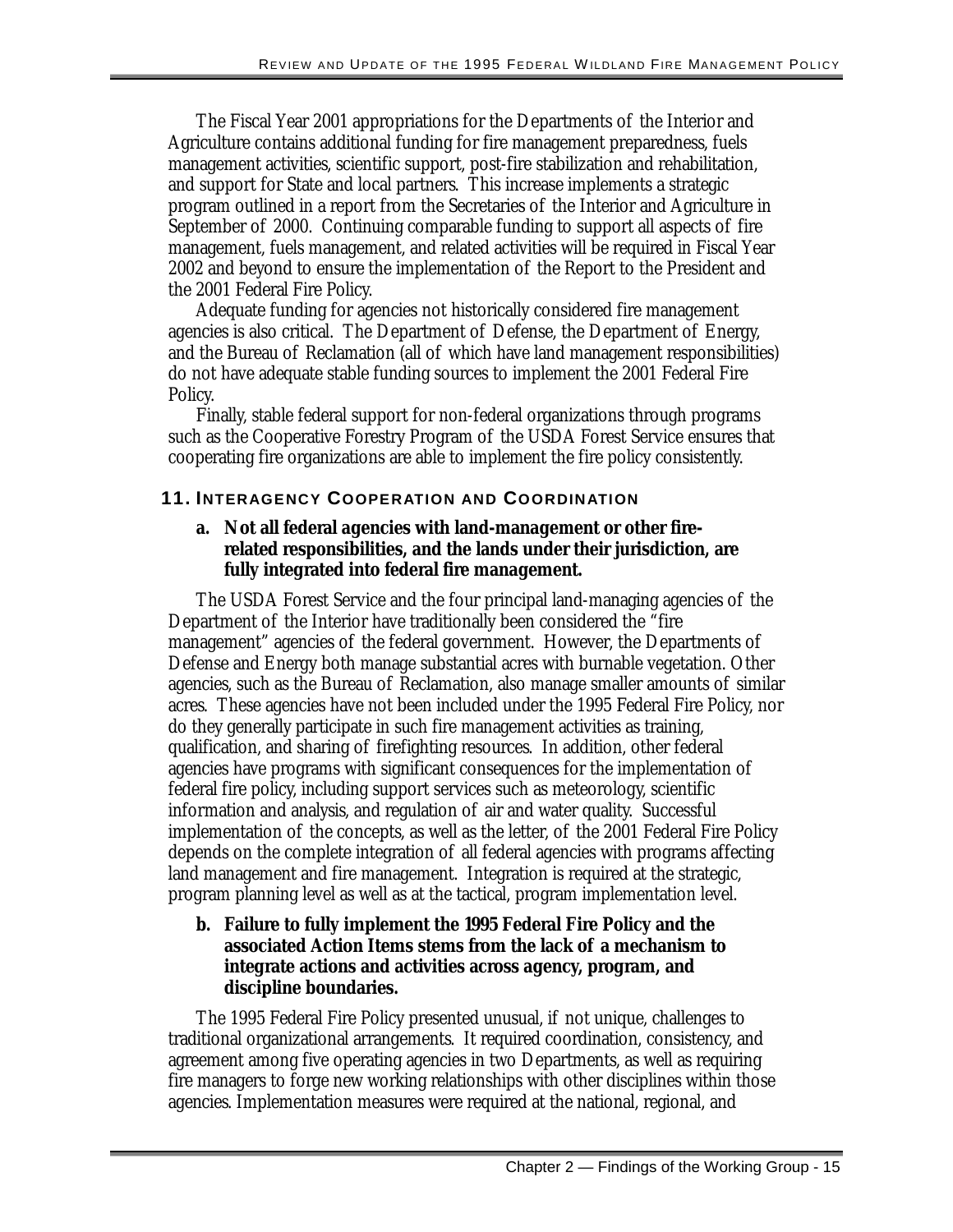The Fiscal Year 2001 appropriations for the Departments of the Interior and Agriculture contains additional funding for fire management preparedness, fuels management activities, scientific support, post-fire stabilization and rehabilitation, and support for State and local partners. This increase implements a strategic program outlined in a report from the Secretaries of the Interior and Agriculture in September of 2000. Continuing comparable funding to support all aspects of fire management, fuels management, and related activities will be required in Fiscal Year 2002 and beyond to ensure the implementation of the Report to the President and the 2001 Federal Fire Policy.

Adequate funding for agencies not historically considered fire management agencies is also critical. The Department of Defense, the Department of Energy, and the Bureau of Reclamation (all of which have land management responsibilities) do not have adequate stable funding sources to implement the 2001 Federal Fire Policy.

Finally, stable federal support for non-federal organizations through programs such as the Cooperative Forestry Program of the USDA Forest Service ensures that cooperating fire organizations are able to implement the fire policy consistently.

## 11. Interagency Cooperation and Coordination

**a. Not all federal agencies with land-management or other fire-related responsibilities, and the lands under their jurisdiction, are fully integrated into federal fire management.**

The USDA Forest Service and the four principal land-managing agencies of the Department of the Interior have traditionally been considered the "fire management" agencies of the federal government. However, the Departments of Defense and Energy both manage substantial acres with burnable vegetation. Other agencies, such as the Bureau of Reclamation, also manage smaller amounts of similar acres. These agencies have not been included under the 1995 Federal Fire Policy, nor do they generally participate in such fire management activities as training, qualification, and sharing of firefighting resources. In addition, other federal agencies have programs with significant consequences for the implementation of federal fire policy, including support services such as meteorology, scientific information and analysis, and regulation of air and water quality. Successful implementation of the concepts, as well as the letter, of the 2001 Federal Fire Policy depends on the complete integration of all federal agencies with programs affecting land management and fire management. Integration is required at the strategic, program planning level as well as at the tactical, program implementation level.

**b. Failure to fully implement the 1995 Federal Fire Policy and the associated Action Items stems from the lack of a mechanism to integrate actions and activities across agency, program, and discipline boundaries.**

The 1995 Federal Fire Policy presented unusual, if not unique, challenges to traditional organizational arrangements. It required coordination, consistency, and agreement among five operating agencies in two Departments, as well as requiring fire managers to forge new working relationships with other disciplines within those agencies. Implementation measures were required at the national, regional, and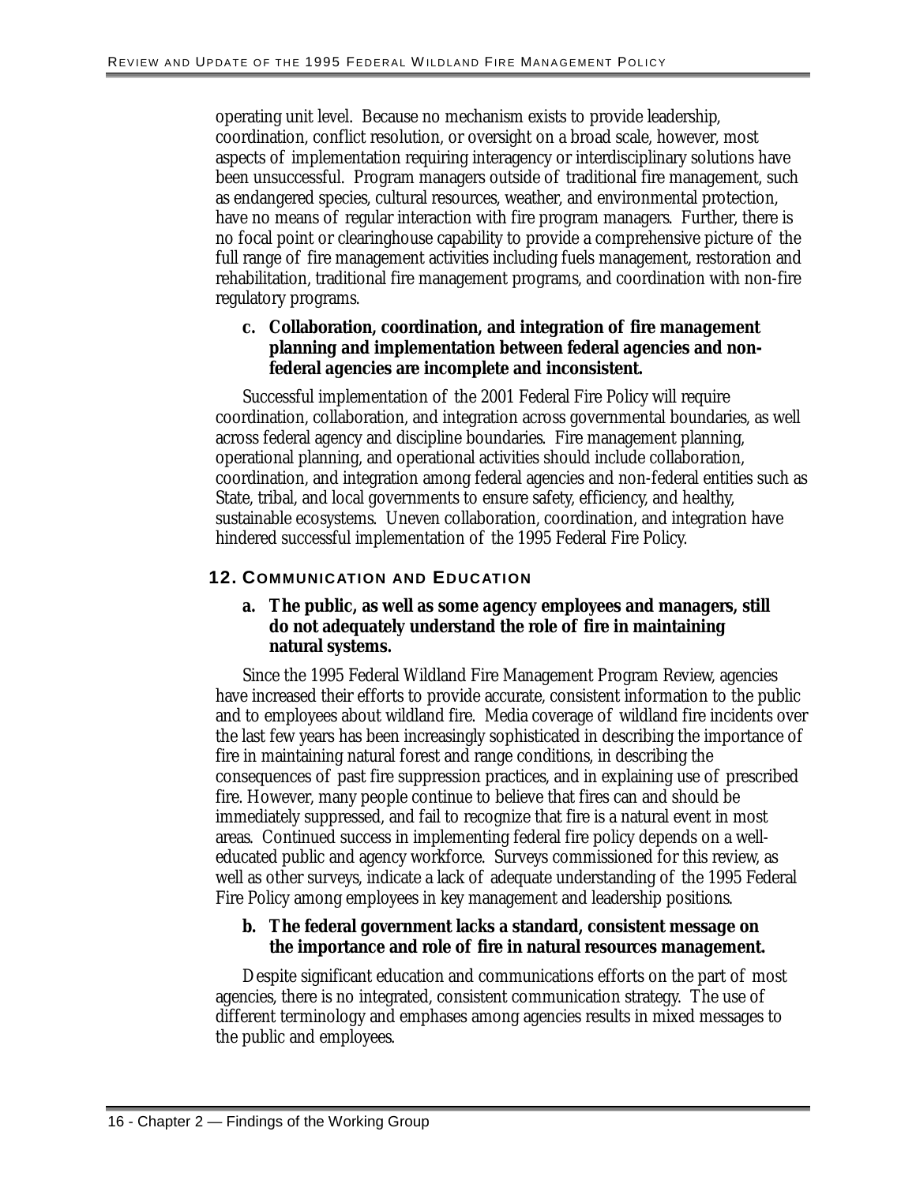operating unit level. Because no mechanism exists to provide leadership, coordination, conflict resolution, or oversight on a broad scale, however, most aspects of implementation requiring interagency or interdisciplinary solutions have been unsuccessful. Program managers outside of traditional fire management, such as endangered species, cultural resources, weather, and environmental protection, have no means of regular interaction with fire program managers. Further, there is no focal point or clearinghouse capability to provide a comprehensive picture of the full range of fire management activities including fuels management, restoration and rehabilitation, traditional fire management programs, and coordination with non-fire regulatory programs.

**c. Collaboration, coordination, and integration of fire management planning and implementation between federal agencies and non-federal agencies are incomplete and inconsistent.**

Successful implementation of the 2001 Federal Fire Policy will require coordination, collaboration, and integration across governmental boundaries, as well across federal agency and discipline boundaries. Fire management planning, operational planning, and operational activities should include collaboration, coordination, and integration among federal agencies and non-federal entities such as State, tribal, and local governments to ensure safety, efficiency, and healthy, sustainable ecosystems. Uneven collaboration, coordination, and integration have hindered successful implementation of the 1995 Federal Fire Policy.

## 12. Communication and Education

**a. The public, as well as some agency employees and managers, still do not adequately understand the role of fire in maintaining natural systems.**

Since the 1995 Federal Wildland Fire Management Program Review, agencies have increased their efforts to provide accurate, consistent information to the public and to employees about wildland fire. Media coverage of wildland fire incidents over the last few years has been increasingly sophisticated in describing the importance of fire in maintaining natural forest and range conditions, in describing the consequences of past fire suppression practices, and in explaining use of prescribed fire. However, many people continue to believe that fires can and should be immediately suppressed, and fail to recognize that fire is a natural event in most areas. Continued success in implementing federal fire policy depends on a well-educated public and agency workforce. Surveys commissioned for this review, as well as other surveys, indicate a lack of adequate understanding of the 1995 Federal Fire Policy among employees in key management and leadership positions.

**b. The federal government lacks a standard, consistent message on the importance and role of fire in natural resources management.**

Despite significant education and communications efforts on the part of most agencies, there is no integrated, consistent communication strategy. The use of different terminology and emphases among agencies results in mixed messages to the public and employees.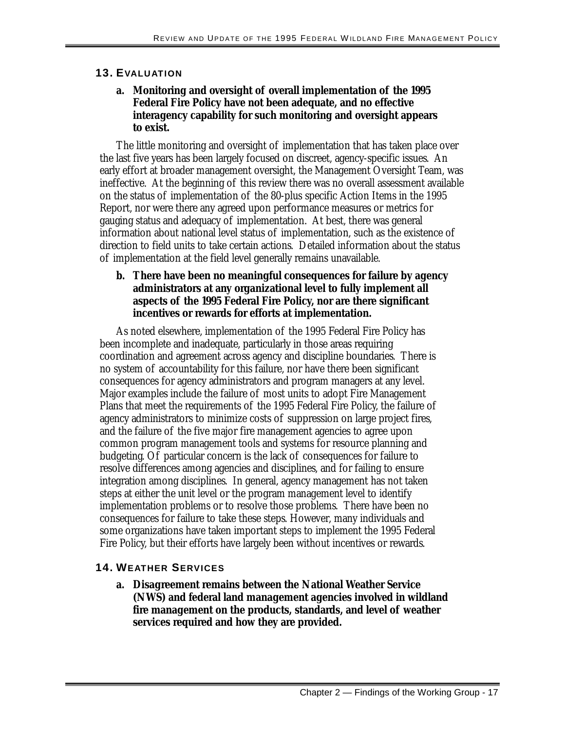## 13. Evaluation

**a. Monitoring and oversight of overall implementation of the 1995 Federal Fire Policy have not been adequate, and no effective interagency capability for such monitoring and oversight appears to exist.**

The little monitoring and oversight of implementation that has taken place over the last five years has been largely focused on discreet, agency-specific issues. An early effort at broader management oversight, the Management Oversight Team, was ineffective. At the beginning of this review there was no overall assessment available on the status of implementation of the 80-plus specific Action Items in the 1995 Report, nor were there any agreed upon performance measures or metrics for gauging status and adequacy of implementation. At best, there was general information about national level status of implementation, such as the existence of direction to field units to take certain actions. Detailed information about the status of implementation at the field level generally remains unavailable.

**b. There have been no meaningful consequences for failure by agency administrators at any organizational level to fully implement all aspects of the 1995 Federal Fire Policy, nor are there significant incentives or rewards for efforts at implementation.**

As noted elsewhere, implementation of the 1995 Federal Fire Policy has been incomplete and inadequate, particularly in those areas requiring coordination and agreement across agency and discipline boundaries. There is no system of accountability for this failure, nor have there been significant consequences for agency administrators and program managers at any level. Major examples include the failure of most units to adopt Fire Management Plans that meet the requirements of the 1995 Federal Fire Policy, the failure of agency administrators to minimize costs of suppression on large project fires, and the failure of the five major fire management agencies to agree upon common program management tools and systems for resource planning and budgeting. Of particular concern is the lack of consequences for failure to resolve differences among agencies and disciplines, and for failing to ensure integration among disciplines. In general, agency management has not taken steps at either the unit level or the program management level to identify implementation problems or to resolve those problems. There have been no consequences for failure to take these steps. However, many individuals and some organizations have taken important steps to implement the 1995 Federal Fire Policy, but their efforts have largely been without incentives or rewards.

## 14. Weather Services

**a. Disagreement remains between the National Weather Service (NWS) and federal land management agencies involved in wildland fire management on the products, standards, and level of weather services required and how they are provided.**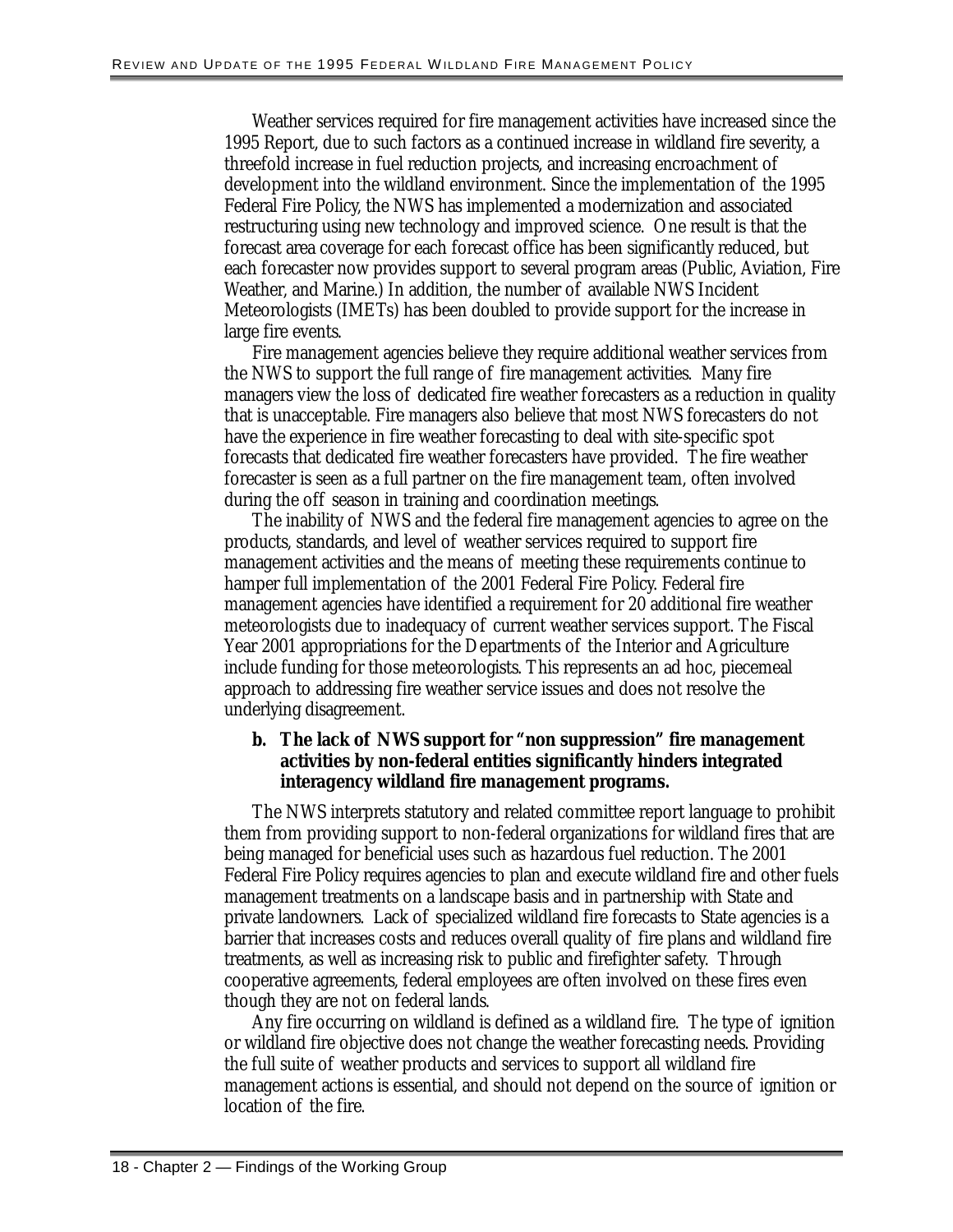Weather services required for fire management activities have increased since the 1995 Report, due to such factors as a continued increase in wildland fire severity, a threefold increase in fuel reduction projects, and increasing encroachment of development into the wildland environment. Since the implementation of the 1995 Federal Fire Policy, the NWS has implemented a modernization and associated restructuring using new technology and improved science. One result is that the forecast area coverage for each forecast office has been significantly reduced, but each forecaster now provides support to several program areas (Public, Aviation, Fire Weather, and Marine.) In addition, the number of available NWS Incident Meteorologists (IMETs) has been doubled to provide support for the increase in large fire events.

Fire management agencies believe they require additional weather services from the NWS to support the full range of fire management activities. Many fire managers view the loss of dedicated fire weather forecasters as a reduction in quality that is unacceptable. Fire managers also believe that most NWS forecasters do not have the experience in fire weather forecasting to deal with site-specific spot forecasts that dedicated fire weather forecasters have provided. The fire weather forecaster is seen as a full partner on the fire management team, often involved during the off season in training and coordination meetings.

The inability of NWS and the federal fire management agencies to agree on the products, standards, and level of weather services required to support fire management activities and the means of meeting these requirements continue to hamper full implementation of the 2001 Federal Fire Policy. Federal fire management agencies have identified a requirement for 20 additional fire weather meteorologists due to inadequacy of current weather services support. The Fiscal Year 2001 appropriations for the Departments of the Interior and Agriculture include funding for those meteorologists. This represents an ad hoc, piecemeal approach to addressing fire weather service issues and does not resolve the underlying disagreement.

**b. The lack of NWS support for "non suppression" fire management activities by non-federal entities significantly hinders integrated interagency wildland fire management programs.**

The NWS interprets statutory and related committee report language to prohibit them from providing support to non-federal organizations for wildland fires that are being managed for beneficial uses such as hazardous fuel reduction. The 2001 Federal Fire Policy requires agencies to plan and execute wildland fire and other fuels management treatments on a landscape basis and in partnership with State and private landowners. Lack of specialized wildland fire forecasts to State agencies is a barrier that increases costs and reduces overall quality of fire plans and wildland fire treatments, as well as increasing risk to public and firefighter safety. Through cooperative agreements, federal employees are often involved on these fires even though they are not on federal lands.

Any fire occurring on wildland is defined as a wildland fire. The type of ignition or wildland fire objective does not change the weather forecasting needs. Providing the full suite of weather products and services to support all wildland fire management actions is essential, and should not depend on the source of ignition or location of the fire.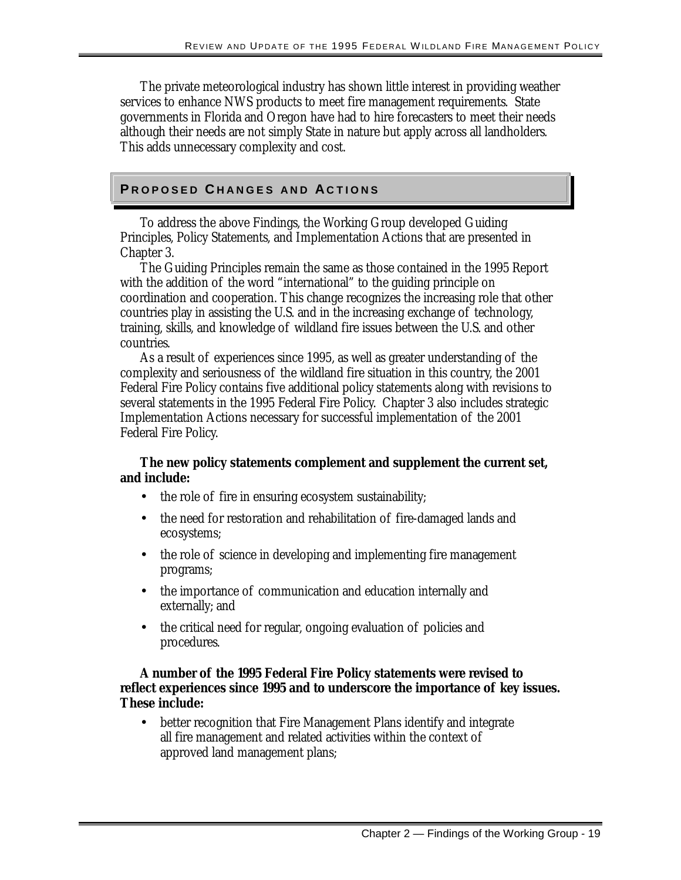The private meteorological industry has shown little interest in providing weather services to enhance NWS products to meet fire management requirements. State governments in Florida and Oregon have had to hire forecasters to meet their needs although their needs are not simply State in nature but apply across all landholders. This adds unnecessary complexity and cost.

## Proposed Changes and Actions

To address the above Findings, the Working Group developed Guiding Principles, Policy Statements, and Implementation Actions that are presented in Chapter 3.

The Guiding Principles remain the same as those contained in the 1995 Report with the addition of the word "international" to the guiding principle on coordination and cooperation. This change recognizes the increasing role that other countries play in assisting the U.S. and in the increasing exchange of technology, training, skills, and knowledge of wildland fire issues between the U.S. and other countries.

As a result of experiences since 1995, as well as greater understanding of the complexity and seriousness of the wildland fire situation in this country, the 2001 Federal Fire Policy contains five additional policy statements along with revisions to several statements in the 1995 Federal Fire Policy. Chapter 3 also includes strategic Implementation Actions necessary for successful implementation of the 2001 Federal Fire Policy.

**The new policy statements complement and supplement the current set, and include:**

- the role of fire in ensuring ecosystem sustainability;
- the need for restoration and rehabilitation of fire-damaged lands and ecosystems;
- the role of science in developing and implementing fire management programs;
- the importance of communication and education internally and externally; and
- the critical need for regular, ongoing evaluation of policies and procedures.

**A number of the 1995 Federal Fire Policy statements were revised to reflect experiences since 1995 and to underscore the importance of key issues. These include:**

- better recognition that Fire Management Plans identify and integrate all fire management and related activities within the context of approved land management plans;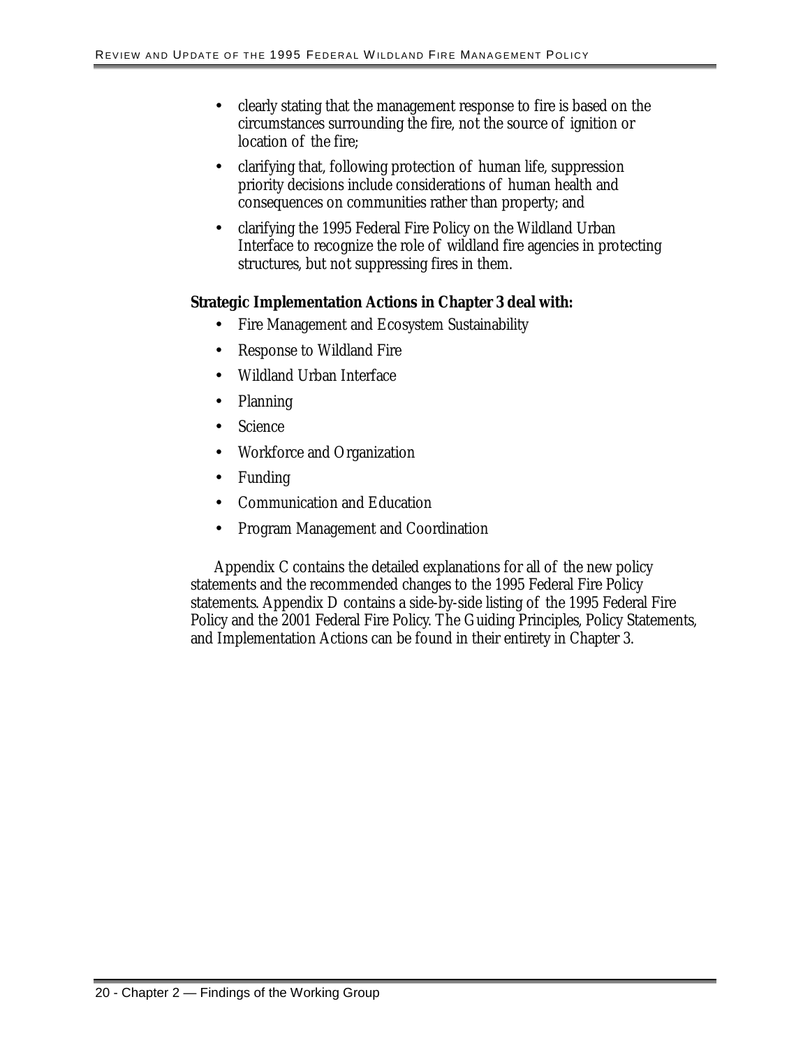- clearly stating that the management response to fire is based on the circumstances surrounding the fire, not the source of ignition or location of the fire;
- clarifying that, following protection of human life, suppression priority decisions include considerations of human health and consequences on communities rather than property; and
- clarifying the 1995 Federal Fire Policy on the Wildland Urban Interface to recognize the role of wildland fire agencies in protecting structures, but not suppressing fires in them.

**Strategic Implementation Actions in Chapter 3 deal with:**

- Fire Management and Ecosystem Sustainability
- Response to Wildland Fire
- Wildland Urban Interface
- Planning
- Science
- Workforce and Organization
- Funding
- Communication and Education
- Program Management and Coordination

Appendix C contains the detailed explanations for all of the new policy statements and the recommended changes to the 1995 Federal Fire Policy statements. Appendix D contains a side-by-side listing of the 1995 Federal Fire Policy and the 2001 Federal Fire Policy. The Guiding Principles, Policy Statements, and Implementation Actions can be found in their entirety in Chapter 3.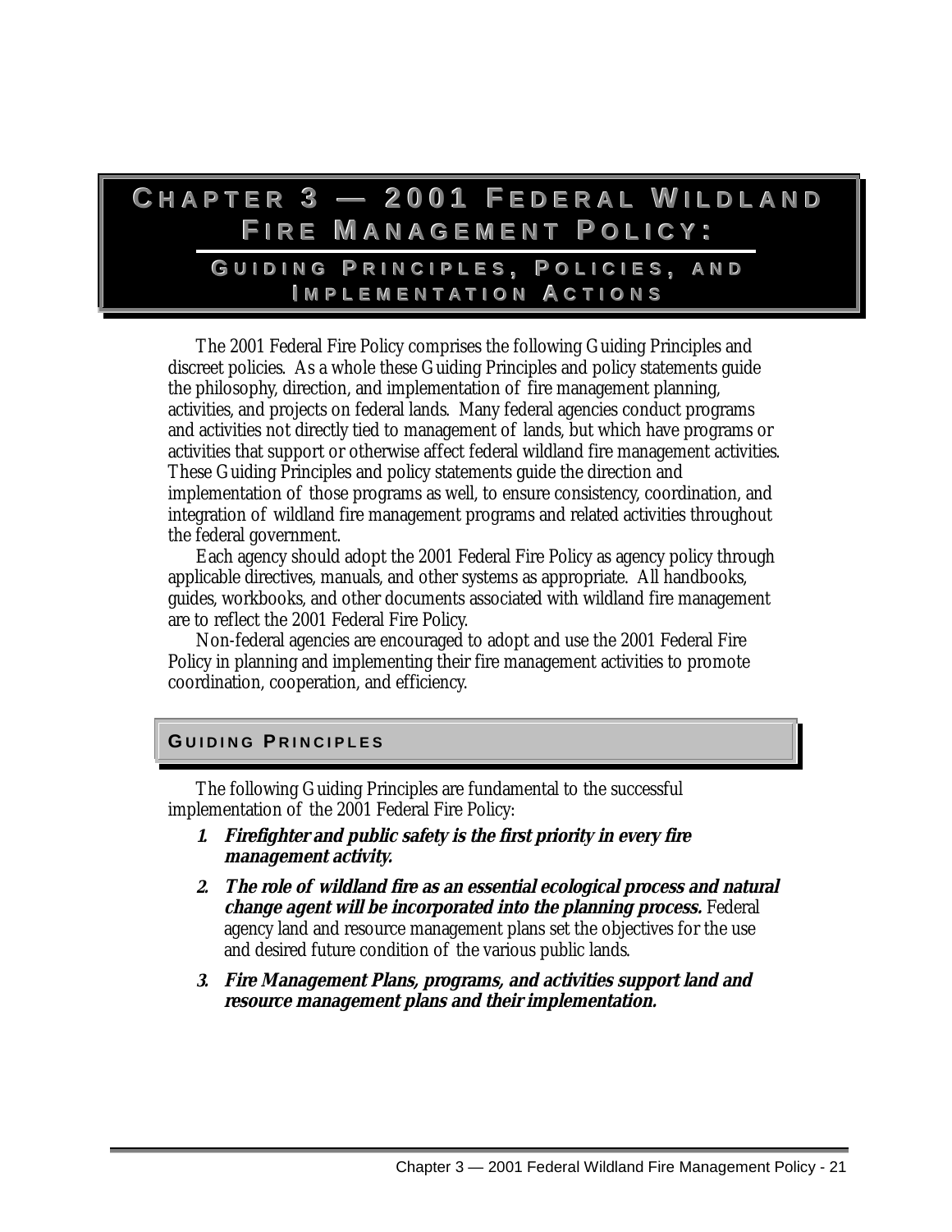# Chapter 3 — 2001 Federal Wildland Fire Management Policy:

## Guiding Principles, Policies, and Implementation Actions

The 2001 Federal Fire Policy comprises the following Guiding Principles and discreet policies. As a whole these Guiding Principles and policy statements guide the philosophy, direction, and implementation of fire management planning, activities, and projects on federal lands. Many federal agencies conduct programs and activities not directly tied to management of lands, but which have programs or activities that support or otherwise affect federal wildland fire management activities. These Guiding Principles and policy statements guide the direction and implementation of those programs as well, to ensure consistency, coordination, and integration of wildland fire management programs and related activities throughout the federal government.

Each agency should adopt the 2001 Federal Fire Policy as agency policy through applicable directives, manuals, and other systems as appropriate. All handbooks, guides, workbooks, and other documents associated with wildland fire management are to reflect the 2001 Federal Fire Policy.

Non-federal agencies are encouraged to adopt and use the 2001 Federal Fire Policy in planning and implementing their fire management activities to promote coordination, cooperation, and efficiency.

## Guiding Principles

The following Guiding Principles are fundamental to the successful implementation of the 2001 Federal Fire Policy:

1. ***Firefighter and public safety is the first priority in every fire management activity.***
2. ***The role of wildland fire as an essential ecological process and natural change agent will be incorporated into the planning process.*** Federal agency land and resource management plans set the objectives for the use and desired future condition of the various public lands.
3. ***Fire Management Plans, programs, and activities support land and resource management plans and their implementation.***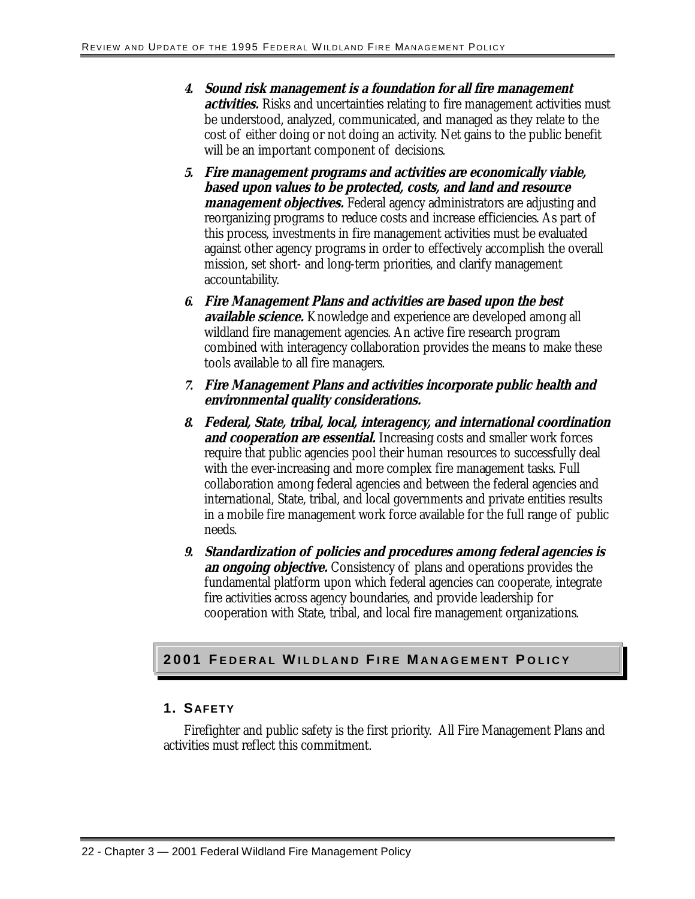4. ***Sound risk management is a foundation for all fire management activities.*** Risks and uncertainties relating to fire management activities must be understood, analyzed, communicated, and managed as they relate to the cost of either doing or not doing an activity. Net gains to the public benefit will be an important component of decisions.

5. ***Fire management programs and activities are economically viable, based upon values to be protected, costs, and land and resource management objectives.*** Federal agency administrators are adjusting and reorganizing programs to reduce costs and increase efficiencies. As part of this process, investments in fire management activities must be evaluated against other agency programs in order to effectively accomplish the overall mission, set short- and long-term priorities, and clarify management accountability.

6. ***Fire Management Plans and activities are based upon the best available science.*** Knowledge and experience are developed among all wildland fire management agencies. An active fire research program combined with interagency collaboration provides the means to make these tools available to all fire managers.

7. ***Fire Management Plans and activities incorporate public health and environmental quality considerations.***

8. ***Federal, State, tribal, local, interagency, and international coordination and cooperation are essential.*** Increasing costs and smaller work forces require that public agencies pool their human resources to successfully deal with the ever-increasing and more complex fire management tasks. Full collaboration among federal agencies and between the federal agencies and international, State, tribal, and local governments and private entities results in a mobile fire management work force available for the full range of public needs.

9. ***Standardization of policies and procedures among federal agencies is an ongoing objective.*** Consistency of plans and operations provides the fundamental platform upon which federal agencies can cooperate, integrate fire activities across agency boundaries, and provide leadership for cooperation with State, tribal, and local fire management organizations.

## 2001 Federal Wildland Fire Management Policy

### 1. Safety

Firefighter and public safety is the first priority. All Fire Management Plans and activities must reflect this commitment.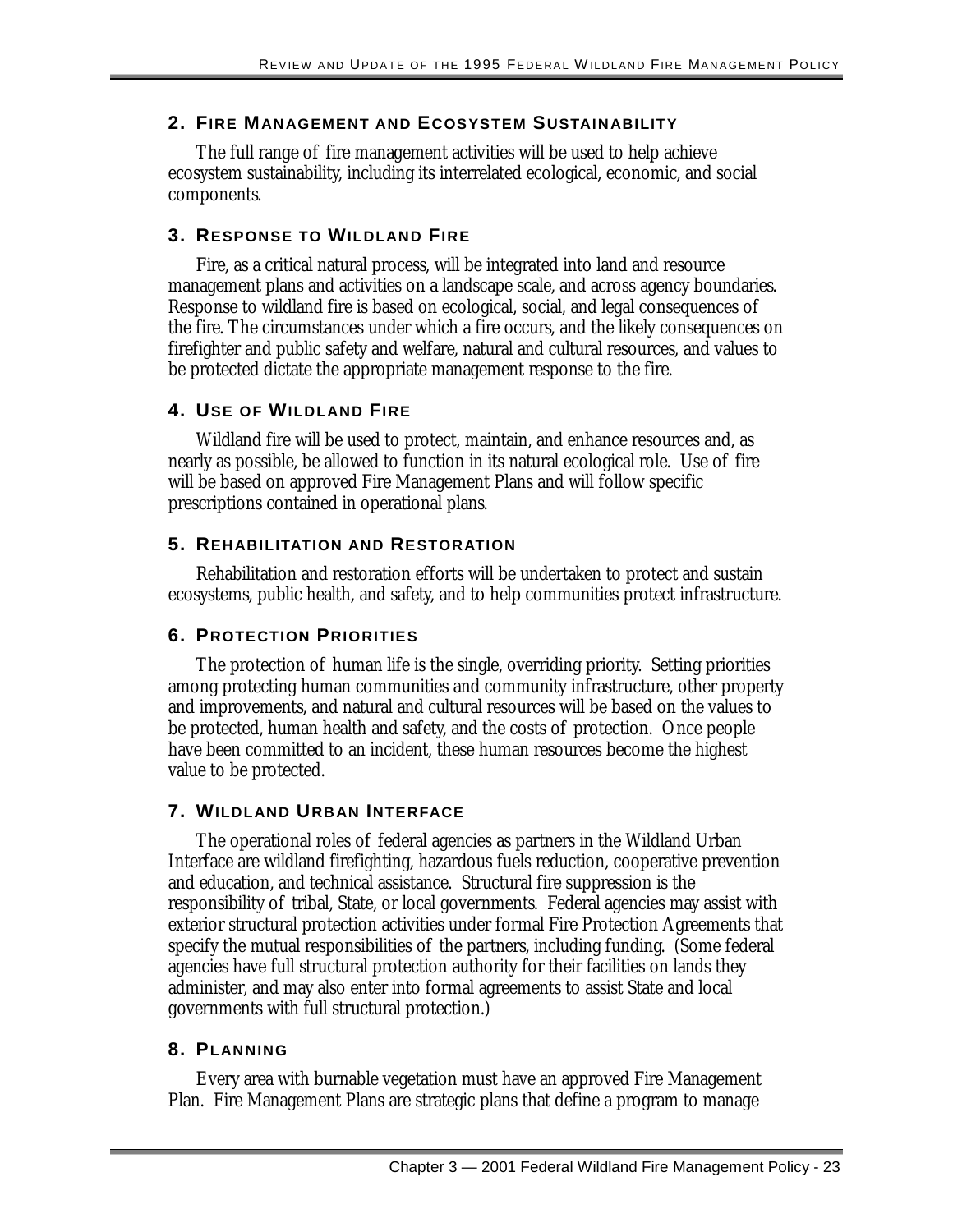### 2. Fire Management and Ecosystem Sustainability

The full range of fire management activities will be used to help achieve ecosystem sustainability, including its interrelated ecological, economic, and social components.

### 3. Response to Wildland Fire

Fire, as a critical natural process, will be integrated into land and resource management plans and activities on a landscape scale, and across agency boundaries. Response to wildland fire is based on ecological, social, and legal consequences of the fire. The circumstances under which a fire occurs, and the likely consequences on firefighter and public safety and welfare, natural and cultural resources, and values to be protected dictate the appropriate management response to the fire.

### 4. Use of Wildland Fire

Wildland fire will be used to protect, maintain, and enhance resources and, as nearly as possible, be allowed to function in its natural ecological role. Use of fire will be based on approved Fire Management Plans and will follow specific prescriptions contained in operational plans.

### 5. Rehabilitation and Restoration

Rehabilitation and restoration efforts will be undertaken to protect and sustain ecosystems, public health, and safety, and to help communities protect infrastructure.

### 6. Protection Priorities

The protection of human life is the single, overriding priority. Setting priorities among protecting human communities and community infrastructure, other property and improvements, and natural and cultural resources will be based on the values to be protected, human health and safety, and the costs of protection. Once people have been committed to an incident, these human resources become the highest value to be protected.

### 7. Wildland Urban Interface

The operational roles of federal agencies as partners in the Wildland Urban Interface are wildland firefighting, hazardous fuels reduction, cooperative prevention and education, and technical assistance. Structural fire suppression is the responsibility of tribal, State, or local governments. Federal agencies may assist with exterior structural protection activities under formal Fire Protection Agreements that specify the mutual responsibilities of the partners, including funding. (Some federal agencies have full structural protection authority for their facilities on lands they administer, and may also enter into formal agreements to assist State and local governments with full structural protection.)

### 8. Planning

Every area with burnable vegetation must have an approved Fire Management Plan. Fire Management Plans are strategic plans that define a program to manage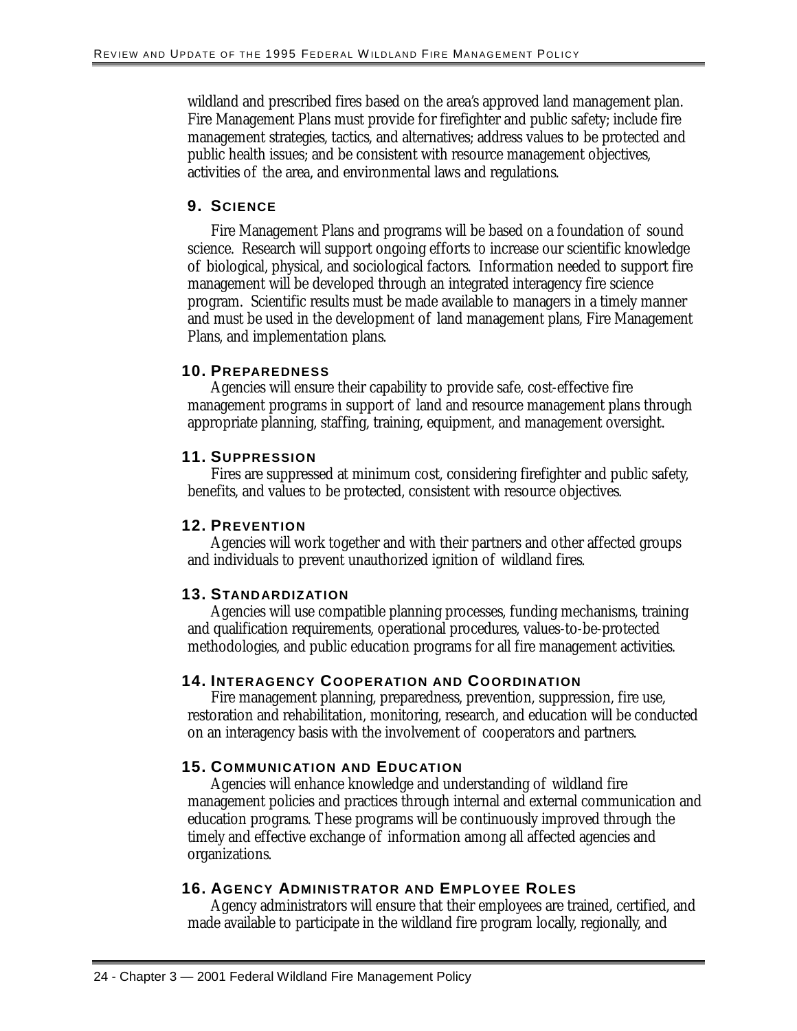wildland and prescribed fires based on the area's approved land management plan. Fire Management Plans must provide for firefighter and public safety; include fire management strategies, tactics, and alternatives; address values to be protected and public health issues; and be consistent with resource management objectives, activities of the area, and environmental laws and regulations.

### 9. Science

Fire Management Plans and programs will be based on a foundation of sound science. Research will support ongoing efforts to increase our scientific knowledge of biological, physical, and sociological factors. Information needed to support fire management will be developed through an integrated interagency fire science program. Scientific results must be made available to managers in a timely manner and must be used in the development of land management plans, Fire Management Plans, and implementation plans.

### 10. Preparedness

Agencies will ensure their capability to provide safe, cost-effective fire management programs in support of land and resource management plans through appropriate planning, staffing, training, equipment, and management oversight.

### 11. Suppression

Fires are suppressed at minimum cost, considering firefighter and public safety, benefits, and values to be protected, consistent with resource objectives.

### 12. Prevention

Agencies will work together and with their partners and other affected groups and individuals to prevent unauthorized ignition of wildland fires.

### 13. Standardization

Agencies will use compatible planning processes, funding mechanisms, training and qualification requirements, operational procedures, values-to-be-protected methodologies, and public education programs for all fire management activities.

### 14. Interagency Cooperation and Coordination

Fire management planning, preparedness, prevention, suppression, fire use, restoration and rehabilitation, monitoring, research, and education will be conducted on an interagency basis with the involvement of cooperators and partners.

### 15. Communication and Education

Agencies will enhance knowledge and understanding of wildland fire management policies and practices through internal and external communication and education programs. These programs will be continuously improved through the timely and effective exchange of information among all affected agencies and organizations.

### 16. Agency Administrator and Employee Roles

Agency administrators will ensure that their employees are trained, certified, and made available to participate in the wildland fire program locally, regionally, and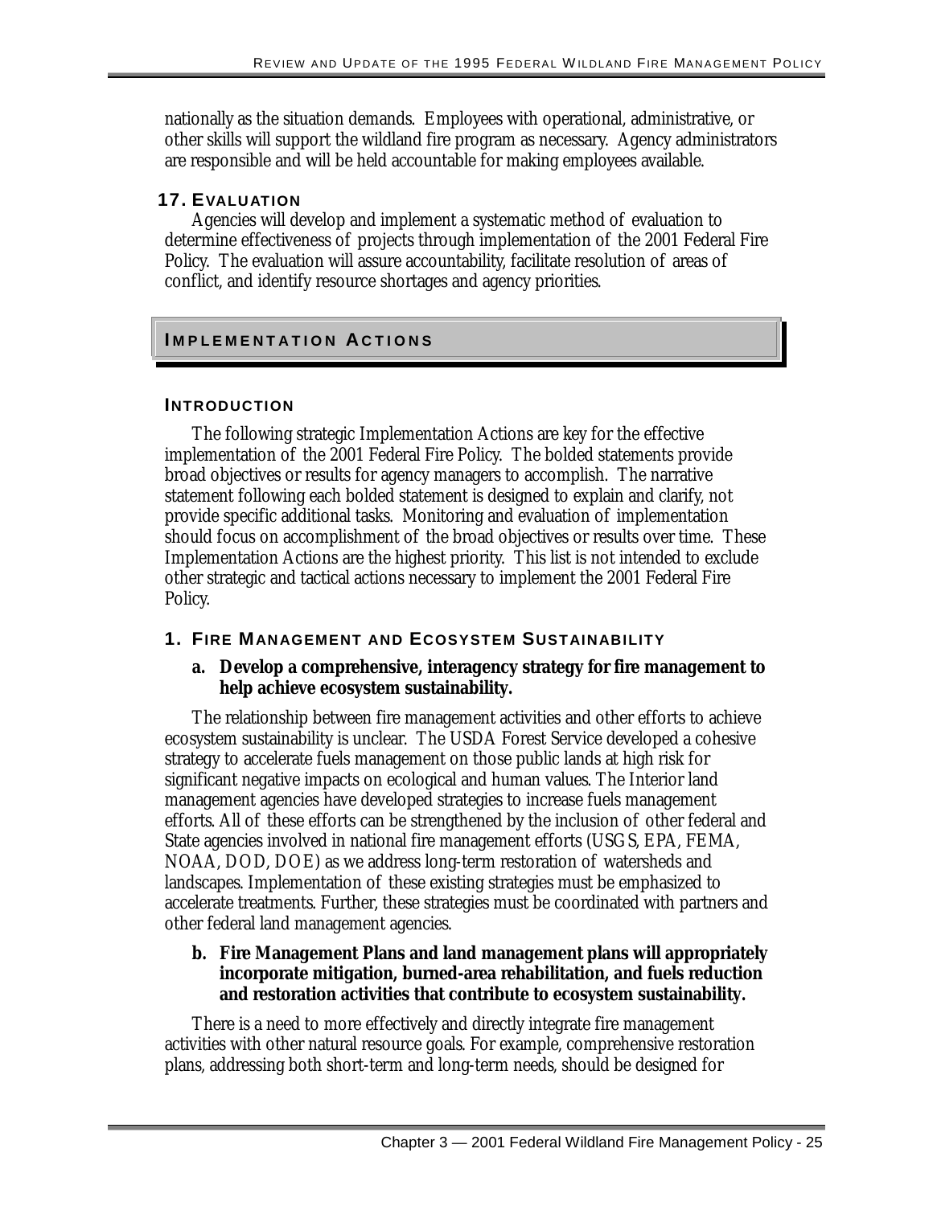nationally as the situation demands. Employees with operational, administrative, or other skills will support the wildland fire program as necessary. Agency administrators are responsible and will be held accountable for making employees available.

### 17. Evaluation

Agencies will develop and implement a systematic method of evaluation to determine effectiveness of projects through implementation of the 2001 Federal Fire Policy. The evaluation will assure accountability, facilitate resolution of areas of conflict, and identify resource shortages and agency priorities.

## Implementation Actions

### Introduction

The following strategic Implementation Actions are key for the effective implementation of the 2001 Federal Fire Policy. The bolded statements provide broad objectives or results for agency managers to accomplish. The narrative statement following each bolded statement is designed to explain and clarify, not provide specific additional tasks. Monitoring and evaluation of implementation should focus on accomplishment of the broad objectives or results over time. These Implementation Actions are the highest priority. This list is not intended to exclude other strategic and tactical actions necessary to implement the 2001 Federal Fire Policy.

### 1. Fire Management and Ecosystem Sustainability

**a. Develop a comprehensive, interagency strategy for fire management to help achieve ecosystem sustainability.**

The relationship between fire management activities and other efforts to achieve ecosystem sustainability is unclear. The USDA Forest Service developed a cohesive strategy to accelerate fuels management on those public lands at high risk for significant negative impacts on ecological and human values. The Interior land management agencies have developed strategies to increase fuels management efforts. All of these efforts can be strengthened by the inclusion of other federal and State agencies involved in national fire management efforts (USGS, EPA, FEMA, NOAA, DOD, DOE) as we address long-term restoration of watersheds and landscapes. Implementation of these existing strategies must be emphasized to accelerate treatments. Further, these strategies must be coordinated with partners and other federal land management agencies.

**b. Fire Management Plans and land management plans will appropriately incorporate mitigation, burned-area rehabilitation, and fuels reduction and restoration activities that contribute to ecosystem sustainability.**

There is a need to more effectively and directly integrate fire management activities with other natural resource goals. For example, comprehensive restoration plans, addressing both short-term and long-term needs, should be designed for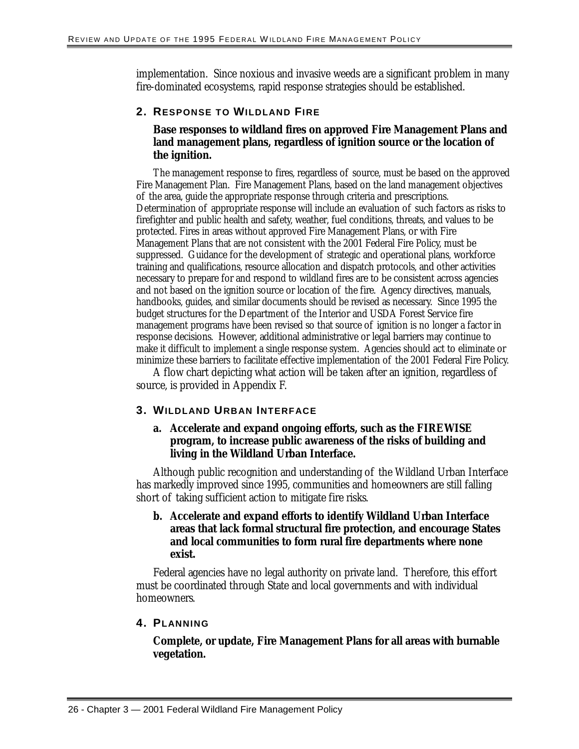implementation. Since noxious and invasive weeds are a significant problem in many fire-dominated ecosystems, rapid response strategies should be established.

### 2. Response to Wildland Fire

**Base responses to wildland fires on approved Fire Management Plans and land management plans, regardless of ignition source or the location of the ignition.**

The management response to fires, regardless of source, must be based on the approved Fire Management Plan. Fire Management Plans, based on the land management objectives of the area, guide the appropriate response through criteria and prescriptions. Determination of appropriate response will include an evaluation of such factors as risks to firefighter and public health and safety, weather, fuel conditions, threats, and values to be protected. Fires in areas without approved Fire Management Plans, or with Fire Management Plans that are not consistent with the 2001 Federal Fire Policy, must be suppressed. Guidance for the development of strategic and operational plans, workforce training and qualifications, resource allocation and dispatch protocols, and other activities necessary to prepare for and respond to wildland fires are to be consistent across agencies and not based on the ignition source or location of the fire. Agency directives, manuals, handbooks, guides, and similar documents should be revised as necessary. Since 1995 the budget structures for the Department of the Interior and USDA Forest Service fire management programs have been revised so that source of ignition is no longer a factor in response decisions. However, additional administrative or legal barriers may continue to make it difficult to implement a single response system. Agencies should act to eliminate or minimize these barriers to facilitate effective implementation of the 2001 Federal Fire Policy.

A flow chart depicting what action will be taken after an ignition, regardless of source, is provided in Appendix F.

### 3. Wildland Urban Interface

**a. Accelerate and expand ongoing efforts, such as the FIREWISE program, to increase public awareness of the risks of building and living in the Wildland Urban Interface.**

Although public recognition and understanding of the Wildland Urban Interface has markedly improved since 1995, communities and homeowners are still falling short of taking sufficient action to mitigate fire risks.

**b. Accelerate and expand efforts to identify Wildland Urban Interface areas that lack formal structural fire protection, and encourage States and local communities to form rural fire departments where none exist.**

Federal agencies have no legal authority on private land. Therefore, this effort must be coordinated through State and local governments and with individual homeowners.

### 4. Planning

**Complete, or update, Fire Management Plans for all areas with burnable vegetation.**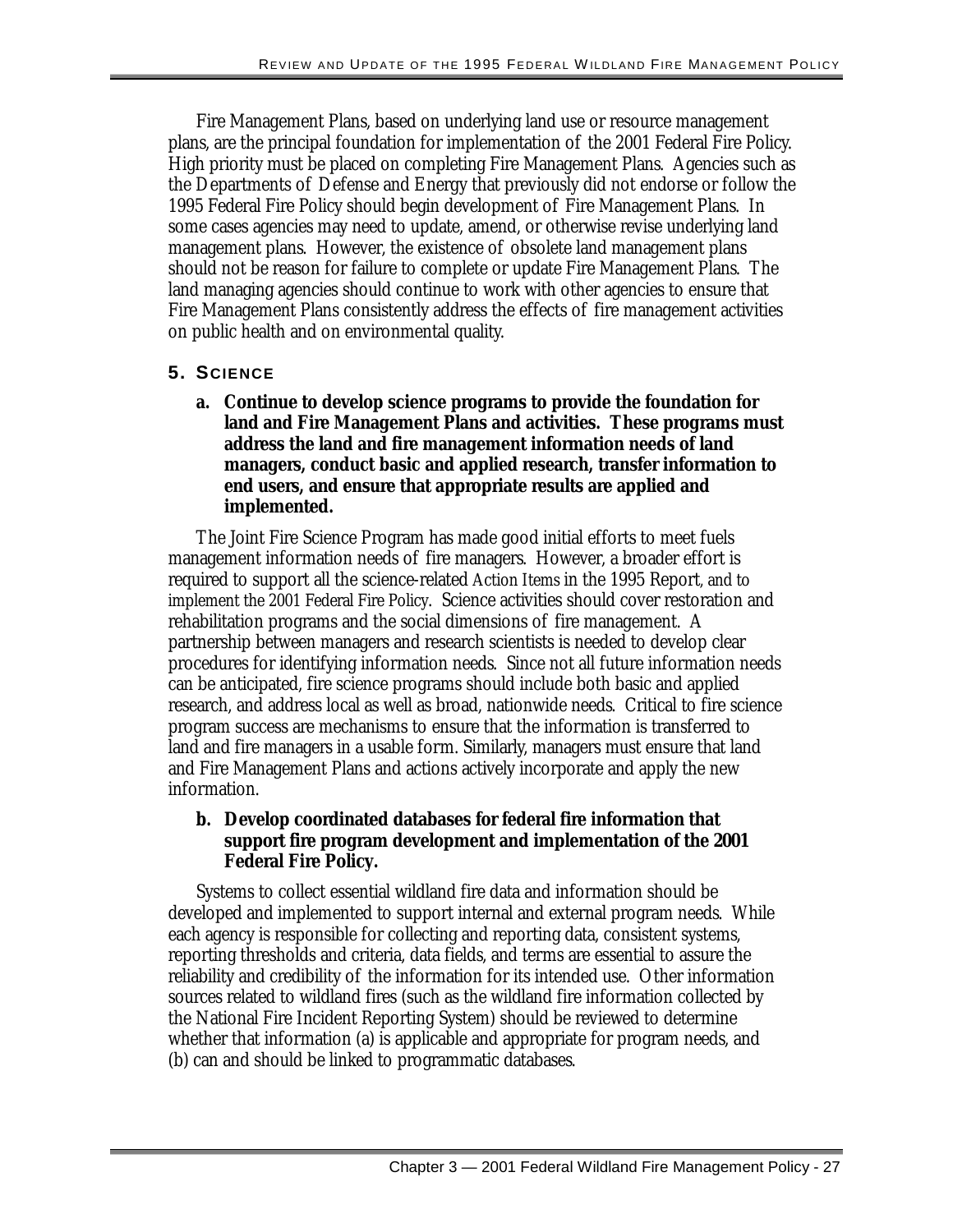Fire Management Plans, based on underlying land use or resource management plans, are the principal foundation for implementation of the 2001 Federal Fire Policy. High priority must be placed on completing Fire Management Plans. Agencies such as the Departments of Defense and Energy that previously did not endorse or follow the 1995 Federal Fire Policy should begin development of Fire Management Plans. In some cases agencies may need to update, amend, or otherwise revise underlying land management plans. However, the existence of obsolete land management plans should not be reason for failure to complete or update Fire Management Plans. The land managing agencies should continue to work with other agencies to ensure that Fire Management Plans consistently address the effects of fire management activities on public health and on environmental quality.

## 5. Science

**a. Continue to develop science programs to provide the foundation for land and Fire Management Plans and activities. These programs must address the land and fire management information needs of land managers, conduct basic and applied research, transfer information to end users, and ensure that appropriate results are applied and implemented.**

The Joint Fire Science Program has made good initial efforts to meet fuels management information needs of fire managers. However, a broader effort is required to support all the science-related Action Items in the 1995 Report, and to implement the 2001 Federal Fire Policy. Science activities should cover restoration and rehabilitation programs and the social dimensions of fire management. A partnership between managers and research scientists is needed to develop clear procedures for identifying information needs. Since not all future information needs can be anticipated, fire science programs should include both basic and applied research, and address local as well as broad, nationwide needs. Critical to fire science program success are mechanisms to ensure that the information is transferred to land and fire managers in a usable form. Similarly, managers must ensure that land and Fire Management Plans and actions actively incorporate and apply the new information.

**b. Develop coordinated databases for federal fire information that support fire program development and implementation of the 2001 Federal Fire Policy.**

Systems to collect essential wildland fire data and information should be developed and implemented to support internal and external program needs. While each agency is responsible for collecting and reporting data, consistent systems, reporting thresholds and criteria, data fields, and terms are essential to assure the reliability and credibility of the information for its intended use. Other information sources related to wildland fires (such as the wildland fire information collected by the National Fire Incident Reporting System) should be reviewed to determine whether that information (a) is applicable and appropriate for program needs, and (b) can and should be linked to programmatic databases.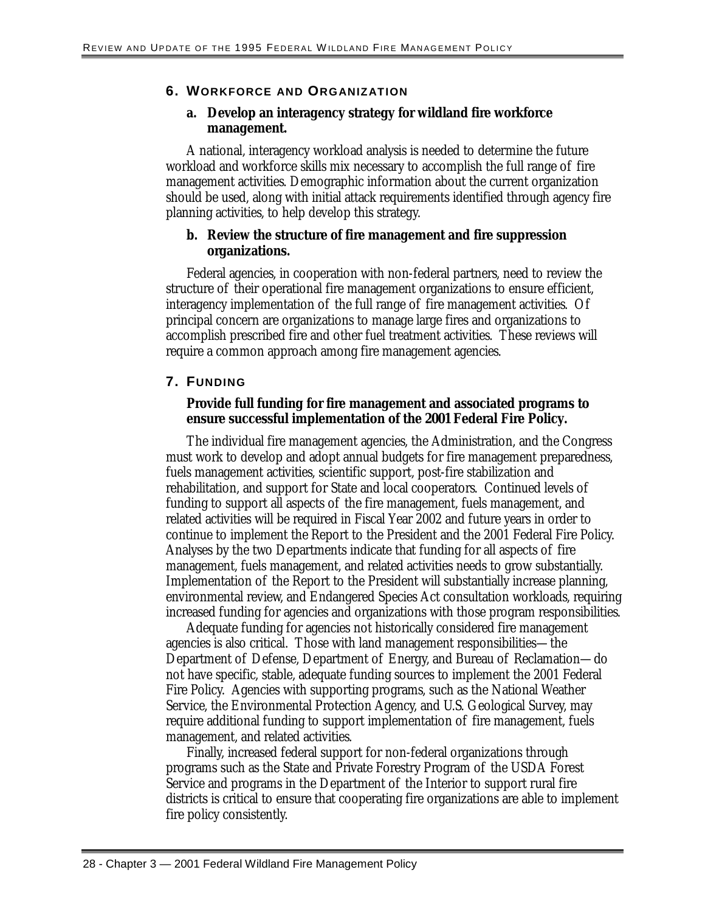## 6. Workforce and Organization

**a. Develop an interagency strategy for wildland fire workforce management.**

A national, interagency workload analysis is needed to determine the future workload and workforce skills mix necessary to accomplish the full range of fire management activities. Demographic information about the current organization should be used, along with initial attack requirements identified through agency fire planning activities, to help develop this strategy.

**b. Review the structure of fire management and fire suppression organizations.**

Federal agencies, in cooperation with non-federal partners, need to review the structure of their operational fire management organizations to ensure efficient, interagency implementation of the full range of fire management activities. Of principal concern are organizations to manage large fires and organizations to accomplish prescribed fire and other fuel treatment activities. These reviews will require a common approach among fire management agencies.

## 7. Funding

**Provide full funding for fire management and associated programs to ensure successful implementation of the 2001 Federal Fire Policy.**

The individual fire management agencies, the Administration, and the Congress must work to develop and adopt annual budgets for fire management preparedness, fuels management activities, scientific support, post-fire stabilization and rehabilitation, and support for State and local cooperators. Continued levels of funding to support all aspects of the fire management, fuels management, and related activities will be required in Fiscal Year 2002 and future years in order to continue to implement the Report to the President and the 2001 Federal Fire Policy. Analyses by the two Departments indicate that funding for all aspects of fire management, fuels management, and related activities needs to grow substantially. Implementation of the Report to the President will substantially increase planning, environmental review, and Endangered Species Act consultation workloads, requiring increased funding for agencies and organizations with those program responsibilities.

Adequate funding for agencies not historically considered fire management agencies is also critical. Those with land management responsibilities—the Department of Defense, Department of Energy, and Bureau of Reclamation—do not have specific, stable, adequate funding sources to implement the 2001 Federal Fire Policy. Agencies with supporting programs, such as the National Weather Service, the Environmental Protection Agency, and U.S. Geological Survey, may require additional funding to support implementation of fire management, fuels management, and related activities.

Finally, increased federal support for non-federal organizations through programs such as the State and Private Forestry Program of the USDA Forest Service and programs in the Department of the Interior to support rural fire districts is critical to ensure that cooperating fire organizations are able to implement fire policy consistently.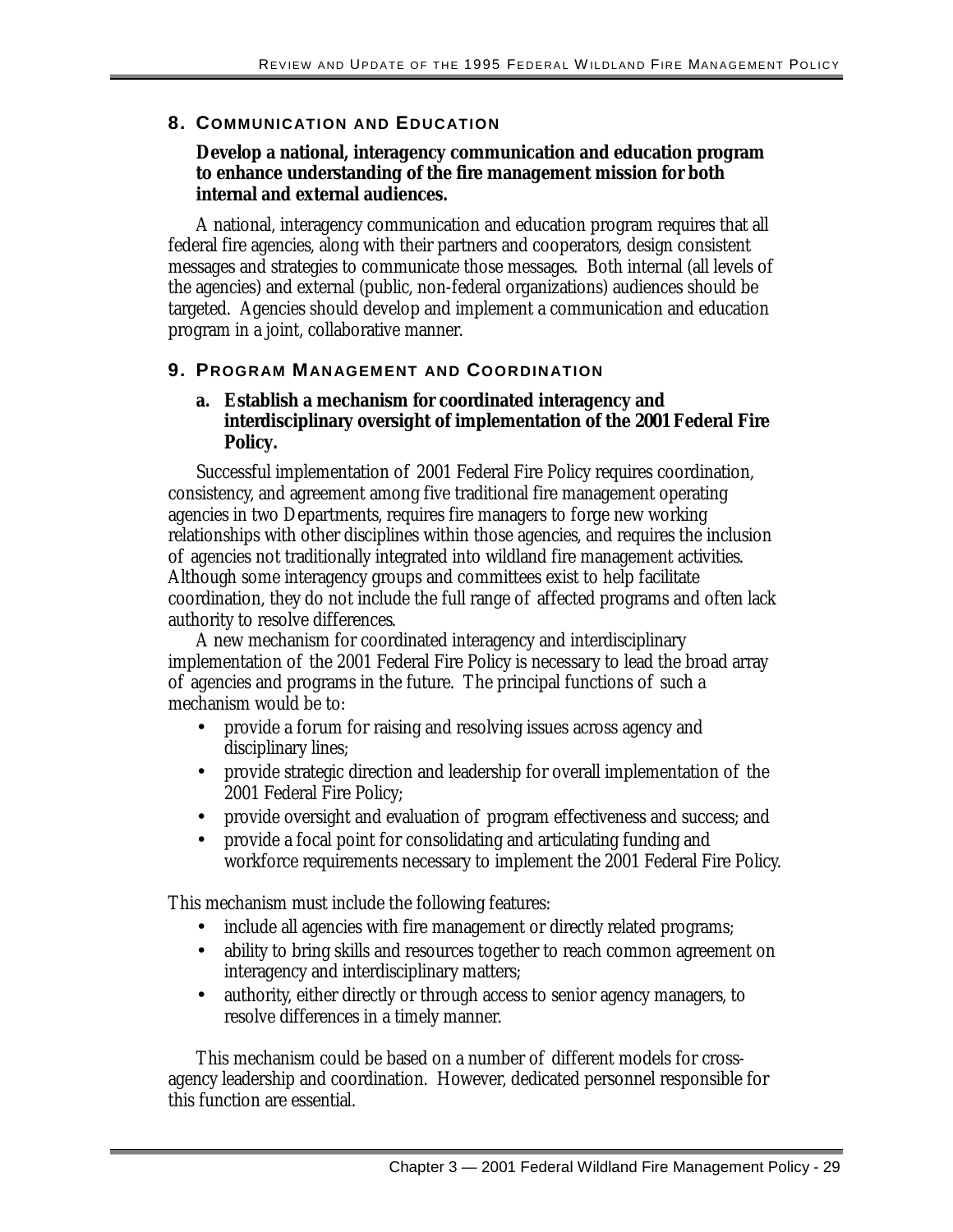## 8. Communication and Education

**Develop a national, interagency communication and education program to enhance understanding of the fire management mission for both internal and external audiences.**

A national, interagency communication and education program requires that all federal fire agencies, along with their partners and cooperators, design consistent messages and strategies to communicate those messages. Both internal (all levels of the agencies) and external (public, non-federal organizations) audiences should be targeted. Agencies should develop and implement a communication and education program in a joint, collaborative manner.

## 9. Program Management and Coordination

**a. Establish a mechanism for coordinated interagency and interdisciplinary oversight of implementation of the 2001 Federal Fire Policy.**

Successful implementation of 2001 Federal Fire Policy requires coordination, consistency, and agreement among five traditional fire management operating agencies in two Departments, requires fire managers to forge new working relationships with other disciplines within those agencies, and requires the inclusion of agencies not traditionally integrated into wildland fire management activities. Although some interagency groups and committees exist to help facilitate coordination, they do not include the full range of affected programs and often lack authority to resolve differences.

A new mechanism for coordinated interagency and interdisciplinary implementation of the 2001 Federal Fire Policy is necessary to lead the broad array of agencies and programs in the future. The principal functions of such a mechanism would be to:

- provide a forum for raising and resolving issues across agency and disciplinary lines;
- provide strategic direction and leadership for overall implementation of the 2001 Federal Fire Policy;
- provide oversight and evaluation of program effectiveness and success; and
- provide a focal point for consolidating and articulating funding and workforce requirements necessary to implement the 2001 Federal Fire Policy.

This mechanism must include the following features:

- include all agencies with fire management or directly related programs;
- ability to bring skills and resources together to reach common agreement on interagency and interdisciplinary matters;
- authority, either directly or through access to senior agency managers, to resolve differences in a timely manner.

This mechanism could be based on a number of different models for cross-agency leadership and coordination. However, dedicated personnel responsible for this function are essential.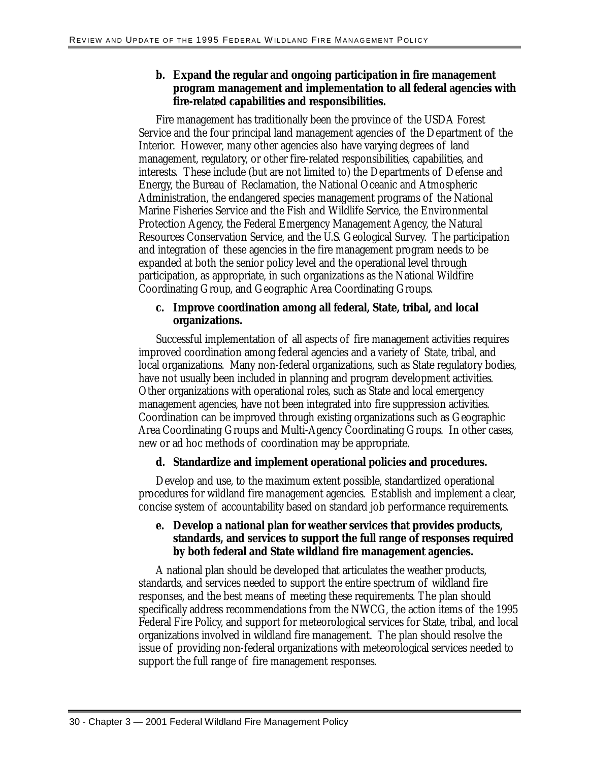**b. Expand the regular and ongoing participation in fire management program management and implementation to all federal agencies with fire-related capabilities and responsibilities.**

Fire management has traditionally been the province of the USDA Forest Service and the four principal land management agencies of the Department of the Interior. However, many other agencies also have varying degrees of land management, regulatory, or other fire-related responsibilities, capabilities, and interests. These include (but are not limited to) the Departments of Defense and Energy, the Bureau of Reclamation, the National Oceanic and Atmospheric Administration, the endangered species management programs of the National Marine Fisheries Service and the Fish and Wildlife Service, the Environmental Protection Agency, the Federal Emergency Management Agency, the Natural Resources Conservation Service, and the U.S. Geological Survey. The participation and integration of these agencies in the fire management program needs to be expanded at both the senior policy level and the operational level through participation, as appropriate, in such organizations as the National Wildfire Coordinating Group, and Geographic Area Coordinating Groups.

**c. Improve coordination among all federal, State, tribal, and local organizations.**

Successful implementation of all aspects of fire management activities requires improved coordination among federal agencies and a variety of State, tribal, and local organizations. Many non-federal organizations, such as State regulatory bodies, have not usually been included in planning and program development activities. Other organizations with operational roles, such as State and local emergency management agencies, have not been integrated into fire suppression activities. Coordination can be improved through existing organizations such as Geographic Area Coordinating Groups and Multi-Agency Coordinating Groups. In other cases, new or ad hoc methods of coordination may be appropriate.

**d. Standardize and implement operational policies and procedures.**

Develop and use, to the maximum extent possible, standardized operational procedures for wildland fire management agencies. Establish and implement a clear, concise system of accountability based on standard job performance requirements.

**e. Develop a national plan for weather services that provides products, standards, and services to support the full range of responses required by both federal and State wildland fire management agencies.**

A national plan should be developed that articulates the weather products, standards, and services needed to support the entire spectrum of wildland fire responses, and the best means of meeting these requirements. The plan should specifically address recommendations from the NWCG, the action items of the 1995 Federal Fire Policy, and support for meteorological services for State, tribal, and local organizations involved in wildland fire management. The plan should resolve the issue of providing non-federal organizations with meteorological services needed to support the full range of fire management responses.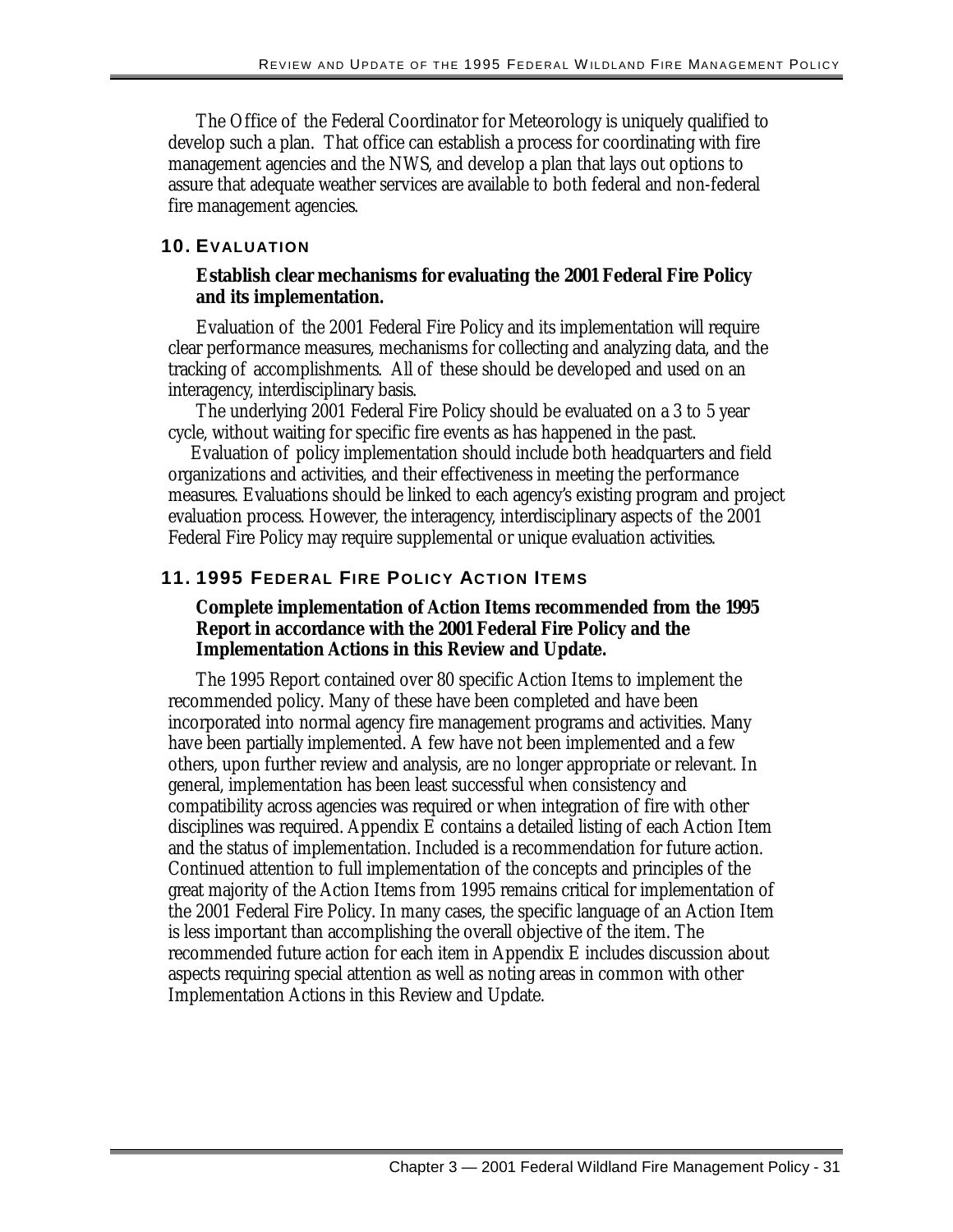The Office of the Federal Coordinator for Meteorology is uniquely qualified to develop such a plan. That office can establish a process for coordinating with fire management agencies and the NWS, and develop a plan that lays out options to assure that adequate weather services are available to both federal and non-federal fire management agencies.

## 10. EVALUATION

**Establish clear mechanisms for evaluating the 2001 Federal Fire Policy and its implementation.**

Evaluation of the 2001 Federal Fire Policy and its implementation will require clear performance measures, mechanisms for collecting and analyzing data, and the tracking of accomplishments. All of these should be developed and used on an interagency, interdisciplinary basis.

The underlying 2001 Federal Fire Policy should be evaluated on a 3 to 5 year cycle, without waiting for specific fire events as has happened in the past.

Evaluation of policy implementation should include both headquarters and field organizations and activities, and their effectiveness in meeting the performance measures. Evaluations should be linked to each agency's existing program and project evaluation process. However, the interagency, interdisciplinary aspects of the 2001 Federal Fire Policy may require supplemental or unique evaluation activities.

## 11. 1995 FEDERAL FIRE POLICY ACTION ITEMS

**Complete implementation of Action Items recommended from the 1995 Report in accordance with the 2001 Federal Fire Policy and the Implementation Actions in this Review and Update.**

The 1995 Report contained over 80 specific Action Items to implement the recommended policy. Many of these have been completed and have been incorporated into normal agency fire management programs and activities. Many have been partially implemented. A few have not been implemented and a few others, upon further review and analysis, are no longer appropriate or relevant. In general, implementation has been least successful when consistency and compatibility across agencies was required or when integration of fire with other disciplines was required. Appendix E contains a detailed listing of each Action Item and the status of implementation. Included is a recommendation for future action. Continued attention to full implementation of the concepts and principles of the great majority of the Action Items from 1995 remains critical for implementation of the 2001 Federal Fire Policy. In many cases, the specific language of an Action Item is less important than accomplishing the overall objective of the item. The recommended future action for each item in Appendix E includes discussion about aspects requiring special attention as well as noting areas in common with other Implementation Actions in this Review and Update.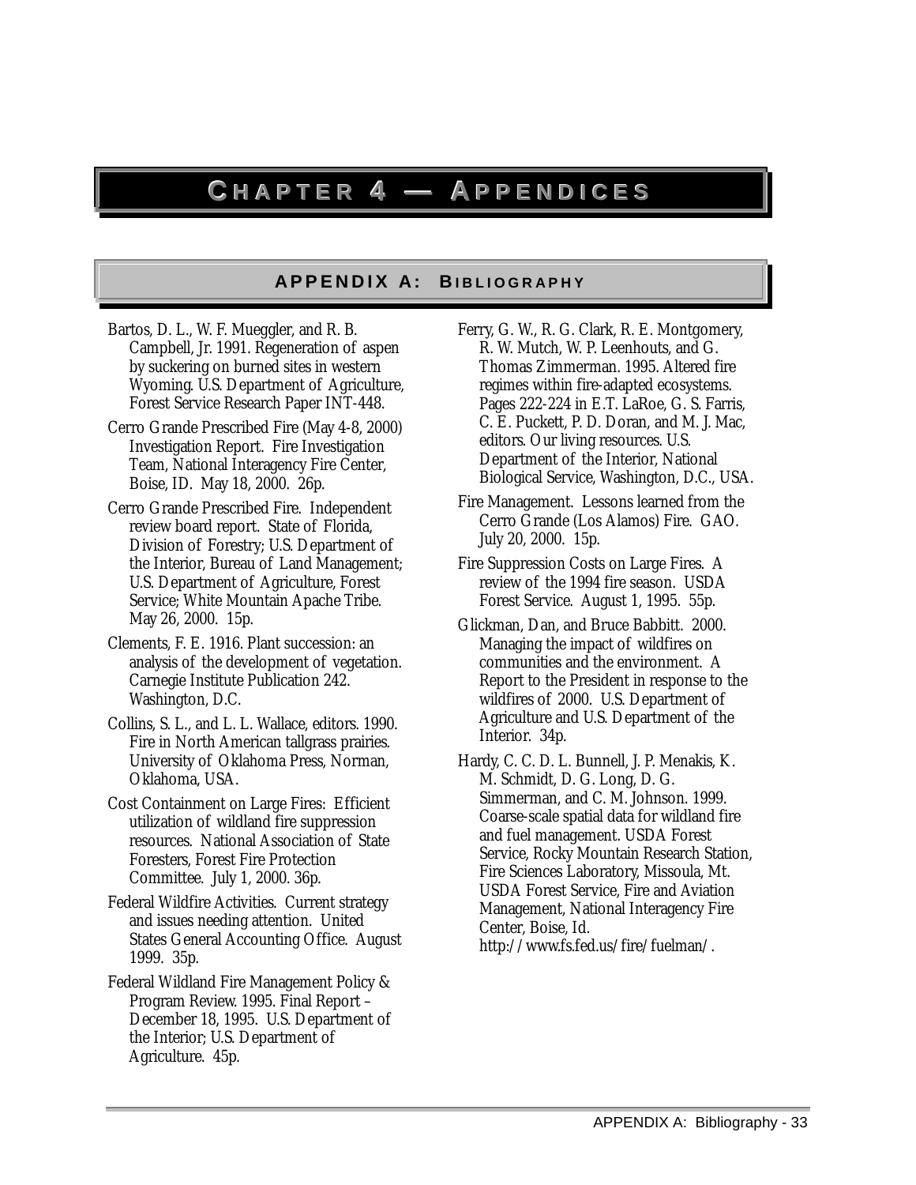# Chapter 4 — Appendices

## Appendix A: Bibliography

Bartos, D. L., W. F. Mueggler, and R. B. Campbell, Jr. 1991. Regeneration of aspen by suckering on burned sites in western Wyoming. U.S. Department of Agriculture, Forest Service Research Paper INT-448.

Cerro Grande Prescribed Fire (May 4-8, 2000) Investigation Report. Fire Investigation Team, National Interagency Fire Center, Boise, ID. May 18, 2000. 26p.

Cerro Grande Prescribed Fire. Independent review board report. State of Florida, Division of Forestry; U.S. Department of the Interior, Bureau of Land Management; U.S. Department of Agriculture, Forest Service; White Mountain Apache Tribe. May 26, 2000. 15p.

Clements, F. E. 1916. Plant succession: an analysis of the development of vegetation. Carnegie Institute Publication 242. Washington, D.C.

Collins, S. L., and L. L. Wallace, editors. 1990. Fire in North American tallgrass prairies. University of Oklahoma Press, Norman, Oklahoma, USA.

Cost Containment on Large Fires: Efficient utilization of wildland fire suppression resources. National Association of State Foresters, Forest Fire Protection Committee. July 1, 2000. 36p.

Federal Wildfire Activities. Current strategy and issues needing attention. United States General Accounting Office. August 1999. 35p.

Federal Wildland Fire Management Policy & Program Review. 1995. Final Report – December 18, 1995. U.S. Department of the Interior; U.S. Department of Agriculture. 45p.

Ferry, G. W., R. G. Clark, R. E. Montgomery, R. W. Mutch, W. P. Leenhouts, and G. Thomas Zimmerman. 1995. Altered fire regimes within fire-adapted ecosystems. Pages 222-224 in E.T. LaRoe, G. S. Farris, C. E. Puckett, P. D. Doran, and M. J. Mac, editors. Our living resources. U.S. Department of the Interior, National Biological Service, Washington, D.C., USA.

Fire Management. Lessons learned from the Cerro Grande (Los Alamos) Fire. GAO. July 20, 2000. 15p.

Fire Suppression Costs on Large Fires. A review of the 1994 fire season. USDA Forest Service. August 1, 1995. 55p.

Glickman, Dan, and Bruce Babbitt. 2000. Managing the impact of wildfires on communities and the environment. A Report to the President in response to the wildfires of 2000. U.S. Department of Agriculture and U.S. Department of the Interior. 34p.

Hardy, C. C. D. L. Bunnell, J. P. Menakis, K. M. Schmidt, D. G. Long, D. G. Simmerman, and C. M. Johnson. 1999. Coarse-scale spatial data for wildland fire and fuel management. USDA Forest Service, Rocky Mountain Research Station, Fire Sciences Laboratory, Missoula, Mt. USDA Forest Service, Fire and Aviation Management, National Interagency Fire Center, Boise, Id. http://www.fs.fed.us/fire/fuelman/.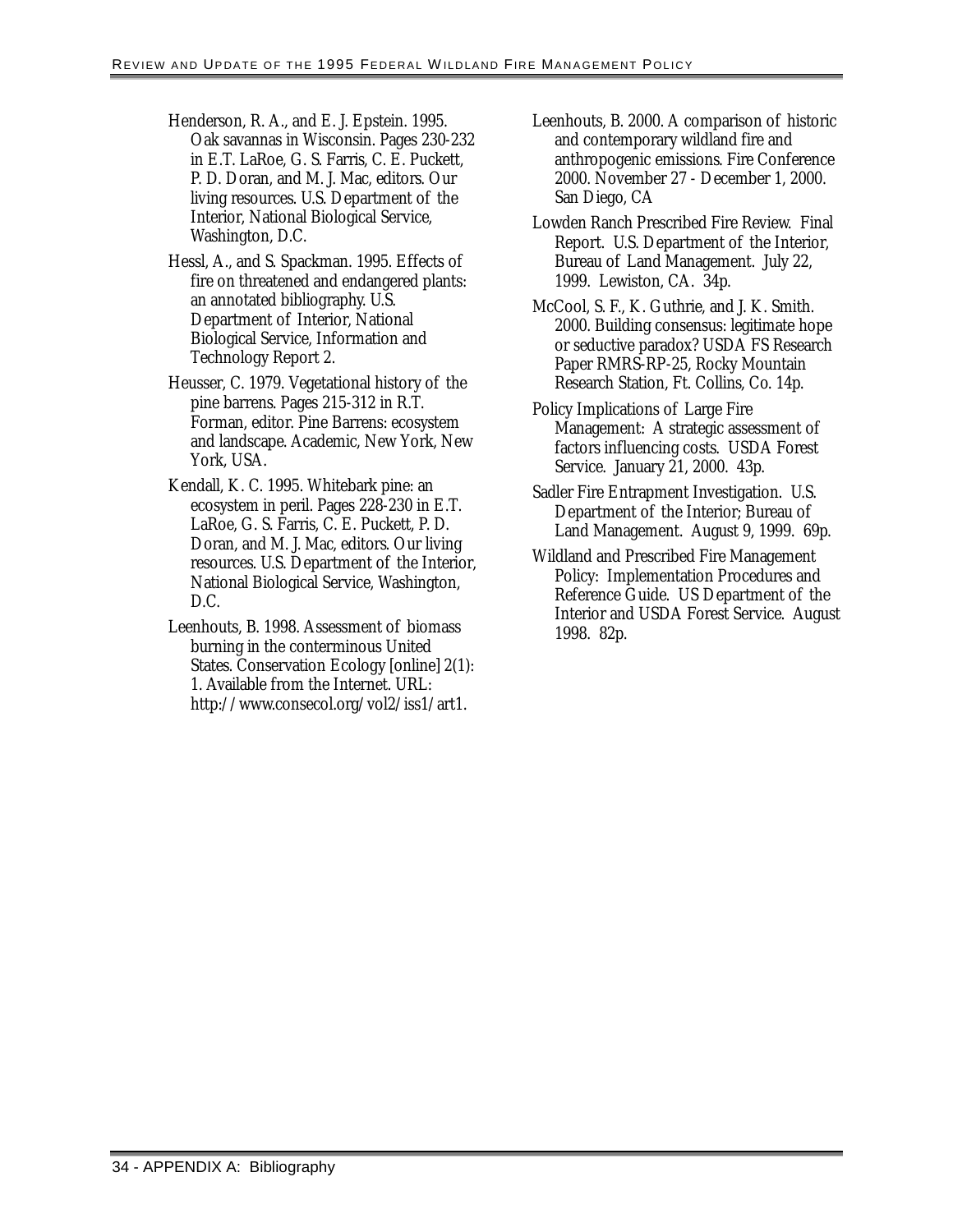Henderson, R. A., and E. J. Epstein. 1995. Oak savannas in Wisconsin. Pages 230-232 in E.T. LaRoe, G. S. Farris, C. E. Puckett, P. D. Doran, and M. J. Mac, editors. Our living resources. U.S. Department of the Interior, National Biological Service, Washington, D.C.

Hessl, A., and S. Spackman. 1995. Effects of fire on threatened and endangered plants: an annotated bibliography. U.S. Department of Interior, National Biological Service, Information and Technology Report 2.

Heusser, C. 1979. Vegetational history of the pine barrens. Pages 215-312 in R.T. Forman, editor. Pine Barrens: ecosystem and landscape. Academic, New York, New York, USA.

Kendall, K. C. 1995. Whitebark pine: an ecosystem in peril. Pages 228-230 in E.T. LaRoe, G. S. Farris, C. E. Puckett, P. D. Doran, and M. J. Mac, editors. Our living resources. U.S. Department of the Interior, National Biological Service, Washington, D.C.

Leenhouts, B. 1998. Assessment of biomass burning in the conterminous United States. Conservation Ecology [online] 2(1): 1. Available from the Internet. URL: http://www.consecol.org/vol2/iss1/art1.

Leenhouts, B. 2000. A comparison of historic and contemporary wildland fire and anthropogenic emissions. Fire Conference 2000. November 27 - December 1, 2000. San Diego, CA

Lowden Ranch Prescribed Fire Review. Final Report. U.S. Department of the Interior, Bureau of Land Management. July 22, 1999. Lewiston, CA. 34p.

McCool, S. F., K. Guthrie, and J. K. Smith. 2000. Building consensus: legitimate hope or seductive paradox? USDA FS Research Paper RMRS-RP-25, Rocky Mountain Research Station, Ft. Collins, Co. 14p.

Policy Implications of Large Fire Management: A strategic assessment of factors influencing costs. USDA Forest Service. January 21, 2000. 43p.

Sadler Fire Entrapment Investigation. U.S. Department of the Interior; Bureau of Land Management. August 9, 1999. 69p.

Wildland and Prescribed Fire Management Policy: Implementation Procedures and Reference Guide. US Department of the Interior and USDA Forest Service. August 1998. 82p.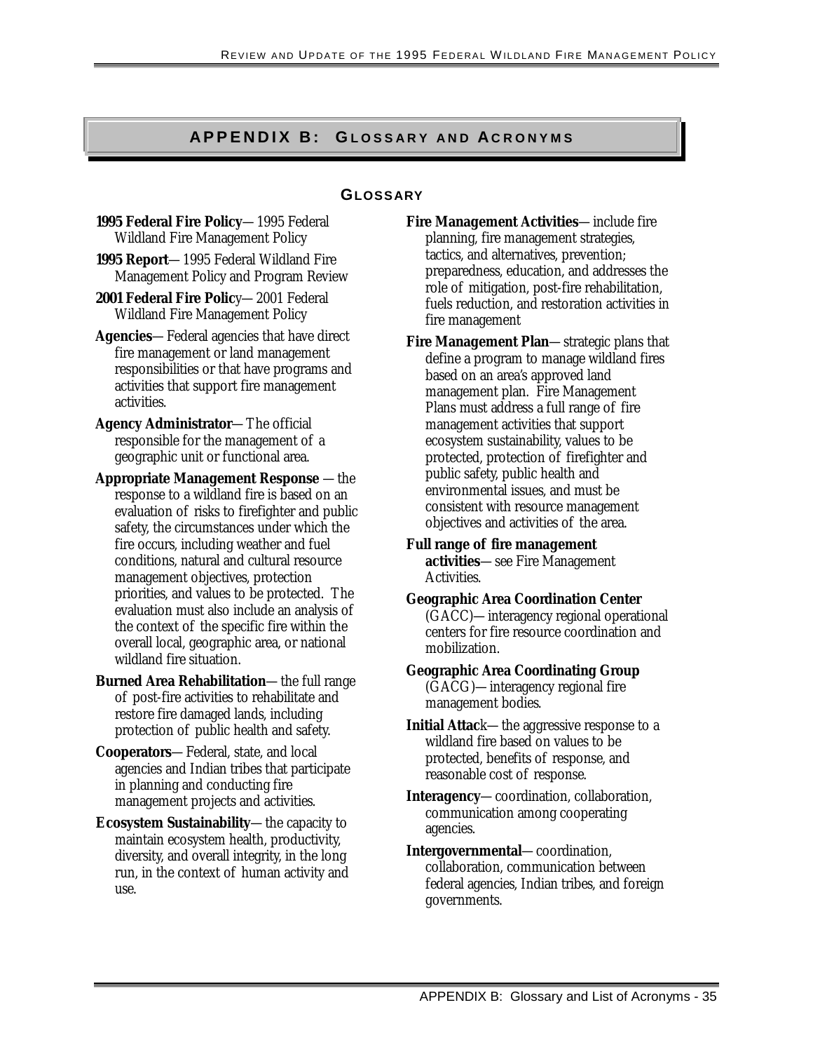# APPENDIX B: GLOSSARY AND ACRONYMS

## GLOSSARY

**1995 Federal Fire Policy**—1995 Federal Wildland Fire Management Policy

**1995 Report**—1995 Federal Wildland Fire Management Policy and Program Review

**2001 Federal Fire Policy**—2001 Federal Wildland Fire Management Policy

**Agencies**—Federal agencies that have direct fire management or land management responsibilities or that have programs and activities that support fire management activities.

**Agency Administrator**—The official responsible for the management of a geographic unit or functional area.

**Appropriate Management Response** —the response to a wildland fire is based on an evaluation of risks to firefighter and public safety, the circumstances under which the fire occurs, including weather and fuel conditions, natural and cultural resource management objectives, protection priorities, and values to be protected. The evaluation must also include an analysis of the context of the specific fire within the overall local, geographic area, or national wildland fire situation.

**Burned Area Rehabilitation**—the full range of post-fire activities to rehabilitate and restore fire damaged lands, including protection of public health and safety.

**Cooperators**—Federal, state, and local agencies and Indian tribes that participate in planning and conducting fire management projects and activities.

**Ecosystem Sustainability**—the capacity to maintain ecosystem health, productivity, diversity, and overall integrity, in the long run, in the context of human activity and use.

**Fire Management Activities**—include fire planning, fire management strategies, tactics, and alternatives, prevention; preparedness, education, and addresses the role of mitigation, post-fire rehabilitation, fuels reduction, and restoration activities in fire management

**Fire Management Plan**—strategic plans that define a program to manage wildland fires based on an area's approved land management plan. Fire Management Plans must address a full range of fire management activities that support ecosystem sustainability, values to be protected, protection of firefighter and public safety, public health and environmental issues, and must be consistent with resource management objectives and activities of the area.

**Full range of fire management activities**—see Fire Management Activities.

**Geographic Area Coordination Center** (GACC)—interagency regional operational centers for fire resource coordination and mobilization.

**Geographic Area Coordinating Group** (GACG)—interagency regional fire management bodies.

**Initial Attack**—the aggressive response to a wildland fire based on values to be protected, benefits of response, and reasonable cost of response.

**Interagency**—coordination, collaboration, communication among cooperating agencies.

**Intergovernmental**—coordination, collaboration, communication between federal agencies, Indian tribes, and foreign governments.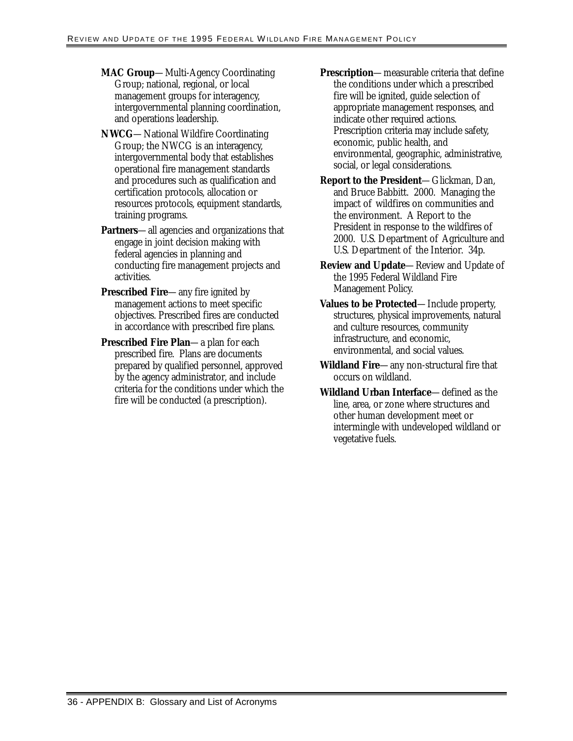**MAC Group**—Multi-Agency Coordinating Group; national, regional, or local management groups for interagency, intergovernmental planning coordination, and operations leadership.

**NWCG**—National Wildfire Coordinating Group; the NWCG is an interagency, intergovernmental body that establishes operational fire management standards and procedures such as qualification and certification protocols, allocation or resources protocols, equipment standards, training programs.

**Partners**—all agencies and organizations that engage in joint decision making with federal agencies in planning and conducting fire management projects and activities.

**Prescribed Fire**—any fire ignited by management actions to meet specific objectives. Prescribed fires are conducted in accordance with prescribed fire plans.

**Prescribed Fire Plan**—a plan for each prescribed fire. Plans are documents prepared by qualified personnel, approved by the agency administrator, and include criteria for the conditions under which the fire will be conducted (a prescription).

**Prescription**—measurable criteria that define the conditions under which a prescribed fire will be ignited, guide selection of appropriate management responses, and indicate other required actions. Prescription criteria may include safety, economic, public health, and environmental, geographic, administrative, social, or legal considerations.

**Report to the President**—Glickman, Dan, and Bruce Babbitt. 2000. Managing the impact of wildfires on communities and the environment. A Report to the President in response to the wildfires of 2000. U.S. Department of Agriculture and U.S. Department of the Interior. 34p.

**Review and Update**—Review and Update of the 1995 Federal Wildland Fire Management Policy.

**Values to be Protected**—Include property, structures, physical improvements, natural and culture resources, community infrastructure, and economic, environmental, and social values.

**Wildland Fire**—any non-structural fire that occurs on wildland.

**Wildland Urban Interface**—defined as the line, area, or zone where structures and other human development meet or intermingle with undeveloped wildland or vegetative fuels.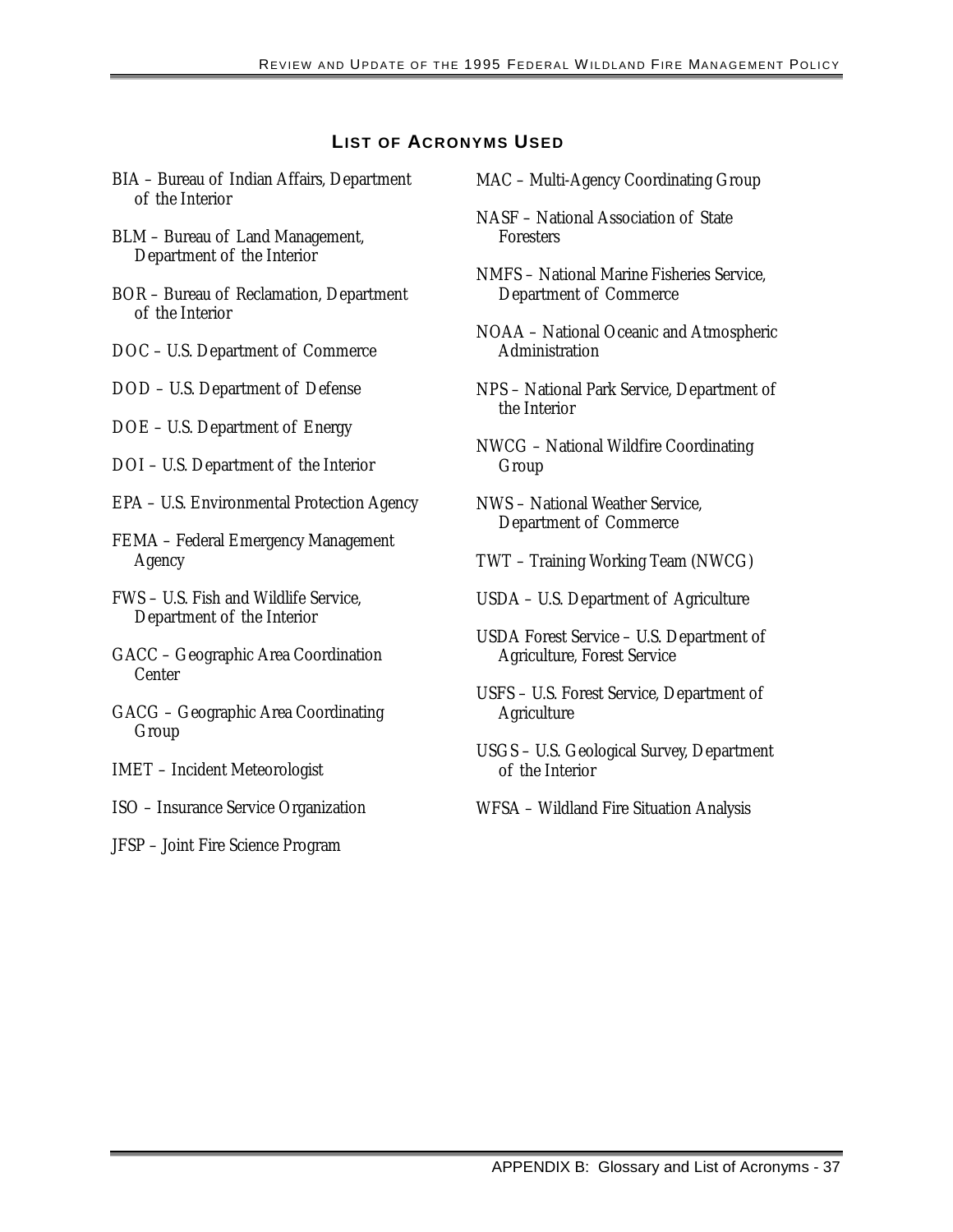## LIST OF ACRONYMS USED

BIA – Bureau of Indian Affairs, Department of the Interior

BLM – Bureau of Land Management, Department of the Interior

BOR – Bureau of Reclamation, Department of the Interior

DOC – U.S. Department of Commerce

DOD – U.S. Department of Defense

DOE – U.S. Department of Energy

DOI – U.S. Department of the Interior

EPA – U.S. Environmental Protection Agency

FEMA – Federal Emergency Management Agency

FWS – U.S. Fish and Wildlife Service, Department of the Interior

GACC – Geographic Area Coordination Center

GACG – Geographic Area Coordinating Group

IMET – Incident Meteorologist

ISO – Insurance Service Organization

JFSP – Joint Fire Science Program

MAC – Multi-Agency Coordinating Group

NASF – National Association of State Foresters

NMFS – National Marine Fisheries Service, Department of Commerce

NOAA – National Oceanic and Atmospheric Administration

NPS – National Park Service, Department of the Interior

NWCG – National Wildfire Coordinating Group

NWS – National Weather Service, Department of Commerce

TWT – Training Working Team (NWCG)

USDA – U.S. Department of Agriculture

USDA Forest Service – U.S. Department of Agriculture, Forest Service

USFS – U.S. Forest Service, Department of Agriculture

USGS – U.S. Geological Survey, Department of the Interior

WFSA – Wildland Fire Situation Analysis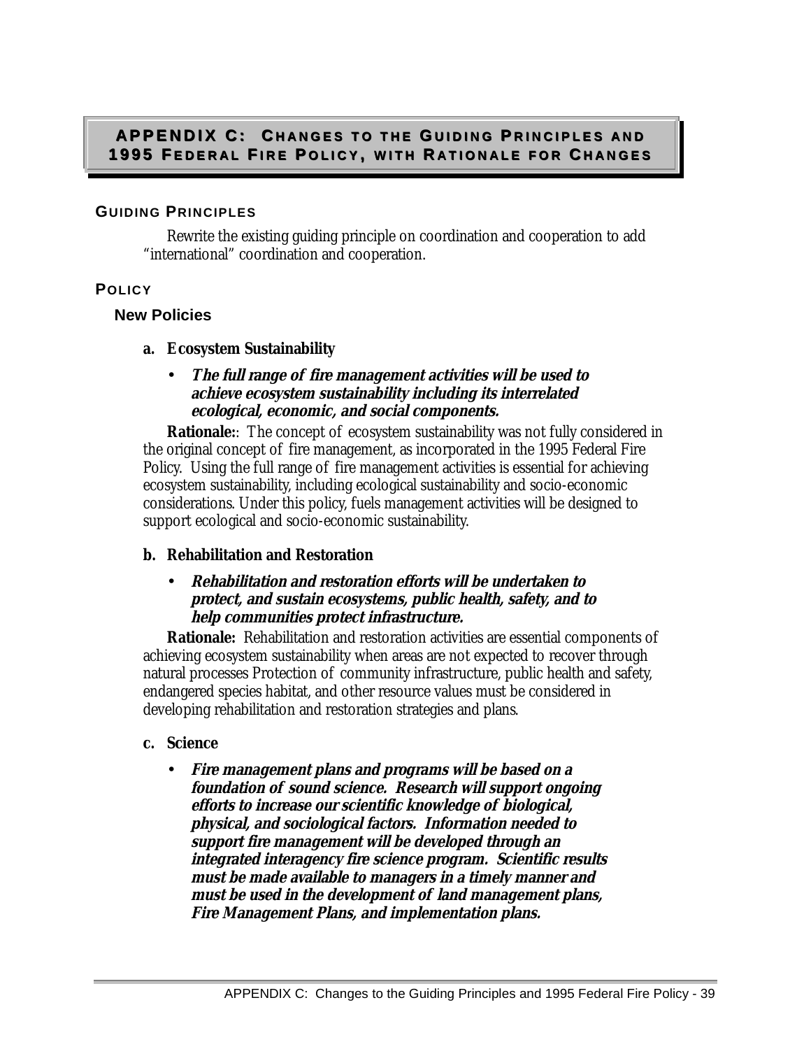# APPENDIX C: Changes to the Guiding Principles and 1995 Federal Fire Policy, with Rationale for Changes

## Guiding Principles

Rewrite the existing guiding principle on coordination and cooperation to add "international" coordination and cooperation.

## Policy

### New Policies

**a. Ecosystem Sustainability**

- ***The full range of fire management activities will be used to achieve ecosystem sustainability including its interrelated ecological, economic, and social components.***

**Rationale:**: The concept of ecosystem sustainability was not fully considered in the original concept of fire management, as incorporated in the 1995 Federal Fire Policy. Using the full range of fire management activities is essential for achieving ecosystem sustainability, including ecological sustainability and socio-economic considerations. Under this policy, fuels management activities will be designed to support ecological and socio-economic sustainability.

**b. Rehabilitation and Restoration**

- ***Rehabilitation and restoration efforts will be undertaken to protect, and sustain ecosystems, public health, safety, and to help communities protect infrastructure.***

**Rationale:** Rehabilitation and restoration activities are essential components of achieving ecosystem sustainability when areas are not expected to recover through natural processes Protection of community infrastructure, public health and safety, endangered species habitat, and other resource values must be considered in developing rehabilitation and restoration strategies and plans.

**c. Science**

- ***Fire management plans and programs will be based on a foundation of sound science. Research will support ongoing efforts to increase our scientific knowledge of biological, physical, and sociological factors. Information needed to support fire management will be developed through an integrated interagency fire science program. Scientific results must be made available to managers in a timely manner and must be used in the development of land management plans, Fire Management Plans, and implementation plans.***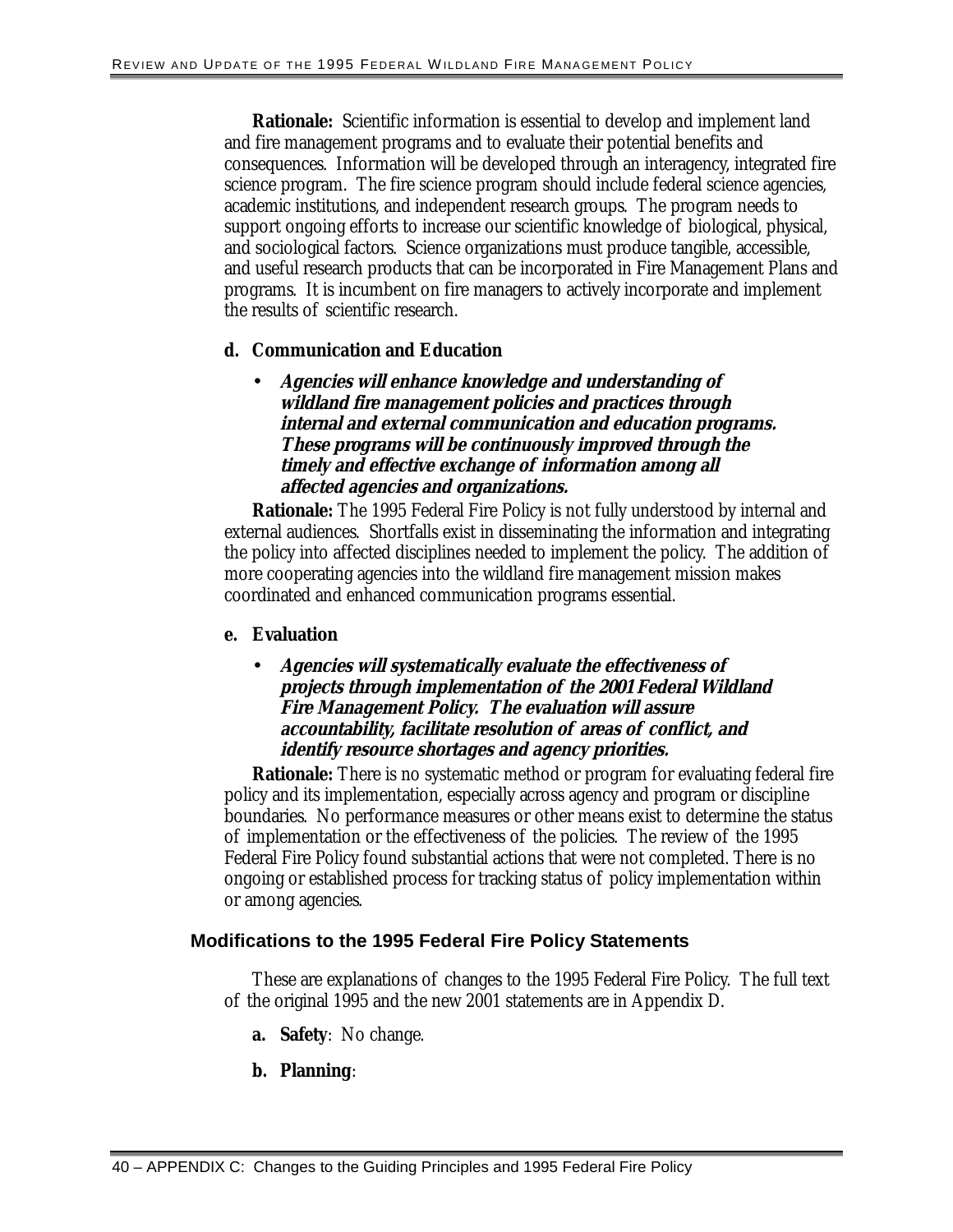**Rationale:** Scientific information is essential to develop and implement land and fire management programs and to evaluate their potential benefits and consequences. Information will be developed through an interagency, integrated fire science program. The fire science program should include federal science agencies, academic institutions, and independent research groups. The program needs to support ongoing efforts to increase our scientific knowledge of biological, physical, and sociological factors. Science organizations must produce tangible, accessible, and useful research products that can be incorporated in Fire Management Plans and programs. It is incumbent on fire managers to actively incorporate and implement the results of scientific research.

**d. Communication and Education**

- ***Agencies will enhance knowledge and understanding of wildland fire management policies and practices through internal and external communication and education programs. These programs will be continuously improved through the timely and effective exchange of information among all affected agencies and organizations.***

**Rationale:** The 1995 Federal Fire Policy is not fully understood by internal and external audiences. Shortfalls exist in disseminating the information and integrating the policy into affected disciplines needed to implement the policy. The addition of more cooperating agencies into the wildland fire management mission makes coordinated and enhanced communication programs essential.

**e. Evaluation**

- ***Agencies will systematically evaluate the effectiveness of projects through implementation of the 2001 Federal Wildland Fire Management Policy. The evaluation will assure accountability, facilitate resolution of areas of conflict, and identify resource shortages and agency priorities.***

**Rationale:** There is no systematic method or program for evaluating federal fire policy and its implementation, especially across agency and program or discipline boundaries. No performance measures or other means exist to determine the status of implementation or the effectiveness of the policies. The review of the 1995 Federal Fire Policy found substantial actions that were not completed. There is no ongoing or established process for tracking status of policy implementation within or among agencies.

### Modifications to the 1995 Federal Fire Policy Statements

These are explanations of changes to the 1995 Federal Fire Policy. The full text of the original 1995 and the new 2001 statements are in Appendix D.

**a. Safety**: No change.

**b. Planning**: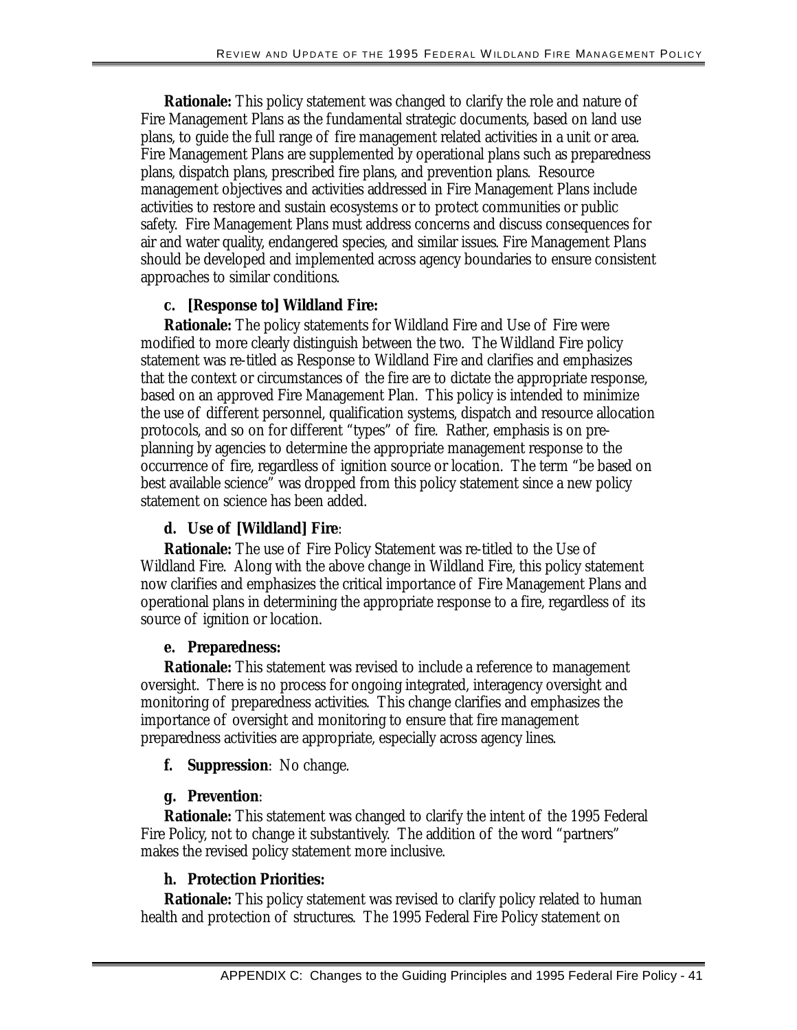**Rationale:** This policy statement was changed to clarify the role and nature of Fire Management Plans as the fundamental strategic documents, based on land use plans, to guide the full range of fire management related activities in a unit or area. Fire Management Plans are supplemented by operational plans such as preparedness plans, dispatch plans, prescribed fire plans, and prevention plans. Resource management objectives and activities addressed in Fire Management Plans include activities to restore and sustain ecosystems or to protect communities or public safety. Fire Management Plans must address concerns and discuss consequences for air and water quality, endangered species, and similar issues. Fire Management Plans should be developed and implemented across agency boundaries to ensure consistent approaches to similar conditions.

**c. [Response to] Wildland Fire:**

**Rationale:** The policy statements for Wildland Fire and Use of Fire were modified to more clearly distinguish between the two. The Wildland Fire policy statement was re-titled as Response to Wildland Fire and clarifies and emphasizes that the context or circumstances of the fire are to dictate the appropriate response, based on an approved Fire Management Plan. This policy is intended to minimize the use of different personnel, qualification systems, dispatch and resource allocation protocols, and so on for different "types" of fire. Rather, emphasis is on pre-planning by agencies to determine the appropriate management response to the occurrence of fire, regardless of ignition source or location. The term "be based on best available science" was dropped from this policy statement since a new policy statement on science has been added.

**d. Use of [Wildland] Fire**:

**Rationale:** The use of Fire Policy Statement was re-titled to the Use of Wildland Fire. Along with the above change in Wildland Fire, this policy statement now clarifies and emphasizes the critical importance of Fire Management Plans and operational plans in determining the appropriate response to a fire, regardless of its source of ignition or location.

**e. Preparedness:**

**Rationale:** This statement was revised to include a reference to management oversight. There is no process for ongoing integrated, interagency oversight and monitoring of preparedness activities. This change clarifies and emphasizes the importance of oversight and monitoring to ensure that fire management preparedness activities are appropriate, especially across agency lines.

**f. Suppression**: No change.

**g. Prevention**:

**Rationale:** This statement was changed to clarify the intent of the 1995 Federal Fire Policy, not to change it substantively. The addition of the word "partners" makes the revised policy statement more inclusive.

**h. Protection Priorities:**

**Rationale:** This policy statement was revised to clarify policy related to human health and protection of structures. The 1995 Federal Fire Policy statement on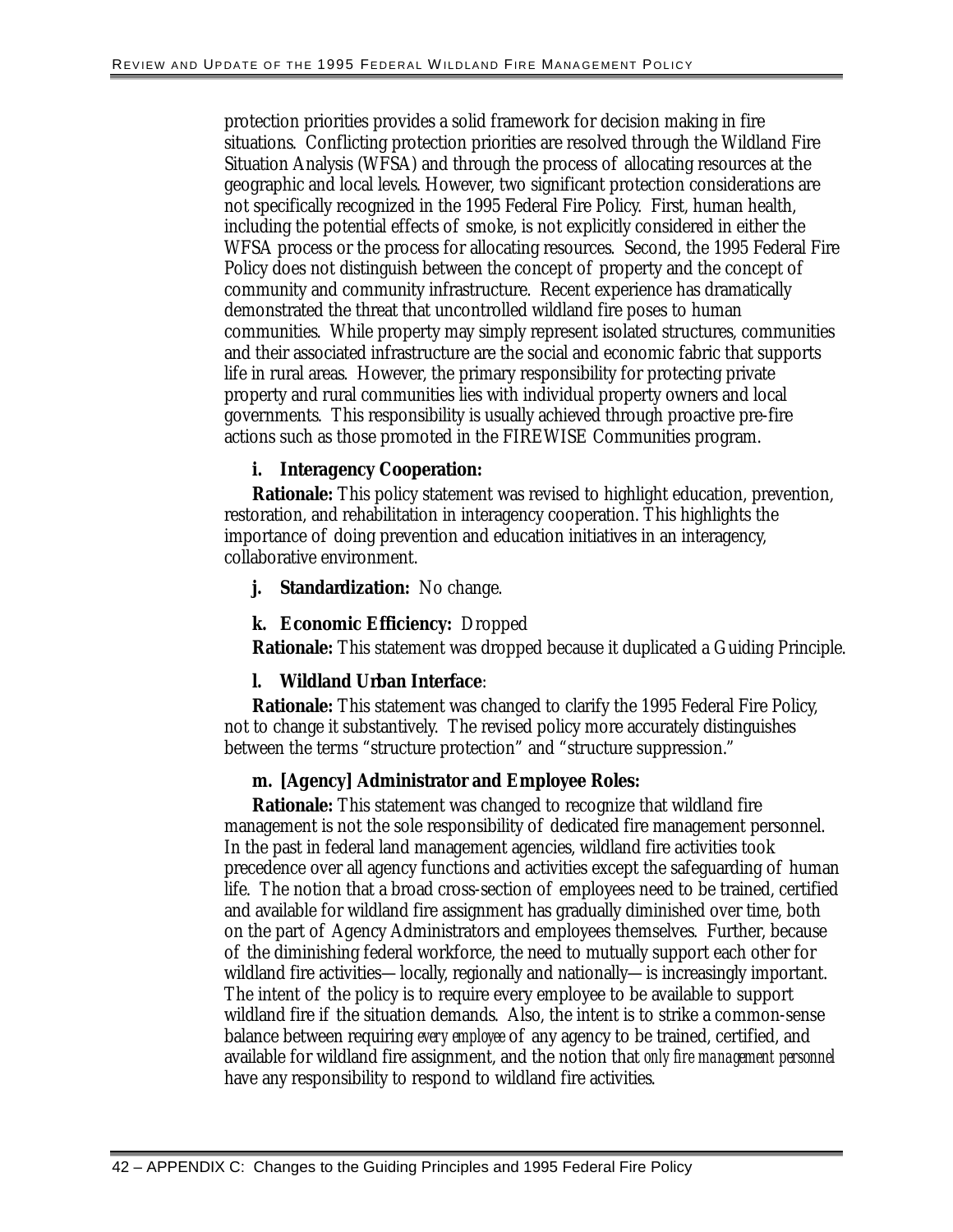protection priorities provides a solid framework for decision making in fire situations. Conflicting protection priorities are resolved through the Wildland Fire Situation Analysis (WFSA) and through the process of allocating resources at the geographic and local levels. However, two significant protection considerations are not specifically recognized in the 1995 Federal Fire Policy. First, human health, including the potential effects of smoke, is not explicitly considered in either the WFSA process or the process for allocating resources. Second, the 1995 Federal Fire Policy does not distinguish between the concept of property and the concept of community and community infrastructure. Recent experience has dramatically demonstrated the threat that uncontrolled wildland fire poses to human communities. While property may simply represent isolated structures, communities and their associated infrastructure are the social and economic fabric that supports life in rural areas. However, the primary responsibility for protecting private property and rural communities lies with individual property owners and local governments. This responsibility is usually achieved through proactive pre-fire actions such as those promoted in the FIREWISE Communities program.

**i. Interagency Cooperation:**

**Rationale:** This policy statement was revised to highlight education, prevention, restoration, and rehabilitation in interagency cooperation. This highlights the importance of doing prevention and education initiatives in an interagency, collaborative environment.

**j. Standardization:** No change.

**k. Economic Efficiency:** Dropped

**Rationale:** This statement was dropped because it duplicated a Guiding Principle.

**l. Wildland Urban Interface**:

**Rationale:** This statement was changed to clarify the 1995 Federal Fire Policy, not to change it substantively. The revised policy more accurately distinguishes between the terms "structure protection" and "structure suppression."

**m. [Agency] Administrator and Employee Roles:**

**Rationale:** This statement was changed to recognize that wildland fire management is not the sole responsibility of dedicated fire management personnel. In the past in federal land management agencies, wildland fire activities took precedence over all agency functions and activities except the safeguarding of human life. The notion that a broad cross-section of employees need to be trained, certified and available for wildland fire assignment has gradually diminished over time, both on the part of Agency Administrators and employees themselves. Further, because of the diminishing federal workforce, the need to mutually support each other for wildland fire activities—locally, regionally and nationally—is increasingly important. The intent of the policy is to require every employee to be available to support wildland fire if the situation demands. Also, the intent is to strike a common-sense balance between requiring *every employee* of any agency to be trained, certified, and available for wildland fire assignment, and the notion that *only fire management personnel* have any responsibility to respond to wildland fire activities.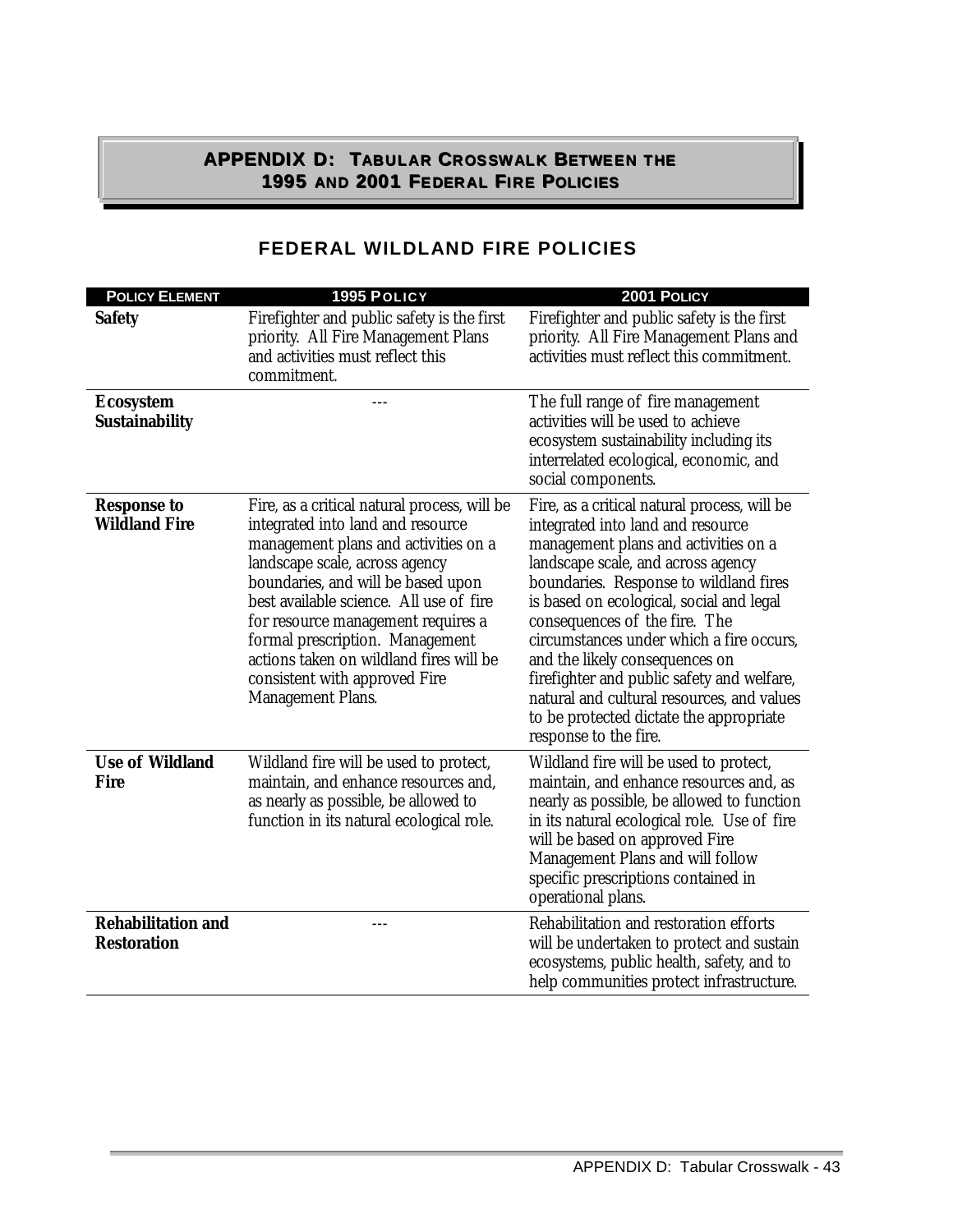# APPENDIX D: TABULAR CROSSWALK BETWEEN THE 1995 AND 2001 FEDERAL FIRE POLICIES

## FEDERAL WILDLAND FIRE POLICIES

| POLICY ELEMENT | 1995 POLICY | 2001 POLICY |
|---|---|---|
| **Safety** | Firefighter and public safety is the first priority. All Fire Management Plans and activities must reflect this commitment. | Firefighter and public safety is the first priority. All Fire Management Plans and activities must reflect this commitment. |
| **Ecosystem Sustainability** | --- | The full range of fire management activities will be used to achieve ecosystem sustainability including its interrelated ecological, economic, and social components. |
| **Response to Wildland Fire** | Fire, as a critical natural process, will be integrated into land and resource management plans and activities on a landscape scale, across agency boundaries, and will be based upon best available science. All use of fire for resource management requires a formal prescription. Management actions taken on wildland fires will be consistent with approved Fire Management Plans. | Fire, as a critical natural process, will be integrated into land and resource management plans and activities on a landscape scale, and across agency boundaries. Response to wildland fires is based on ecological, social and legal consequences of the fire. The circumstances under which a fire occurs, and the likely consequences on firefighter and public safety and welfare, natural and cultural resources, and values to be protected dictate the appropriate response to the fire. |
| **Use of Wildland Fire** | Wildland fire will be used to protect, maintain, and enhance resources and, as nearly as possible, be allowed to function in its natural ecological role. | Wildland fire will be used to protect, maintain, and enhance resources and, as nearly as possible, be allowed to function in its natural ecological role. Use of fire will be based on approved Fire Management Plans and will follow specific prescriptions contained in operational plans. |
| **Rehabilitation and Restoration** | --- | Rehabilitation and restoration efforts will be undertaken to protect and sustain ecosystems, public health, safety, and to help communities protect infrastructure. |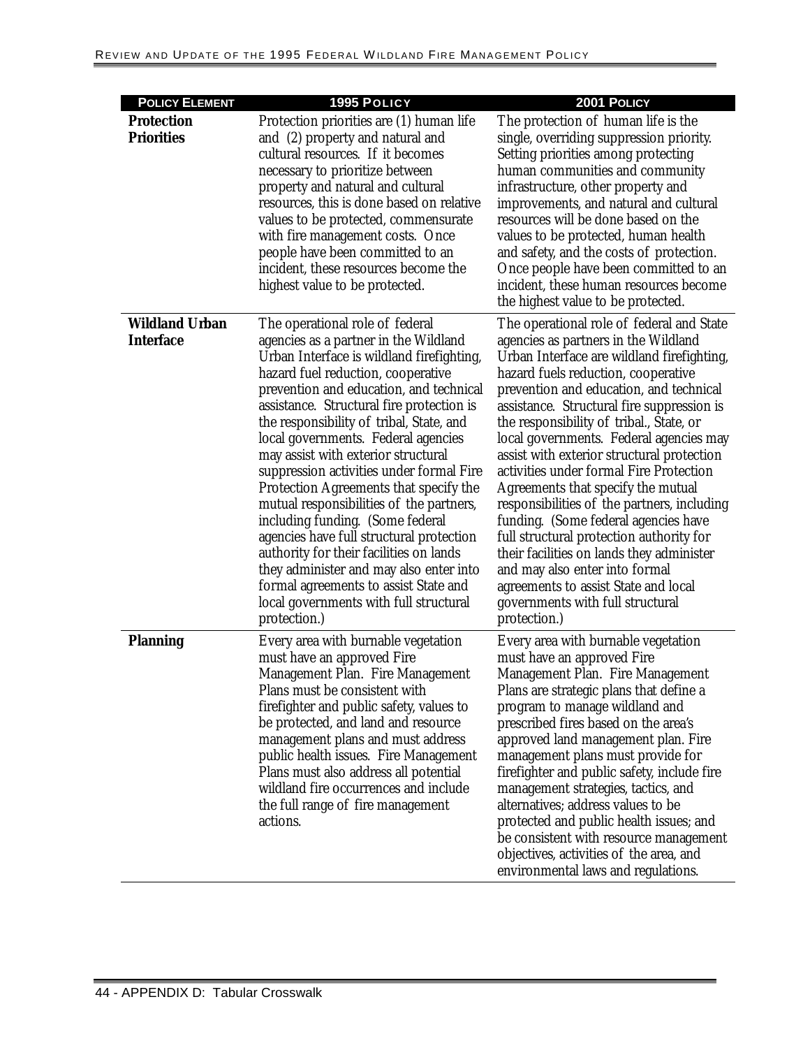| POLICY ELEMENT | 1995 POLICY | 2001 POLICY |
|---|---|---|
| **Protection Priorities** | Protection priorities are (1) human life and (2) property and natural and cultural resources. If it becomes necessary to prioritize between property and natural and cultural resources, this is done based on relative values to be protected, commensurate with fire management costs. Once people have been committed to an incident, these resources become the highest value to be protected. | The protection of human life is the single, overriding suppression priority. Setting priorities among protecting human communities and community infrastructure, other property and improvements, and natural and cultural resources will be done based on the values to be protected, human health and safety, and the costs of protection. Once people have been committed to an incident, these human resources become the highest value to be protected. |
| **Wildland Urban Interface** | The operational role of federal agencies as a partner in the Wildland Urban Interface is wildland firefighting, hazard fuel reduction, cooperative prevention and education, and technical assistance. Structural fire protection is the responsibility of tribal, State, and local governments. Federal agencies may assist with exterior structural suppression activities under formal Fire Protection Agreements that specify the mutual responsibilities of the partners, including funding. (Some federal agencies have full structural protection authority for their facilities on lands they administer and may also enter into formal agreements to assist State and local governments with full structural protection.) | The operational role of federal and State agencies as partners in the Wildland Urban Interface are wildland firefighting, hazard fuels reduction, cooperative prevention and education, and technical assistance. Structural fire suppression is the responsibility of tribal., State, or local governments. Federal agencies may assist with exterior structural protection activities under formal Fire Protection Agreements that specify the mutual responsibilities of the partners, including funding. (Some federal agencies have full structural protection authority for their facilities on lands they administer and may also enter into formal agreements to assist State and local governments with full structural protection.) |
| **Planning** | Every area with burnable vegetation must have an approved Fire Management Plan. Fire Management Plans must be consistent with firefighter and public safety, values to be protected, and land and resource management plans and must address public health issues. Fire Management Plans must also address all potential wildland fire occurrences and include the full range of fire management actions. | Every area with burnable vegetation must have an approved Fire Management Plan. Fire Management Plans are strategic plans that define a program to manage wildland and prescribed fires based on the area's approved land management plan. Fire management plans must provide for firefighter and public safety, include fire management strategies, tactics, and alternatives; address values to be protected and public health issues; and be consistent with resource management objectives, activities of the area, and environmental laws and regulations. |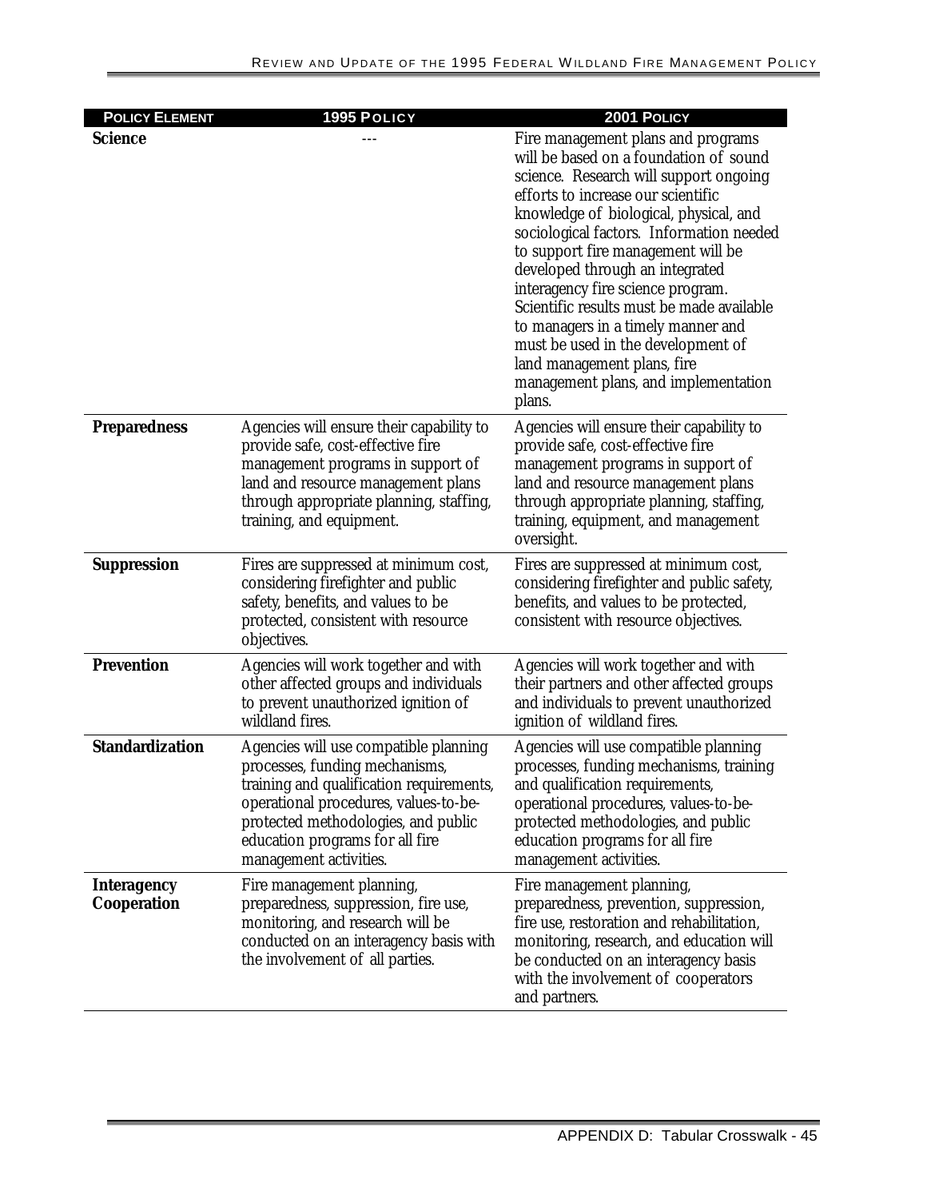| POLICY ELEMENT | 1995 POLICY | 2001 POLICY |
|---|---|---|
| **Science** | --- | Fire management plans and programs will be based on a foundation of sound science. Research will support ongoing efforts to increase our scientific knowledge of biological, physical, and sociological factors. Information needed to support fire management will be developed through an integrated interagency fire science program. Scientific results must be made available to managers in a timely manner and must be used in the development of land management plans, fire management plans, and implementation plans. |
| **Preparedness** | Agencies will ensure their capability to provide safe, cost-effective fire management programs in support of land and resource management plans through appropriate planning, staffing, training, and equipment. | Agencies will ensure their capability to provide safe, cost-effective fire management programs in support of land and resource management plans through appropriate planning, staffing, training, equipment, and management oversight. |
| **Suppression** | Fires are suppressed at minimum cost, considering firefighter and public safety, benefits, and values to be protected, consistent with resource objectives. | Fires are suppressed at minimum cost, considering firefighter and public safety, benefits, and values to be protected, consistent with resource objectives. |
| **Prevention** | Agencies will work together and with other affected groups and individuals to prevent unauthorized ignition of wildland fires. | Agencies will work together and with their partners and other affected groups and individuals to prevent unauthorized ignition of wildland fires. |
| **Standardization** | Agencies will use compatible planning processes, funding mechanisms, training and qualification requirements, operational procedures, values-to-be-protected methodologies, and public education programs for all fire management activities. | Agencies will use compatible planning processes, funding mechanisms, training and qualification requirements, operational procedures, values-to-be-protected methodologies, and public education programs for all fire management activities. |
| **Interagency Cooperation** | Fire management planning, preparedness, suppression, fire use, monitoring, and research will be conducted on an interagency basis with the involvement of all parties. | Fire management planning, preparedness, prevention, suppression, fire use, restoration and rehabilitation, monitoring, research, and education will be conducted on an interagency basis with the involvement of cooperators and partners. |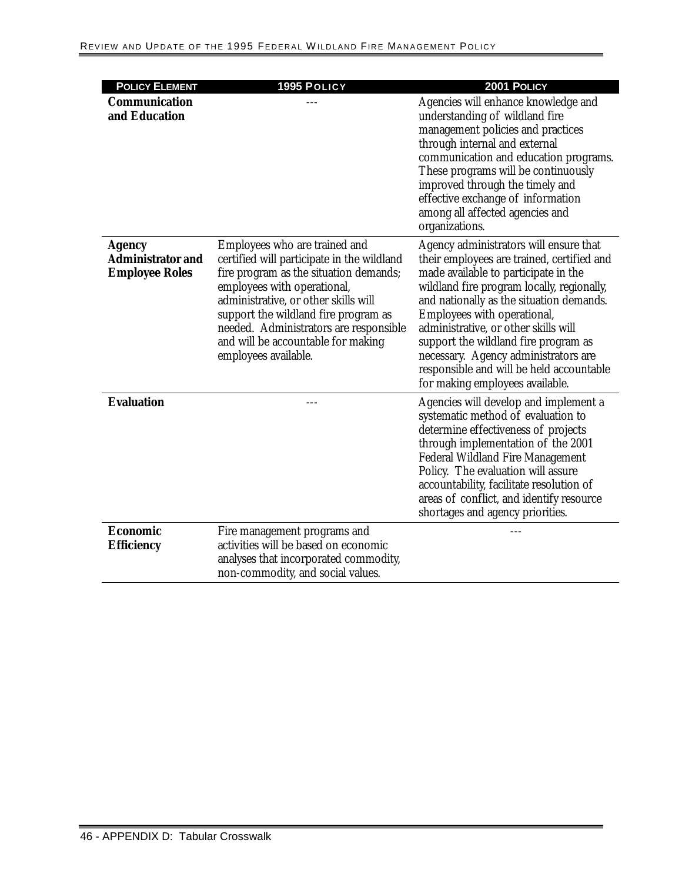| POLICY ELEMENT | 1995 POLICY | 2001 POLICY |
| --- | --- | --- |
| **Communication and Education** | --- | Agencies will enhance knowledge and understanding of wildland fire management policies and practices through internal and external communication and education programs. These programs will be continuously improved through the timely and effective exchange of information among all affected agencies and organizations. |
| **Agency Administrator and Employee Roles** | Employees who are trained and certified will participate in the wildland fire program as the situation demands; employees with operational, administrative, or other skills will support the wildland fire program as needed. Administrators are responsible and will be accountable for making employees available. | Agency administrators will ensure that their employees are trained, certified and made available to participate in the wildland fire program locally, regionally, and nationally as the situation demands. Employees with operational, administrative, or other skills will support the wildland fire program as necessary. Agency administrators are responsible and will be held accountable for making employees available. |
| **Evaluation** | --- | Agencies will develop and implement a systematic method of evaluation to determine effectiveness of projects through implementation of the 2001 Federal Wildland Fire Management Policy. The evaluation will assure accountability, facilitate resolution of areas of conflict, and identify resource shortages and agency priorities. |
| **Economic Efficiency** | Fire management programs and activities will be based on economic analyses that incorporated commodity, non-commodity, and social values. | --- |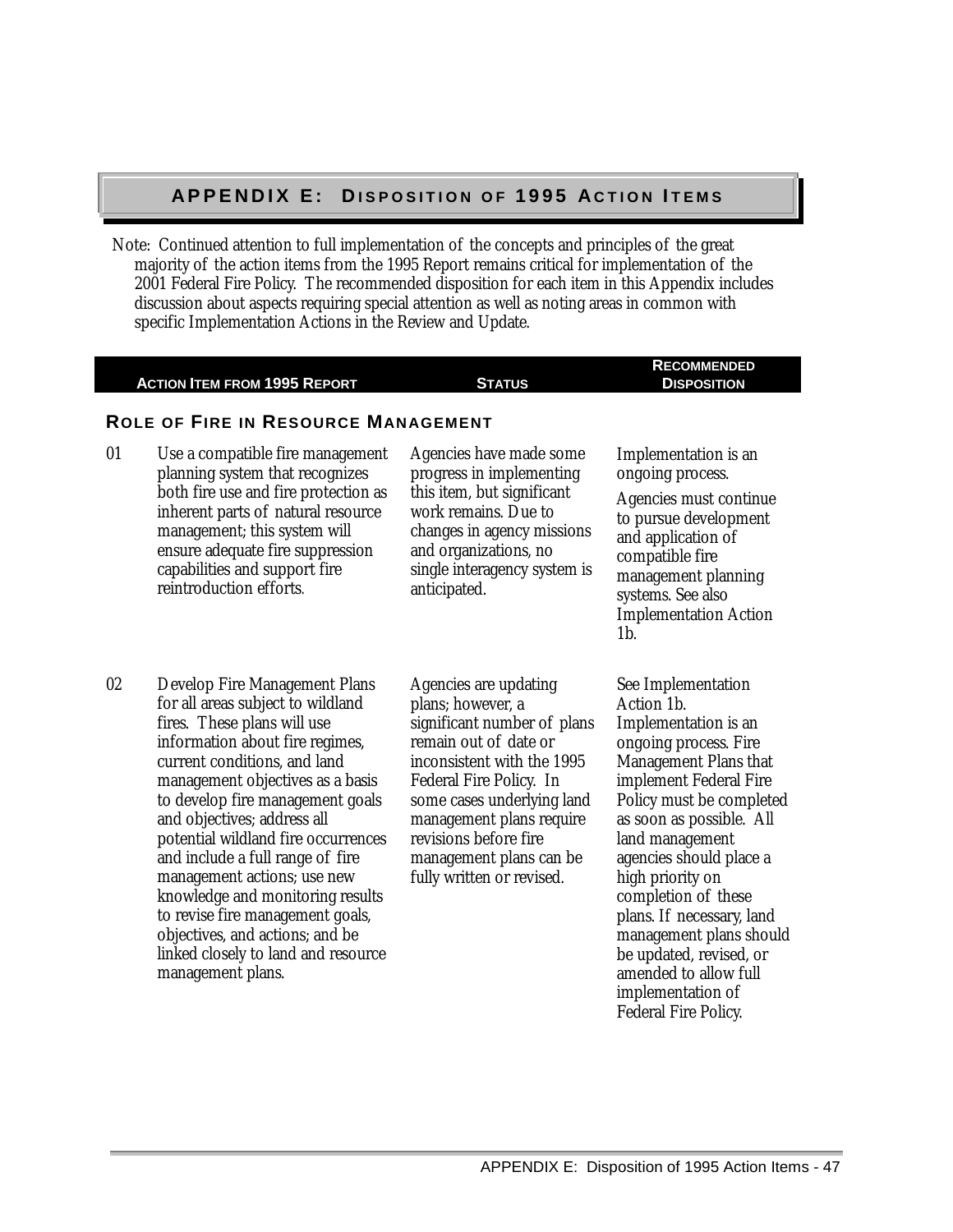# APPENDIX E: DISPOSITION OF 1995 ACTION ITEMS

Note: Continued attention to full implementation of the concepts and principles of the great majority of the action items from the 1995 Report remains critical for implementation of the 2001 Federal Fire Policy. The recommended disposition for each item in this Appendix includes discussion about aspects requiring special attention as well as noting areas in common with specific Implementation Actions in the Review and Update.

| | Action Item from 1995 Report | Status | Recommended Disposition |
|---|---|---|---|
| | **ROLE OF FIRE IN RESOURCE MANAGEMENT** | | |
| 01 | Use a compatible fire management planning system that recognizes both fire use and fire protection as inherent parts of natural resource management; this system will ensure adequate fire suppression capabilities and support fire reintroduction efforts. | Agencies have made some progress in implementing this item, but significant work remains. Due to changes in agency missions and organizations, no single interagency system is anticipated. | Implementation is an ongoing process. Agencies must continue to pursue development and application of compatible fire management planning systems. See also Implementation Action 1b. |
| 02 | Develop Fire Management Plans for all areas subject to wildland fires. These plans will use information about fire regimes, current conditions, and land management objectives as a basis to develop fire management goals and objectives; address all potential wildland fire occurrences and include a full range of fire management actions; use new knowledge and monitoring results to revise fire management goals, objectives, and actions; and be linked closely to land and resource management plans. | Agencies are updating plans; however, a significant number of plans remain out of date or inconsistent with the 1995 Federal Fire Policy. In some cases underlying land management plans require revisions before fire management plans can be fully written or revised. | See Implementation Action 1b. Implementation is an ongoing process. Fire Management Plans that implement Federal Fire Policy must be completed as soon as possible. All land management agencies should place a high priority on completion of these plans. If necessary, land management plans should be updated, revised, or amended to allow full implementation of Federal Fire Policy. |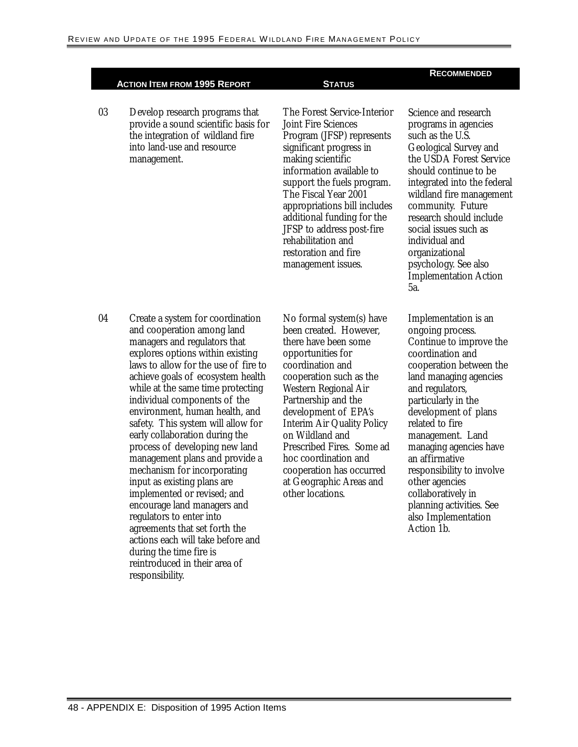| | Action Item from 1995 Report | Status | Recommended |
|---|---|---|---|
| 03 | Develop research programs that provide a sound scientific basis for the integration of wildland fire into land-use and resource management. | The Forest Service-Interior Joint Fire Sciences Program (JFSP) represents significant progress in making scientific information available to support the fuels program. The Fiscal Year 2001 appropriations bill includes additional funding for the JFSP to address post-fire rehabilitation and restoration and fire management issues. | Science and research programs in agencies such as the U.S. Geological Survey and the USDA Forest Service should continue to be integrated into the federal wildland fire management community. Future research should include social issues such as individual and organizational psychology. See also Implementation Action 5a. |
| 04 | Create a system for coordination and cooperation among land managers and regulators that explores options within existing laws to allow for the use of fire to achieve goals of ecosystem health while at the same time protecting individual components of the environment, human health, and safety. This system will allow for early collaboration during the process of developing new land management plans and provide a mechanism for incorporating input as existing plans are implemented or revised; and encourage land managers and regulators to enter into agreements that set forth the actions each will take before and during the time fire is reintroduced in their area of responsibility. | No formal system(s) have been created. However, there have been some opportunities for coordination and cooperation such as the Western Regional Air Partnership and the development of EPA's Interim Air Quality Policy on Wildland and Prescribed Fires. Some ad hoc coordination and cooperation has occurred at Geographic Areas and other locations. | Implementation is an ongoing process. Continue to improve the coordination and cooperation between the land managing agencies and regulators, particularly in the development of plans related to fire management. Land managing agencies have an affirmative responsibility to involve other agencies collaboratively in planning activities. See also Implementation Action 1b. |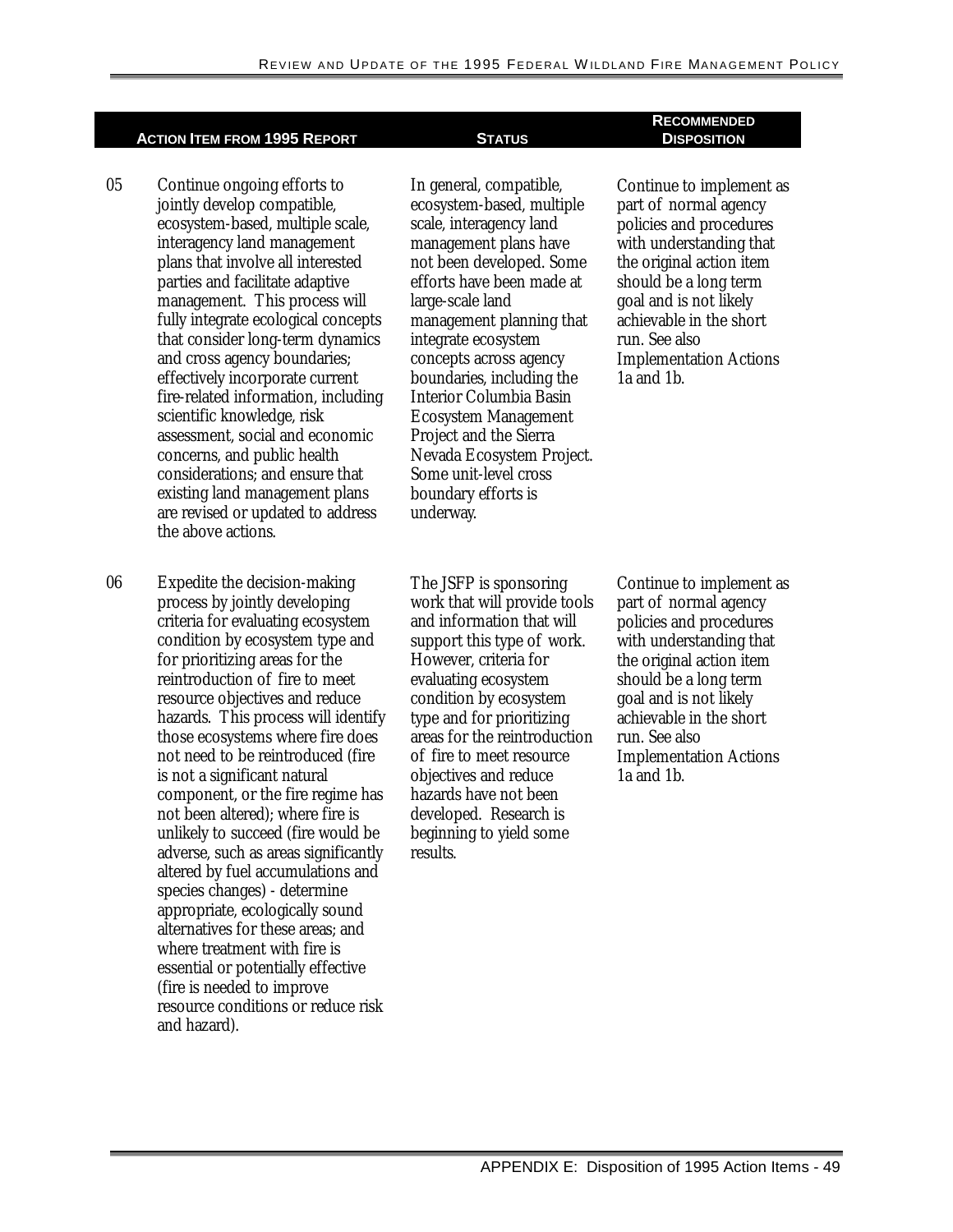| | Action Item from 1995 Report | Status | Recommended Disposition |
|---|---|---|---|
| 05 | Continue ongoing efforts to jointly develop compatible, ecosystem-based, multiple scale, interagency land management plans that involve all interested parties and facilitate adaptive management. This process will fully integrate ecological concepts that consider long-term dynamics and cross agency boundaries; effectively incorporate current fire-related information, including scientific knowledge, risk assessment, social and economic concerns, and public health considerations; and ensure that existing land management plans are revised or updated to address the above actions. | In general, compatible, ecosystem-based, multiple scale, interagency land management plans have not been developed. Some efforts have been made at large-scale land management planning that integrate ecosystem concepts across agency boundaries, including the Interior Columbia Basin Ecosystem Management Project and the Sierra Nevada Ecosystem Project. Some unit-level cross boundary efforts is underway. | Continue to implement as part of normal agency policies and procedures with understanding that the original action item should be a long term goal and is not likely achievable in the short run. See also Implementation Actions 1a and 1b. |
| 06 | Expedite the decision-making process by jointly developing criteria for evaluating ecosystem condition by ecosystem type and for prioritizing areas for the reintroduction of fire to meet resource objectives and reduce hazards. This process will identify those ecosystems where fire does not need to be reintroduced (fire is not a significant natural component, or the fire regime has not been altered); where fire is unlikely to succeed (fire would be adverse, such as areas significantly altered by fuel accumulations and species changes) - determine appropriate, ecologically sound alternatives for these areas; and where treatment with fire is essential or potentially effective (fire is needed to improve resource conditions or reduce risk and hazard). | The JSFP is sponsoring work that will provide tools and information that will support this type of work. However, criteria for evaluating ecosystem condition by ecosystem type and for prioritizing areas for the reintroduction of fire to meet resource objectives and reduce hazards have not been developed. Research is beginning to yield some results. | Continue to implement as part of normal agency policies and procedures with understanding that the original action item should be a long term goal and is not likely achievable in the short run. See also Implementation Actions 1a and 1b. |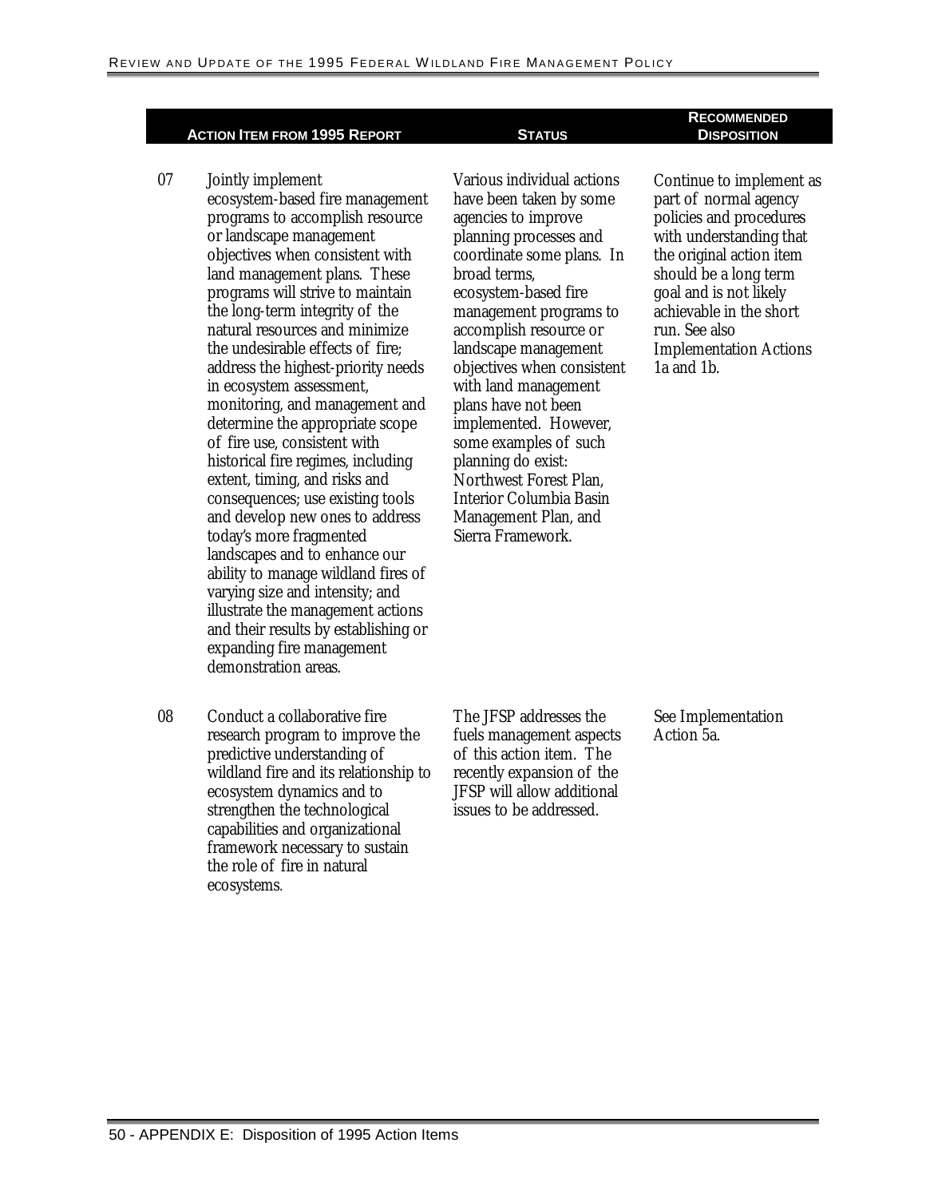| | Action Item from 1995 Report | Status | Recommended Disposition |
|---|---|---|---|
| 07 | Jointly implement ecosystem-based fire management programs to accomplish resource or landscape management objectives when consistent with land management plans. These programs will strive to maintain the long-term integrity of the natural resources and minimize the undesirable effects of fire; address the highest-priority needs in ecosystem assessment, monitoring, and management and determine the appropriate scope of fire use, consistent with historical fire regimes, including extent, timing, and risks and consequences; use existing tools and develop new ones to address today's more fragmented landscapes and to enhance our ability to manage wildland fires of varying size and intensity; and illustrate the management actions and their results by establishing or expanding fire management demonstration areas. | Various individual actions have been taken by some agencies to improve planning processes and coordinate some plans. In broad terms, ecosystem-based fire management programs to accomplish resource or landscape management objectives when consistent with land management plans have not been implemented. However, some examples of such planning do exist: Northwest Forest Plan, Interior Columbia Basin Management Plan, and Sierra Framework. | Continue to implement as part of normal agency policies and procedures with understanding that the original action item should be a long term goal and is not likely achievable in the short run. See also Implementation Actions 1a and 1b. |
| 08 | Conduct a collaborative fire research program to improve the predictive understanding of wildland fire and its relationship to ecosystem dynamics and to strengthen the technological capabilities and organizational framework necessary to sustain the role of fire in natural ecosystems. | The JFSP addresses the fuels management aspects of this action item. The recently expansion of the JFSP will allow additional issues to be addressed. | See Implementation Action 5a. |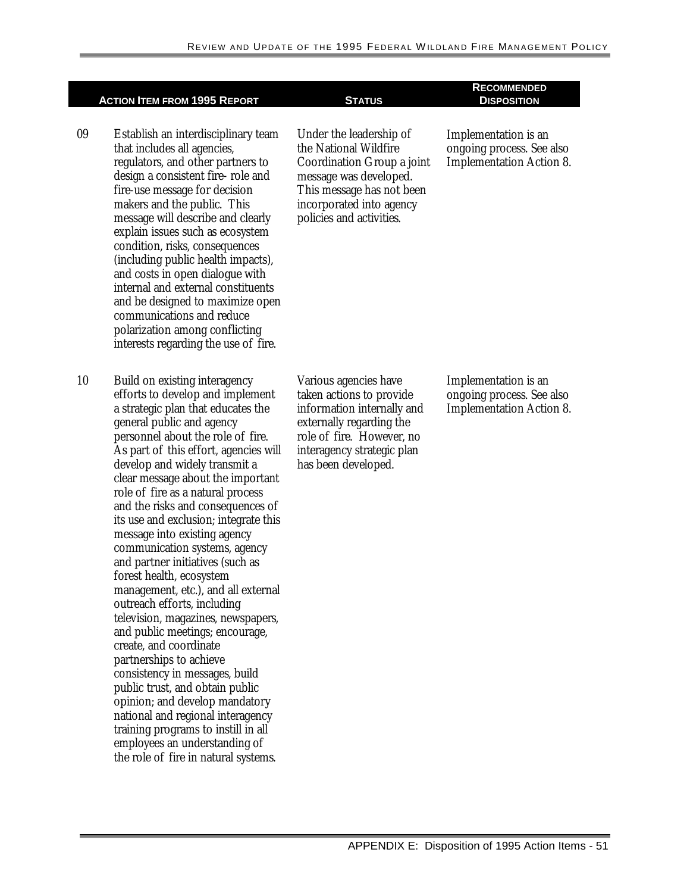| | Action Item from 1995 Report | Status | Recommended Disposition |
|---|---|---|---|
| 09 | Establish an interdisciplinary team that includes all agencies, regulators, and other partners to design a consistent fire- role and fire-use message for decision makers and the public. This message will describe and clearly explain issues such as ecosystem condition, risks, consequences (including public health impacts), and costs in open dialogue with internal and external constituents and be designed to maximize open communications and reduce polarization among conflicting interests regarding the use of fire. | Under the leadership of the National Wildfire Coordination Group a joint message was developed. This message has not been incorporated into agency policies and activities. | Implementation is an ongoing process. See also Implementation Action 8. |
| 10 | Build on existing interagency efforts to develop and implement a strategic plan that educates the general public and agency personnel about the role of fire. As part of this effort, agencies will develop and widely transmit a clear message about the important role of fire as a natural process and the risks and consequences of its use and exclusion; integrate this message into existing agency communication systems, agency and partner initiatives (such as forest health, ecosystem management, etc.), and all external outreach efforts, including television, magazines, newspapers, and public meetings; encourage, create, and coordinate partnerships to achieve consistency in messages, build public trust, and obtain public opinion; and develop mandatory national and regional interagency training programs to instill in all employees an understanding of the role of fire in natural systems. | Various agencies have taken actions to provide information internally and externally regarding the role of fire. However, no interagency strategic plan has been developed. | Implementation is an ongoing process. See also Implementation Action 8. |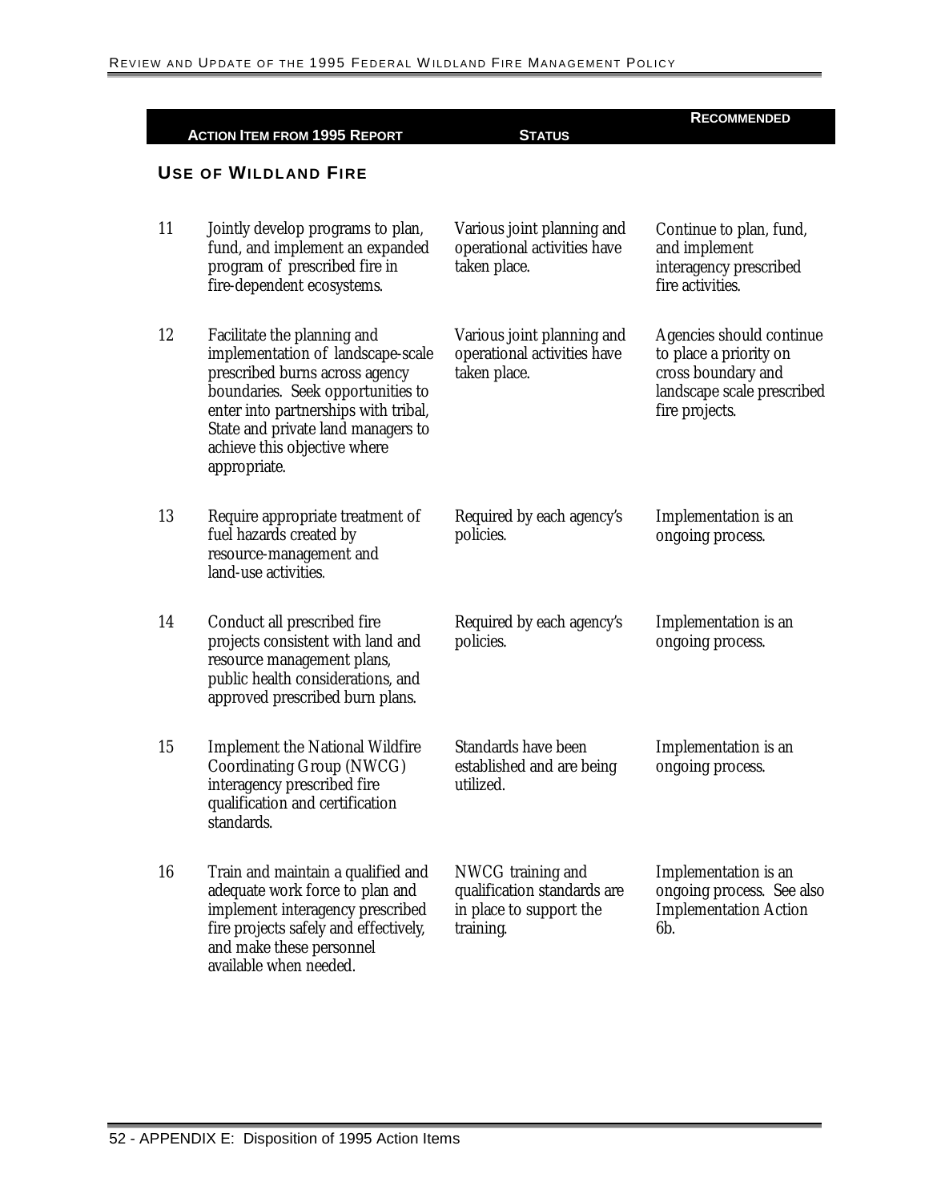| | Action Item from 1995 Report | Status | Recommended |
|---|---|---|---|

## Use of Wildland Fire

| | Action Item from 1995 Report | Status | Recommended |
|---|---|---|---|
| 11 | Jointly develop programs to plan, fund, and implement an expanded program of prescribed fire in fire-dependent ecosystems. | Various joint planning and operational activities have taken place. | Continue to plan, fund, and implement interagency prescribed fire activities. |
| 12 | Facilitate the planning and implementation of landscape-scale prescribed burns across agency boundaries. Seek opportunities to enter into partnerships with tribal, State and private land managers to achieve this objective where appropriate. | Various joint planning and operational activities have taken place. | Agencies should continue to place a priority on cross boundary and landscape scale prescribed fire projects. |
| 13 | Require appropriate treatment of fuel hazards created by resource-management and land-use activities. | Required by each agency's policies. | Implementation is an ongoing process. |
| 14 | Conduct all prescribed fire projects consistent with land and resource management plans, public health considerations, and approved prescribed burn plans. | Required by each agency's policies. | Implementation is an ongoing process. |
| 15 | Implement the National Wildfire Coordinating Group (NWCG) interagency prescribed fire qualification and certification standards. | Standards have been established and are being utilized. | Implementation is an ongoing process. |
| 16 | Train and maintain a qualified and adequate work force to plan and implement interagency prescribed fire projects safely and effectively, and make these personnel available when needed. | NWCG training and qualification standards are in place to support the training. | Implementation is an ongoing process. See also Implementation Action 6b. |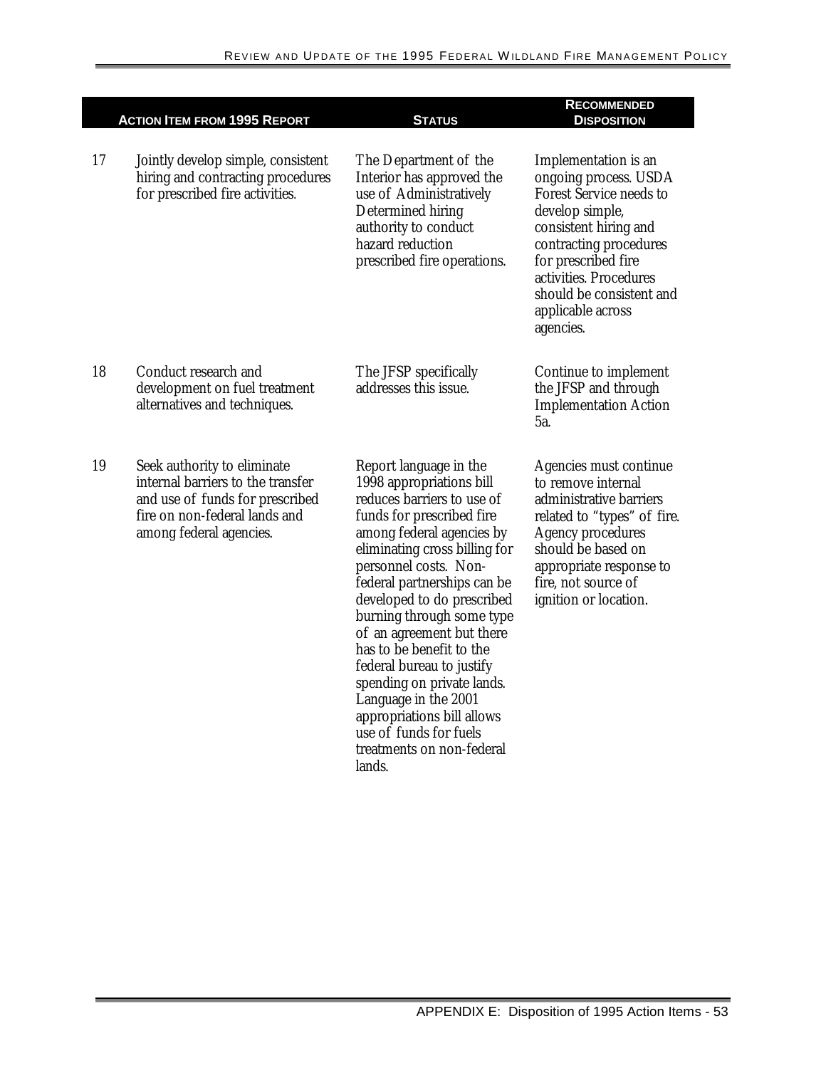| | Action Item from 1995 Report | Status | Recommended Disposition |
|---|---|---|---|
| 17 | Jointly develop simple, consistent hiring and contracting procedures for prescribed fire activities. | The Department of the Interior has approved the use of Administratively Determined hiring authority to conduct hazard reduction prescribed fire operations. | Implementation is an ongoing process. USDA Forest Service needs to develop simple, consistent hiring and contracting procedures for prescribed fire activities. Procedures should be consistent and applicable across agencies. |
| 18 | Conduct research and development on fuel treatment alternatives and techniques. | The JFSP specifically addresses this issue. | Continue to implement the JFSP and through Implementation Action 5a. |
| 19 | Seek authority to eliminate internal barriers to the transfer and use of funds for prescribed fire on non-federal lands and among federal agencies. | Report language in the 1998 appropriations bill reduces barriers to use of funds for prescribed fire among federal agencies by eliminating cross billing for personnel costs. Non-federal partnerships can be developed to do prescribed burning through some type of an agreement but there has to be benefit to the federal bureau to justify spending on private lands. Language in the 2001 appropriations bill allows use of funds for fuels treatments on non-federal lands. | Agencies must continue to remove internal administrative barriers related to "types" of fire. Agency procedures should be based on appropriate response to fire, not source of ignition or location. |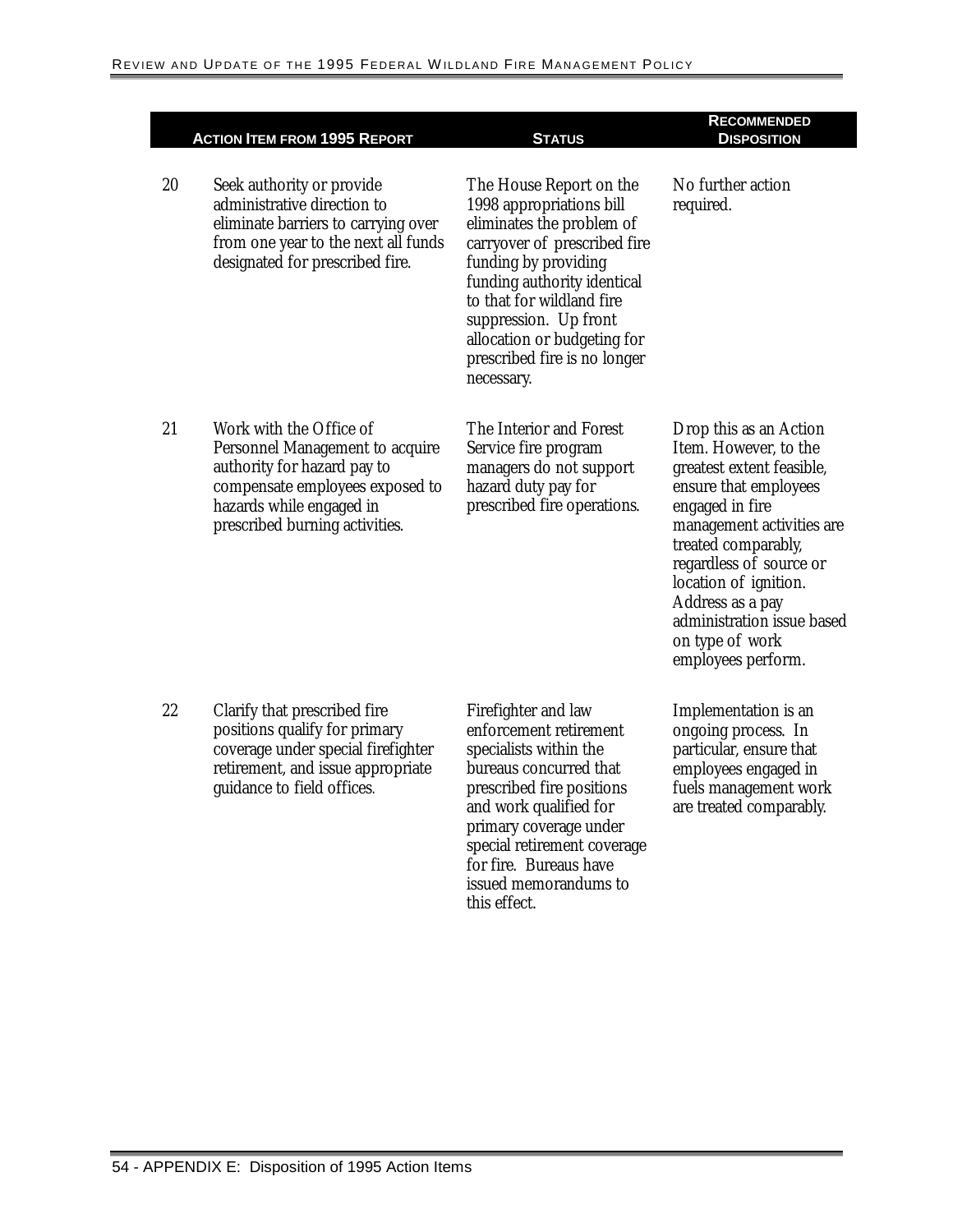| | Action Item from 1995 Report | Status | Recommended Disposition |
|---|---|---|---|
| 20 | Seek authority or provide administrative direction to eliminate barriers to carrying over from one year to the next all funds designated for prescribed fire. | The House Report on the 1998 appropriations bill eliminates the problem of carryover of prescribed fire funding by providing funding authority identical to that for wildland fire suppression. Up front allocation or budgeting for prescribed fire is no longer necessary. | No further action required. |
| 21 | Work with the Office of Personnel Management to acquire authority for hazard pay to compensate employees exposed to hazards while engaged in prescribed burning activities. | The Interior and Forest Service fire program managers do not support hazard duty pay for prescribed fire operations. | Drop this as an Action Item. However, to the greatest extent feasible, ensure that employees engaged in fire management activities are treated comparably, regardless of source or location of ignition. Address as a pay administration issue based on type of work employees perform. |
| 22 | Clarify that prescribed fire positions qualify for primary coverage under special firefighter retirement, and issue appropriate guidance to field offices. | Firefighter and law enforcement retirement specialists within the bureaus concurred that prescribed fire positions and work qualified for primary coverage under special retirement coverage for fire. Bureaus have issued memorandums to this effect. | Implementation is an ongoing process. In particular, ensure that employees engaged in fuels management work are treated comparably. |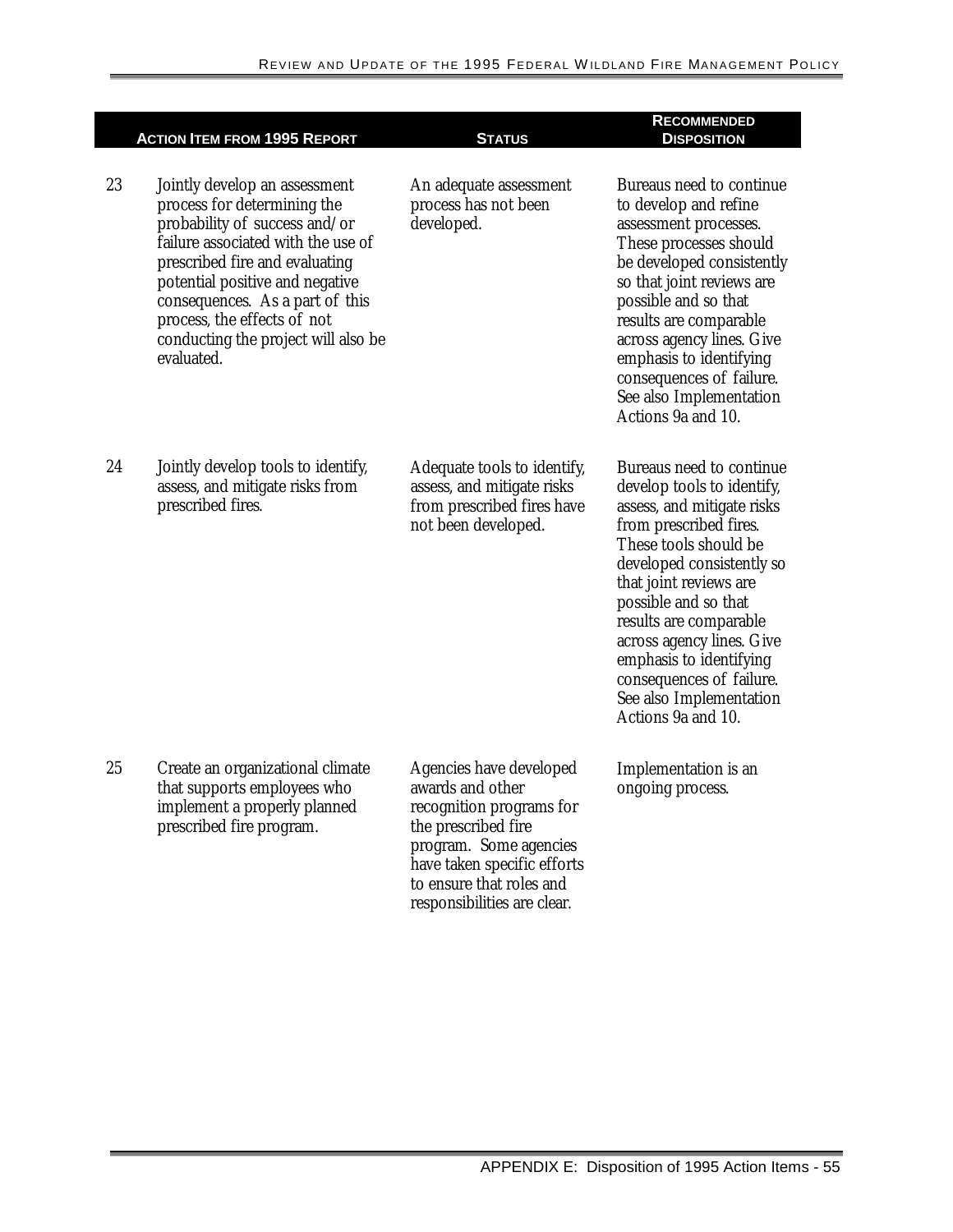| | Action Item from 1995 Report | Status | Recommended Disposition |
|---|---|---|---|
| 23 | Jointly develop an assessment process for determining the probability of success and/or failure associated with the use of prescribed fire and evaluating potential positive and negative consequences. As a part of this process, the effects of not conducting the project will also be evaluated. | An adequate assessment process has not been developed. | Bureaus need to continue to develop and refine assessment processes. These processes should be developed consistently so that joint reviews are possible and so that results are comparable across agency lines. Give emphasis to identifying consequences of failure. See also Implementation Actions 9a and 10. |
| 24 | Jointly develop tools to identify, assess, and mitigate risks from prescribed fires. | Adequate tools to identify, assess, and mitigate risks from prescribed fires have not been developed. | Bureaus need to continue develop tools to identify, assess, and mitigate risks from prescribed fires. These tools should be developed consistently so that joint reviews are possible and so that results are comparable across agency lines. Give emphasis to identifying consequences of failure. See also Implementation Actions 9a and 10. |
| 25 | Create an organizational climate that supports employees who implement a properly planned prescribed fire program. | Agencies have developed awards and other recognition programs for the prescribed fire program. Some agencies have taken specific efforts to ensure that roles and responsibilities are clear. | Implementation is an ongoing process. |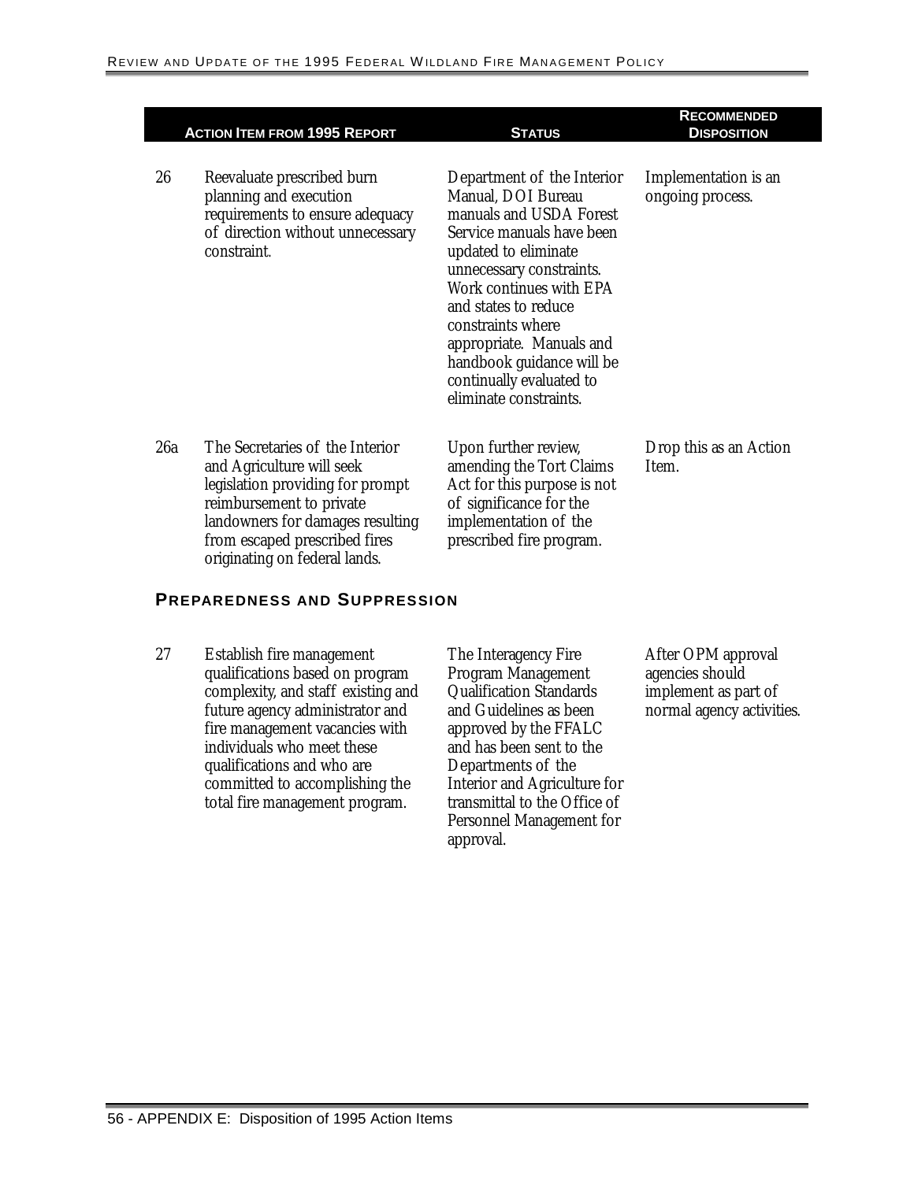| | Action Item from 1995 Report | Status | Recommended Disposition |
|---|---|---|---|
| 26 | Reevaluate prescribed burn planning and execution requirements to ensure adequacy of direction without unnecessary constraint. | Department of the Interior Manual, DOI Bureau manuals and USDA Forest Service manuals have been updated to eliminate unnecessary constraints. Work continues with EPA and states to reduce constraints where appropriate. Manuals and handbook guidance will be continually evaluated to eliminate constraints. | Implementation is an ongoing process. |
| 26a | The Secretaries of the Interior and Agriculture will seek legislation providing for prompt reimbursement to private landowners for damages resulting from escaped prescribed fires originating on federal lands. | Upon further review, amending the Tort Claims Act for this purpose is not of significance for the implementation of the prescribed fire program. | Drop this as an Action Item. |

## Preparedness and Suppression

| | Action Item from 1995 Report | Status | Recommended Disposition |
|---|---|---|---|
| 27 | Establish fire management qualifications based on program complexity, and staff existing and future agency administrator and fire management vacancies with individuals who meet these qualifications and who are committed to accomplishing the total fire management program. | The Interagency Fire Program Management Qualification Standards and Guidelines as been approved by the FFALC and has been sent to the Departments of the Interior and Agriculture for transmittal to the Office of Personnel Management for approval. | After OPM approval agencies should implement as part of normal agency activities. |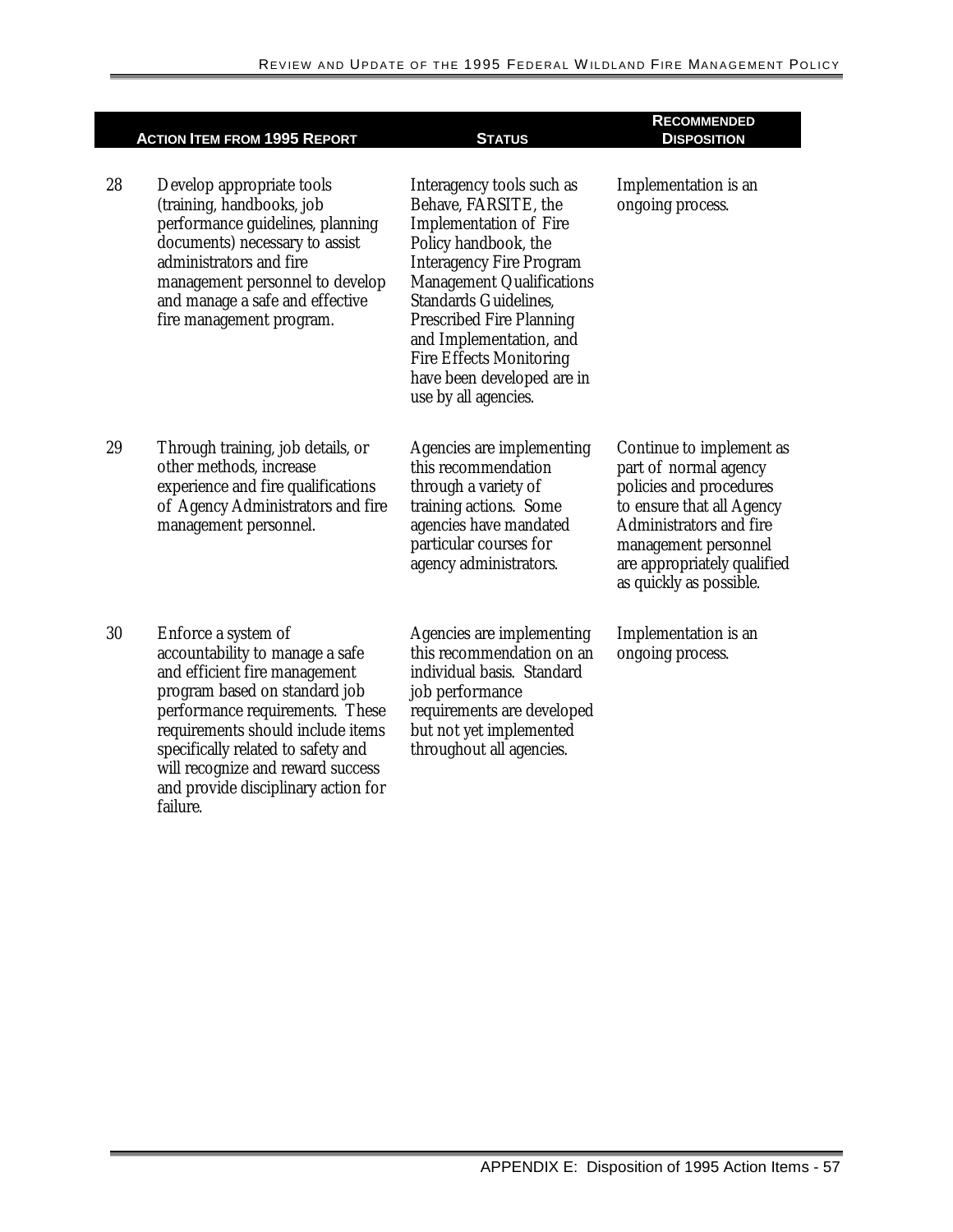| | Action Item from 1995 Report | Status | Recommended Disposition |
|---|---|---|---|
| 28 | Develop appropriate tools (training, handbooks, job performance guidelines, planning documents) necessary to assist administrators and fire management personnel to develop and manage a safe and effective fire management program. | Interagency tools such as Behave, FARSITE, the Implementation of Fire Policy handbook, the Interagency Fire Program Management Qualifications Standards Guidelines, Prescribed Fire Planning and Implementation, and Fire Effects Monitoring have been developed are in use by all agencies. | Implementation is an ongoing process. |
| 29 | Through training, job details, or other methods, increase experience and fire qualifications of Agency Administrators and fire management personnel. | Agencies are implementing this recommendation through a variety of training actions. Some agencies have mandated particular courses for agency administrators. | Continue to implement as part of normal agency policies and procedures to ensure that all Agency Administrators and fire management personnel are appropriately qualified as quickly as possible. |
| 30 | Enforce a system of accountability to manage a safe and efficient fire management program based on standard job performance requirements. These requirements should include items specifically related to safety and will recognize and reward success and provide disciplinary action for failure. | Agencies are implementing this recommendation on an individual basis. Standard job performance requirements are developed but not yet implemented throughout all agencies. | Implementation is an ongoing process. |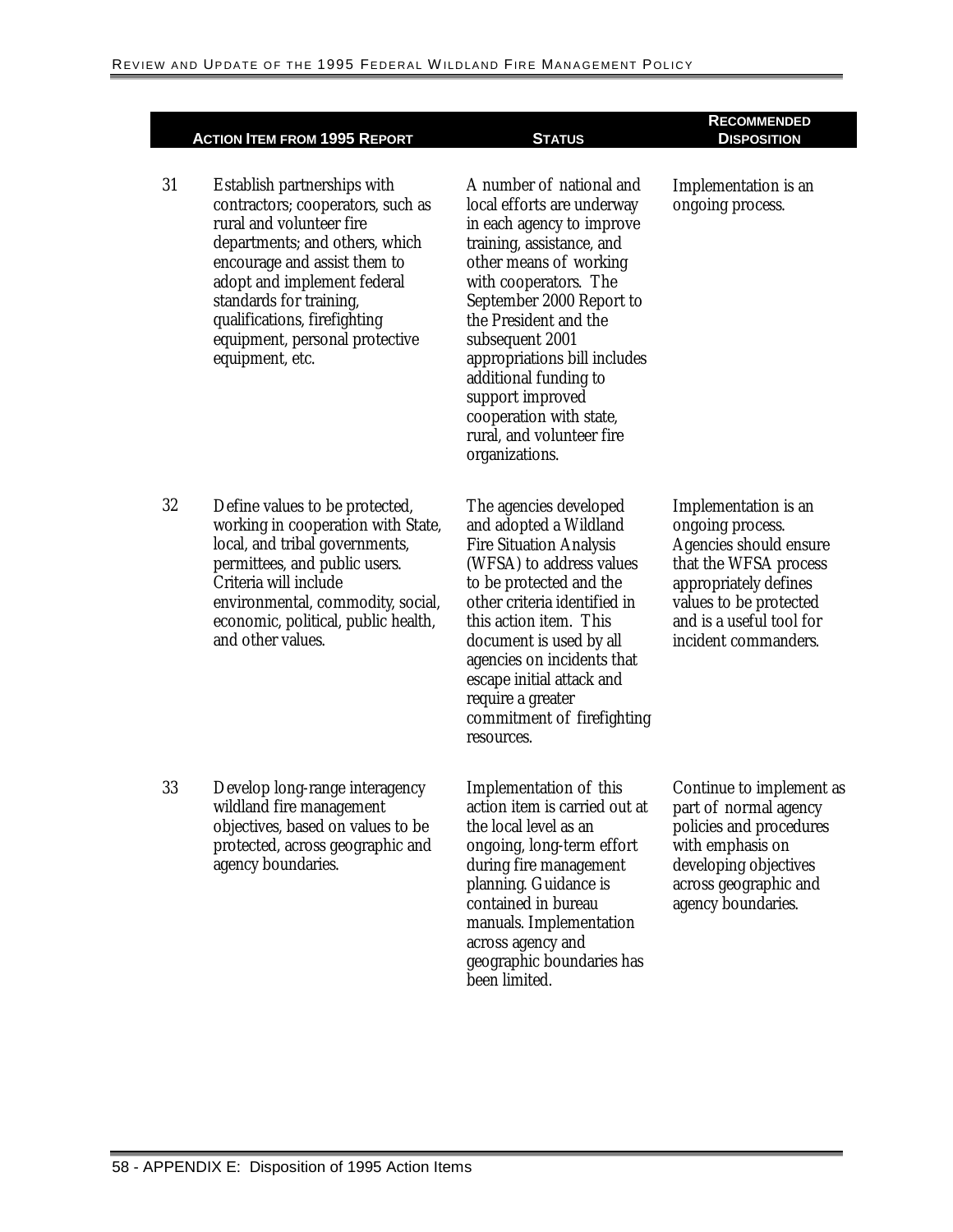| | Action Item from 1995 Report | Status | Recommended Disposition |
|---|---|---|---|
| 31 | Establish partnerships with contractors; cooperators, such as rural and volunteer fire departments; and others, which encourage and assist them to adopt and implement federal standards for training, qualifications, firefighting equipment, personal protective equipment, etc. | A number of national and local efforts are underway in each agency to improve training, assistance, and other means of working with cooperators. The September 2000 Report to the President and the subsequent 2001 appropriations bill includes additional funding to support improved cooperation with state, rural, and volunteer fire organizations. | Implementation is an ongoing process. |
| 32 | Define values to be protected, working in cooperation with State, local, and tribal governments, permittees, and public users. Criteria will include environmental, commodity, social, economic, political, public health, and other values. | The agencies developed and adopted a Wildland Fire Situation Analysis (WFSA) to address values to be protected and the other criteria identified in this action item. This document is used by all agencies on incidents that escape initial attack and require a greater commitment of firefighting resources. | Implementation is an ongoing process. Agencies should ensure that the WFSA process appropriately defines values to be protected and is a useful tool for incident commanders. |
| 33 | Develop long-range interagency wildland fire management objectives, based on values to be protected, across geographic and agency boundaries. | Implementation of this action item is carried out at the local level as an ongoing, long-term effort during fire management planning. Guidance is contained in bureau manuals. Implementation across agency and geographic boundaries has been limited. | Continue to implement as part of normal agency policies and procedures with emphasis on developing objectives across geographic and agency boundaries. |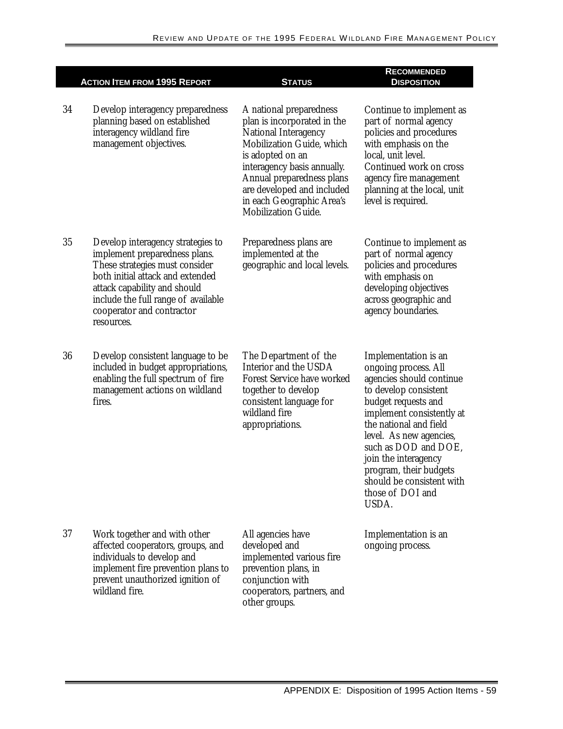| | Action Item from 1995 Report | Status | Recommended Disposition |
|---|---|---|---|
| 34 | Develop interagency preparedness planning based on established interagency wildland fire management objectives. | A national preparedness plan is incorporated in the National Interagency Mobilization Guide, which is adopted on an interagency basis annually. Annual preparedness plans are developed and included in each Geographic Area's Mobilization Guide. | Continue to implement as part of normal agency policies and procedures with emphasis on the local, unit level. Continued work on cross agency fire management planning at the local, unit level is required. |
| 35 | Develop interagency strategies to implement preparedness plans. These strategies must consider both initial attack and extended attack capability and should include the full range of available cooperator and contractor resources. | Preparedness plans are implemented at the geographic and local levels. | Continue to implement as part of normal agency policies and procedures with emphasis on developing objectives across geographic and agency boundaries. |
| 36 | Develop consistent language to be included in budget appropriations, enabling the full spectrum of fire management actions on wildland fires. | The Department of the Interior and the USDA Forest Service have worked together to develop consistent language for wildland fire appropriations. | Implementation is an ongoing process. All agencies should continue to develop consistent budget requests and implement consistently at the national and field level. As new agencies, such as DOD and DOE, join the interagency program, their budgets should be consistent with those of DOI and USDA. |
| 37 | Work together and with other affected cooperators, groups, and individuals to develop and implement fire prevention plans to prevent unauthorized ignition of wildland fire. | All agencies have developed and implemented various fire prevention plans, in conjunction with cooperators, partners, and other groups. | Implementation is an ongoing process. |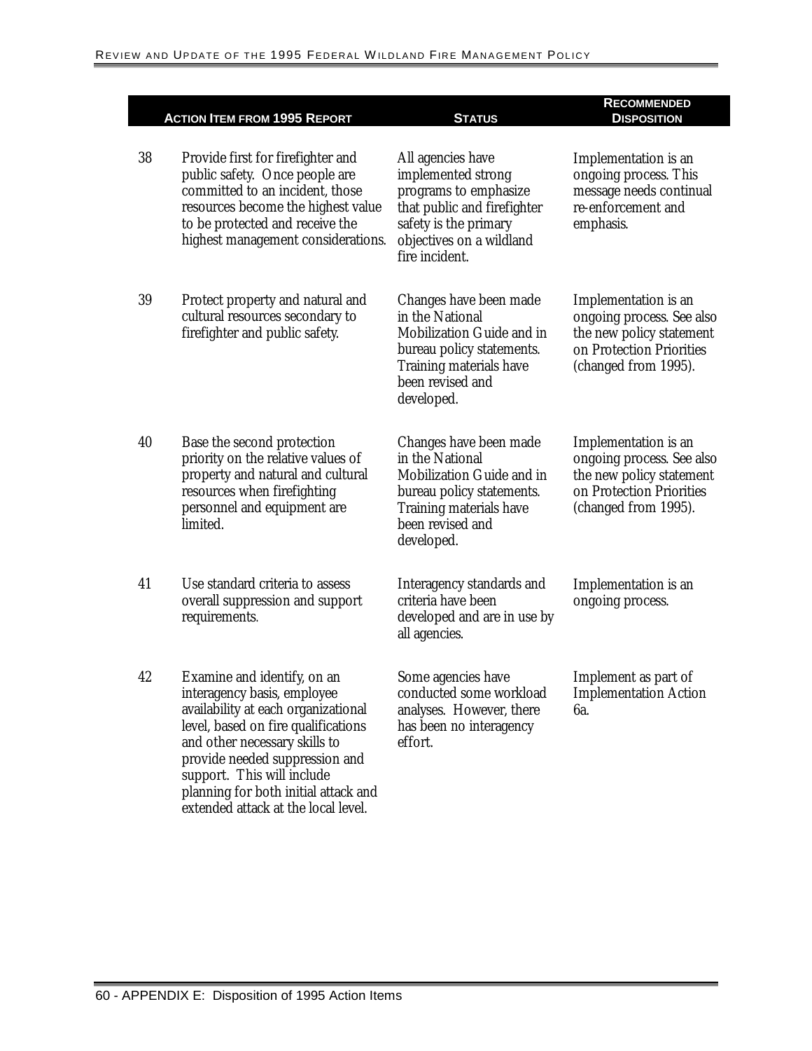| | Action Item from 1995 Report | Status | Recommended Disposition |
|---|---|---|---|
| 38 | Provide first for firefighter and public safety. Once people are committed to an incident, those resources become the highest value to be protected and receive the highest management considerations. | All agencies have implemented strong programs to emphasize that public and firefighter safety is the primary objectives on a wildland fire incident. | Implementation is an ongoing process. This message needs continual re-enforcement and emphasis. |
| 39 | Protect property and natural and cultural resources secondary to firefighter and public safety. | Changes have been made in the National Mobilization Guide and in bureau policy statements. Training materials have been revised and developed. | Implementation is an ongoing process. See also the new policy statement on Protection Priorities (changed from 1995). |
| 40 | Base the second protection priority on the relative values of property and natural and cultural resources when firefighting personnel and equipment are limited. | Changes have been made in the National Mobilization Guide and in bureau policy statements. Training materials have been revised and developed. | Implementation is an ongoing process. See also the new policy statement on Protection Priorities (changed from 1995). |
| 41 | Use standard criteria to assess overall suppression and support requirements. | Interagency standards and criteria have been developed and are in use by all agencies. | Implementation is an ongoing process. |
| 42 | Examine and identify, on an interagency basis, employee availability at each organizational level, based on fire qualifications and other necessary skills to provide needed suppression and support. This will include planning for both initial attack and extended attack at the local level. | Some agencies have conducted some workload analyses. However, there has been no interagency effort. | Implement as part of Implementation Action 6a. |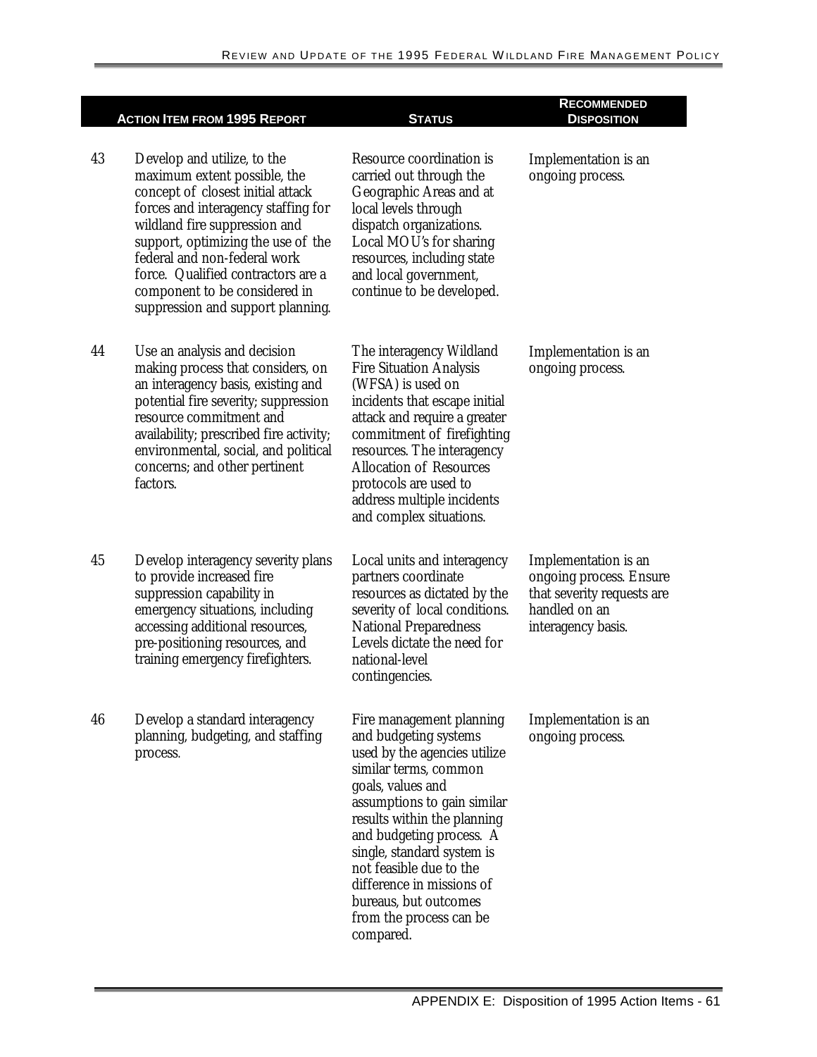| | Action Item from 1995 Report | Status | Recommended Disposition |
|---|---|---|---|
| 43 | Develop and utilize, to the maximum extent possible, the concept of closest initial attack forces and interagency staffing for wildland fire suppression and support, optimizing the use of the federal and non-federal work force. Qualified contractors are a component to be considered in suppression and support planning. | Resource coordination is carried out through the Geographic Areas and at local levels through dispatch organizations. Local MOU's for sharing resources, including state and local government, continue to be developed. | Implementation is an ongoing process. |
| 44 | Use an analysis and decision making process that considers, on an interagency basis, existing and potential fire severity; suppression resource commitment and availability; prescribed fire activity; environmental, social, and political concerns; and other pertinent factors. | The interagency Wildland Fire Situation Analysis (WFSA) is used on incidents that escape initial attack and require a greater commitment of firefighting resources. The interagency Allocation of Resources protocols are used to address multiple incidents and complex situations. | Implementation is an ongoing process. |
| 45 | Develop interagency severity plans to provide increased fire suppression capability in emergency situations, including accessing additional resources, pre-positioning resources, and training emergency firefighters. | Local units and interagency partners coordinate resources as dictated by the severity of local conditions. National Preparedness Levels dictate the need for national-level contingencies. | Implementation is an ongoing process. Ensure that severity requests are handled on an interagency basis. |
| 46 | Develop a standard interagency planning, budgeting, and staffing process. | Fire management planning and budgeting systems used by the agencies utilize similar terms, common goals, values and assumptions to gain similar results within the planning and budgeting process. A single, standard system is not feasible due to the difference in missions of bureaus, but outcomes from the process can be compared. | Implementation is an ongoing process. |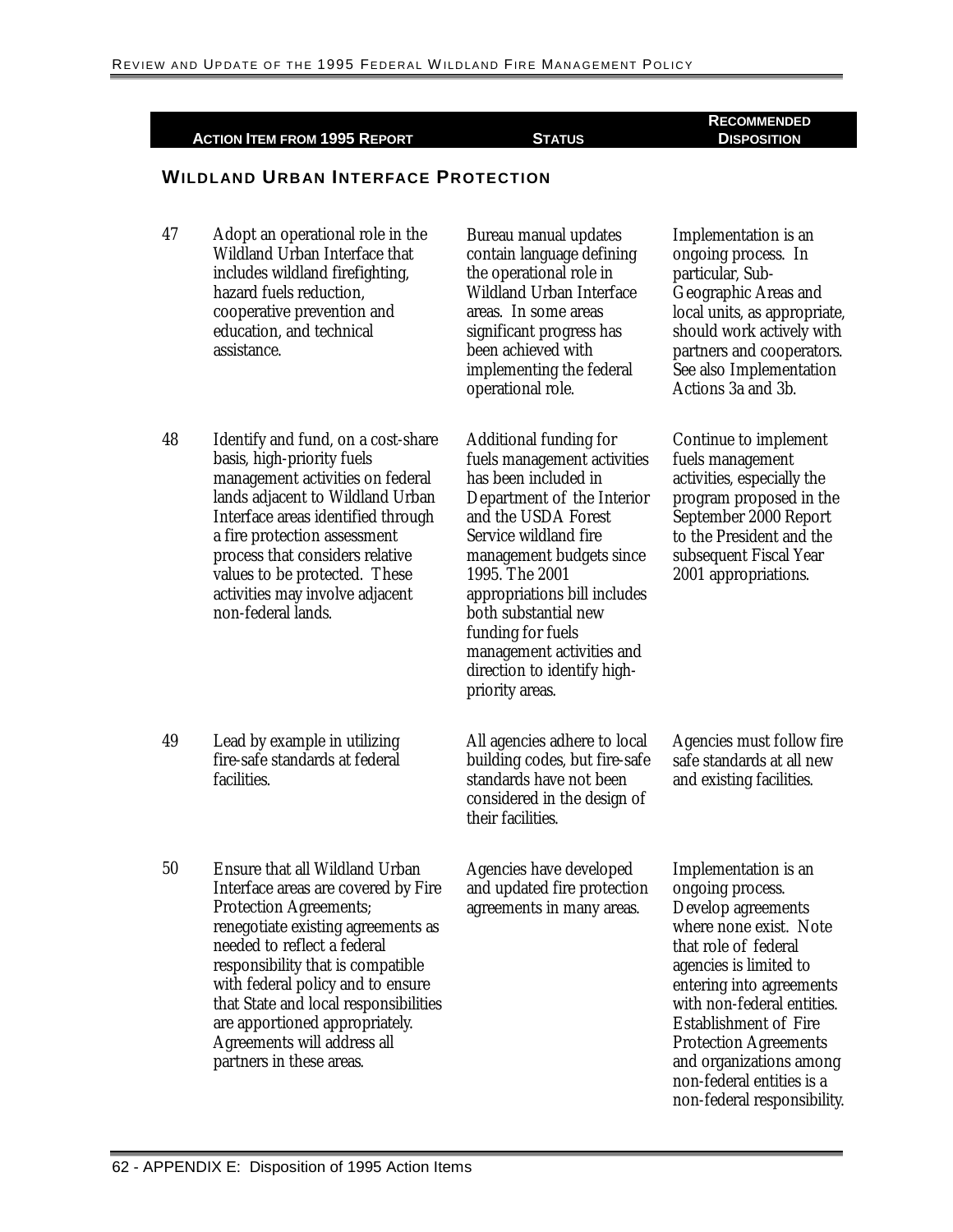| | Action Item from 1995 Report | Status | Recommended Disposition |
|---|---|---|---|

## Wildland Urban Interface Protection

| | Action Item from 1995 Report | Status | Recommended Disposition |
|---|---|---|---|
| 47 | Adopt an operational role in the Wildland Urban Interface that includes wildland firefighting, hazard fuels reduction, cooperative prevention and education, and technical assistance. | Bureau manual updates contain language defining the operational role in Wildland Urban Interface areas. In some areas significant progress has been achieved with implementing the federal operational role. | Implementation is an ongoing process. In particular, Sub-Geographic Areas and local units, as appropriate, should work actively with partners and cooperators. See also Implementation Actions 3a and 3b. |
| 48 | Identify and fund, on a cost-share basis, high-priority fuels management activities on federal lands adjacent to Wildland Urban Interface areas identified through a fire protection assessment process that considers relative values to be protected. These activities may involve adjacent non-federal lands. | Additional funding for fuels management activities has been included in Department of the Interior and the USDA Forest Service wildland fire management budgets since 1995. The 2001 appropriations bill includes both substantial new funding for fuels management activities and direction to identify high-priority areas. | Continue to implement fuels management activities, especially the program proposed in the September 2000 Report to the President and the subsequent Fiscal Year 2001 appropriations. |
| 49 | Lead by example in utilizing fire-safe standards at federal facilities. | All agencies adhere to local building codes, but fire-safe standards have not been considered in the design of their facilities. | Agencies must follow fire safe standards at all new and existing facilities. |
| 50 | Ensure that all Wildland Urban Interface areas are covered by Fire Protection Agreements; renegotiate existing agreements as needed to reflect a federal responsibility that is compatible with federal policy and to ensure that State and local responsibilities are apportioned appropriately. Agreements will address all partners in these areas. | Agencies have developed and updated fire protection agreements in many areas. | Implementation is an ongoing process. Develop agreements where none exist. Note that role of federal agencies is limited to entering into agreements with non-federal entities. Establishment of Fire Protection Agreements and organizations among non-federal entities is a non-federal responsibility. |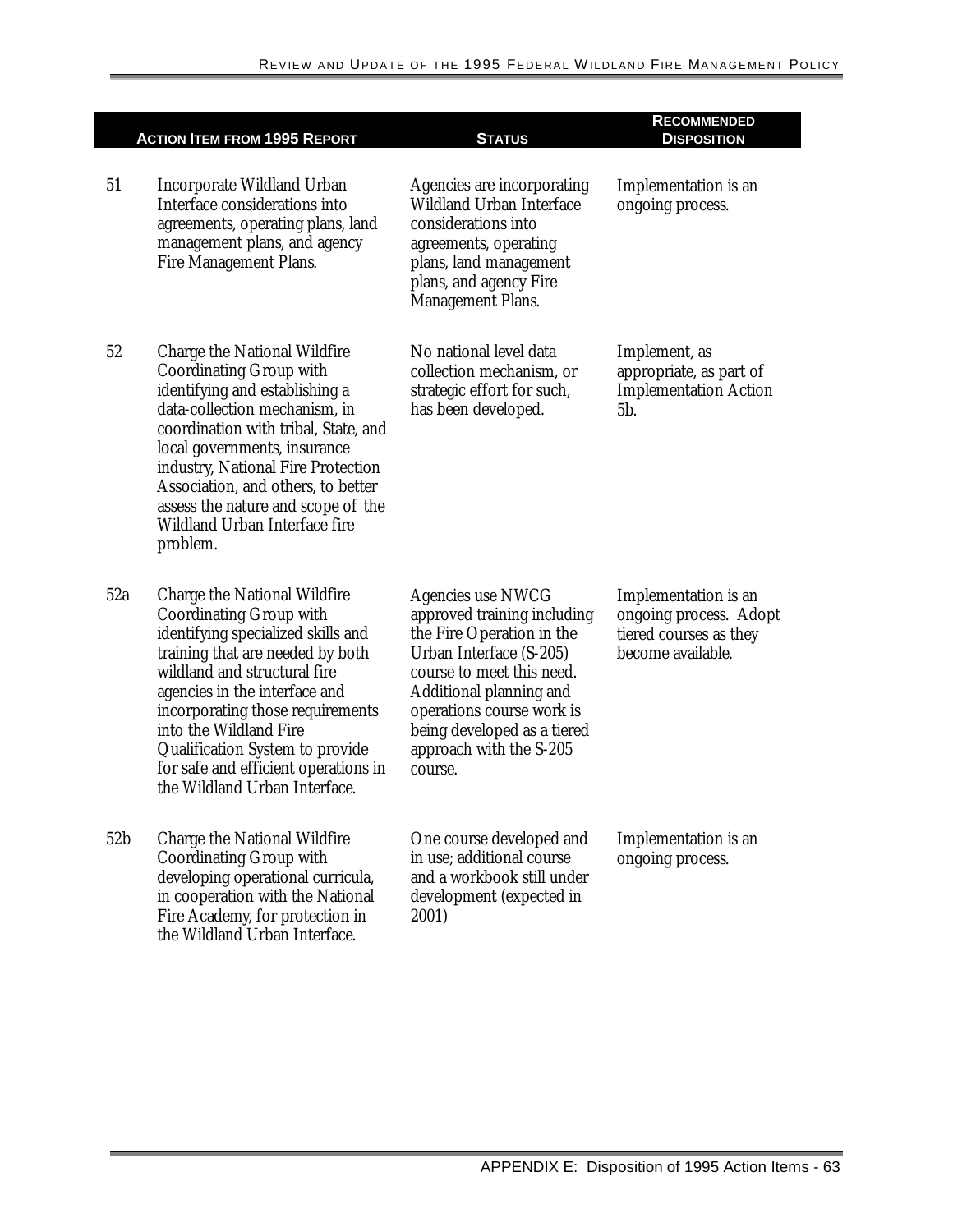| | Action Item from 1995 Report | Status | Recommended Disposition |
|---|---|---|---|
| 51 | Incorporate Wildland Urban Interface considerations into agreements, operating plans, land management plans, and agency Fire Management Plans. | Agencies are incorporating Wildland Urban Interface considerations into agreements, operating plans, land management plans, and agency Fire Management Plans. | Implementation is an ongoing process. |
| 52 | Charge the National Wildfire Coordinating Group with identifying and establishing a data-collection mechanism, in coordination with tribal, State, and local governments, insurance industry, National Fire Protection Association, and others, to better assess the nature and scope of the Wildland Urban Interface fire problem. | No national level data collection mechanism, or strategic effort for such, has been developed. | Implement, as appropriate, as part of Implementation Action 5b. |
| 52a | Charge the National Wildfire Coordinating Group with identifying specialized skills and training that are needed by both wildland and structural fire agencies in the interface and incorporating those requirements into the Wildland Fire Qualification System to provide for safe and efficient operations in the Wildland Urban Interface. | Agencies use NWCG approved training including the Fire Operation in the Urban Interface (S-205) course to meet this need. Additional planning and operations course work is being developed as a tiered approach with the S-205 course. | Implementation is an ongoing process. Adopt tiered courses as they become available. |
| 52b | Charge the National Wildfire Coordinating Group with developing operational curricula, in cooperation with the National Fire Academy, for protection in the Wildland Urban Interface. | One course developed and in use; additional course and a workbook still under development (expected in 2001) | Implementation is an ongoing process. |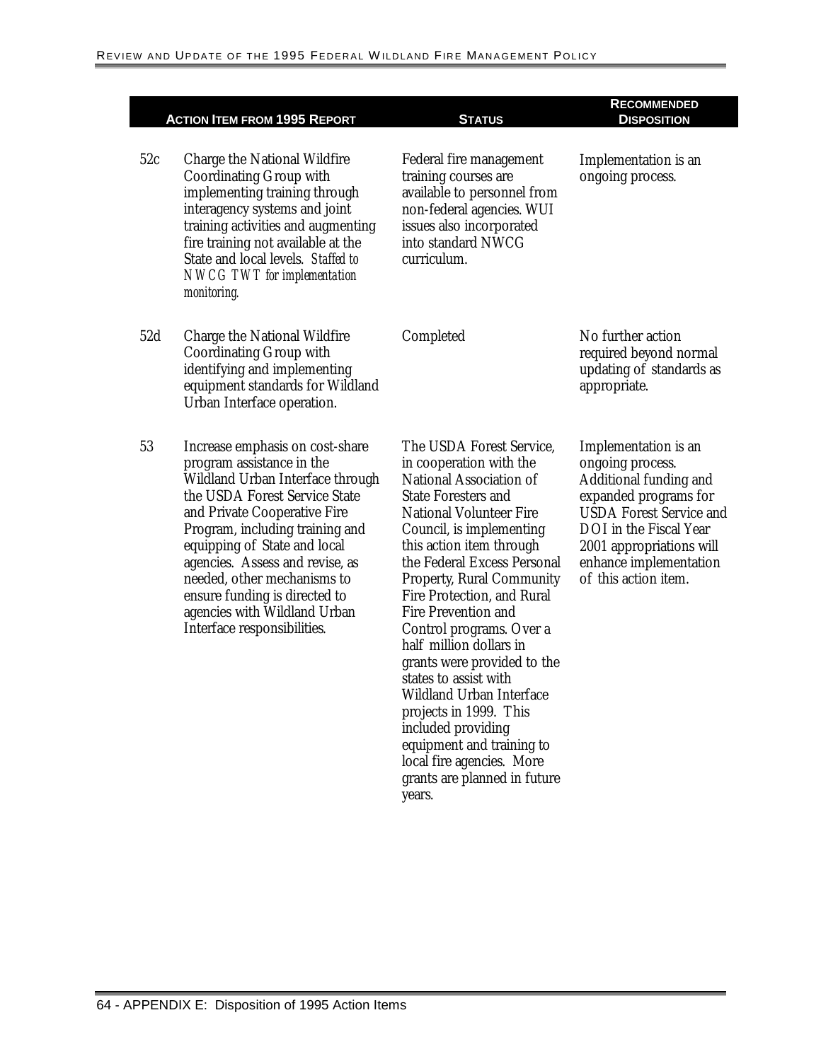| | **Action Item from 1995 Report** | **Status** | **Recommended Disposition** |
|---|---|---|---|
| 52c | Charge the National Wildfire Coordinating Group with implementing training through interagency systems and joint training activities and augmenting fire training not available at the State and local levels. *Staffed to NWCG TWT for implementation monitoring.* | Federal fire management training courses are available to personnel from non-federal agencies. WUI issues also incorporated into standard NWCG curriculum. | Implementation is an ongoing process. |
| 52d | Charge the National Wildfire Coordinating Group with identifying and implementing equipment standards for Wildland Urban Interface operation. | Completed | No further action required beyond normal updating of standards as appropriate. |
| 53 | Increase emphasis on cost-share program assistance in the Wildland Urban Interface through the USDA Forest Service State and Private Cooperative Fire Program, including training and equipping of State and local agencies. Assess and revise, as needed, other mechanisms to ensure funding is directed to agencies with Wildland Urban Interface responsibilities. | The USDA Forest Service, in cooperation with the National Association of State Foresters and National Volunteer Fire Council, is implementing this action item through the Federal Excess Personal Property, Rural Community Fire Protection, and Rural Fire Prevention and Control programs. Over a half million dollars in grants were provided to the states to assist with Wildland Urban Interface projects in 1999. This included providing equipment and training to local fire agencies. More grants are planned in future years. | Implementation is an ongoing process. Additional funding and expanded programs for USDA Forest Service and DOI in the Fiscal Year 2001 appropriations will enhance implementation of this action item. |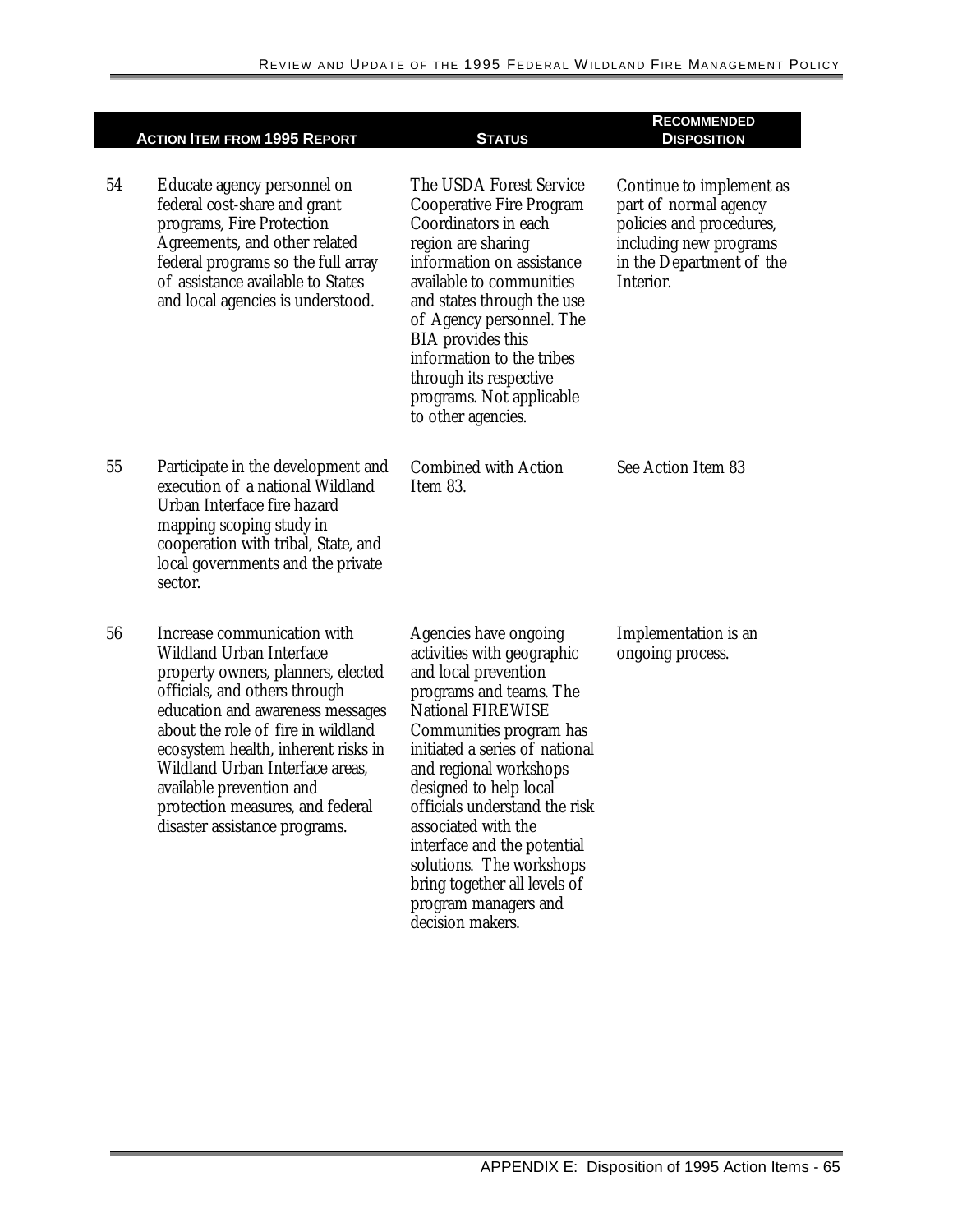| | Action Item from 1995 Report | Status | Recommended Disposition |
|---|---|---|---|
| 54 | Educate agency personnel on federal cost-share and grant programs, Fire Protection Agreements, and other related federal programs so the full array of assistance available to States and local agencies is understood. | The USDA Forest Service Cooperative Fire Program Coordinators in each region are sharing information on assistance available to communities and states through the use of Agency personnel. The BIA provides this information to the tribes through its respective programs. Not applicable to other agencies. | Continue to implement as part of normal agency policies and procedures, including new programs in the Department of the Interior. |
| 55 | Participate in the development and execution of a national Wildland Urban Interface fire hazard mapping scoping study in cooperation with tribal, State, and local governments and the private sector. | Combined with Action Item 83. | See Action Item 83 |
| 56 | Increase communication with Wildland Urban Interface property owners, planners, elected officials, and others through education and awareness messages about the role of fire in wildland ecosystem health, inherent risks in Wildland Urban Interface areas, available prevention and protection measures, and federal disaster assistance programs. | Agencies have ongoing activities with geographic and local prevention programs and teams. The National FIREWISE Communities program has initiated a series of national and regional workshops designed to help local officials understand the risk associated with the interface and the potential solutions. The workshops bring together all levels of program managers and decision makers. | Implementation is an ongoing process. |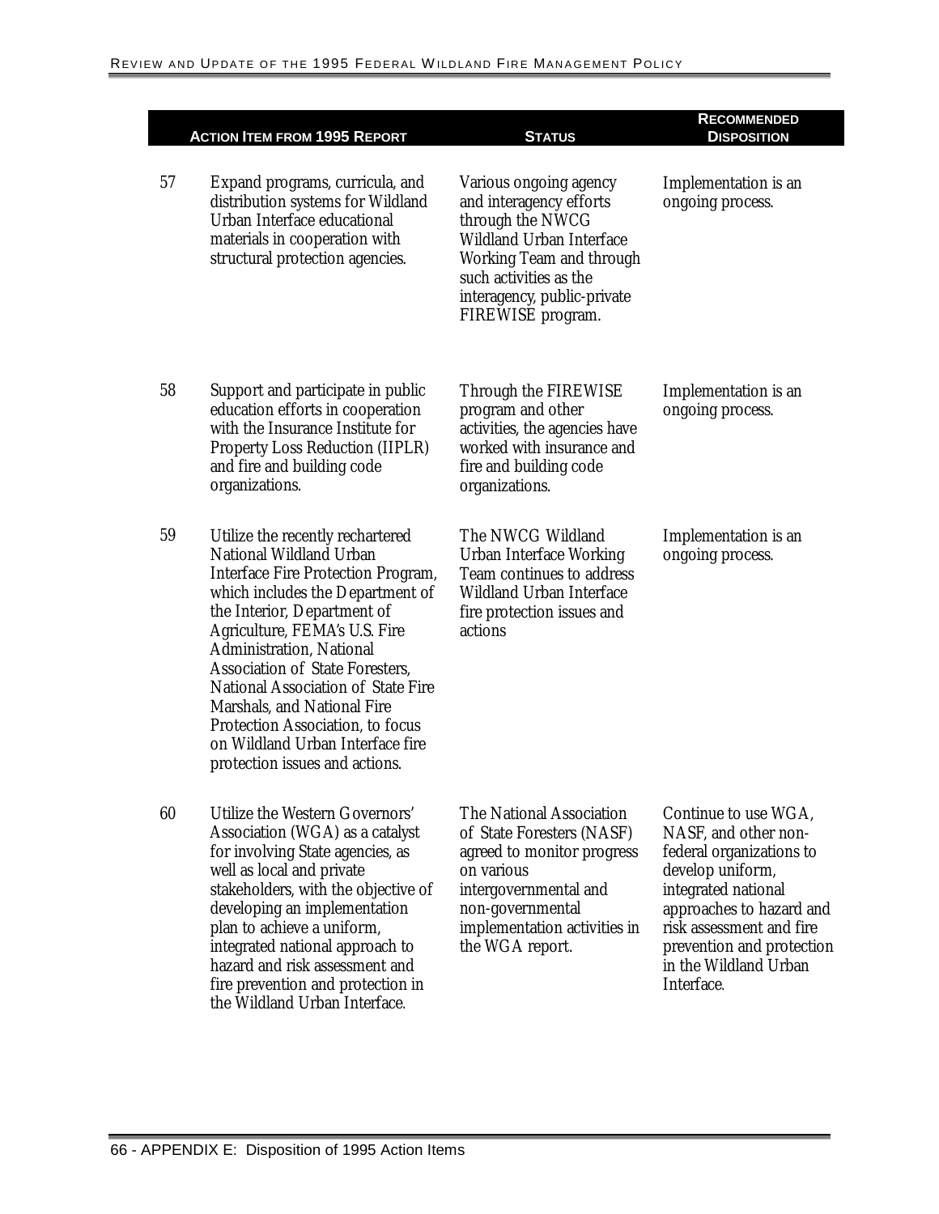| | Action Item from 1995 Report | Status | Recommended Disposition |
|---|---|---|---|
| 57 | Expand programs, curricula, and distribution systems for Wildland Urban Interface educational materials in cooperation with structural protection agencies. | Various ongoing agency and interagency efforts through the NWCG Wildland Urban Interface Working Team and through such activities as the interagency, public-private FIREWISE program. | Implementation is an ongoing process. |
| 58 | Support and participate in public education efforts in cooperation with the Insurance Institute for Property Loss Reduction (IIPLR) and fire and building code organizations. | Through the FIREWISE program and other activities, the agencies have worked with insurance and fire and building code organizations. | Implementation is an ongoing process. |
| 59 | Utilize the recently rechartered National Wildland Urban Interface Fire Protection Program, which includes the Department of the Interior, Department of Agriculture, FEMA's U.S. Fire Administration, National Association of State Foresters, National Association of State Fire Marshals, and National Fire Protection Association, to focus on Wildland Urban Interface fire protection issues and actions. | The NWCG Wildland Urban Interface Working Team continues to address Wildland Urban Interface fire protection issues and actions | Implementation is an ongoing process. |
| 60 | Utilize the Western Governors' Association (WGA) as a catalyst for involving State agencies, as well as local and private stakeholders, with the objective of developing an implementation plan to achieve a uniform, integrated national approach to hazard and risk assessment and fire prevention and protection in the Wildland Urban Interface. | The National Association of State Foresters (NASF) agreed to monitor progress on various intergovernmental and non-governmental implementation activities in the WGA report. | Continue to use WGA, NASF, and other non-federal organizations to develop uniform, integrated national approaches to hazard and risk assessment and fire prevention and protection in the Wildland Urban Interface. |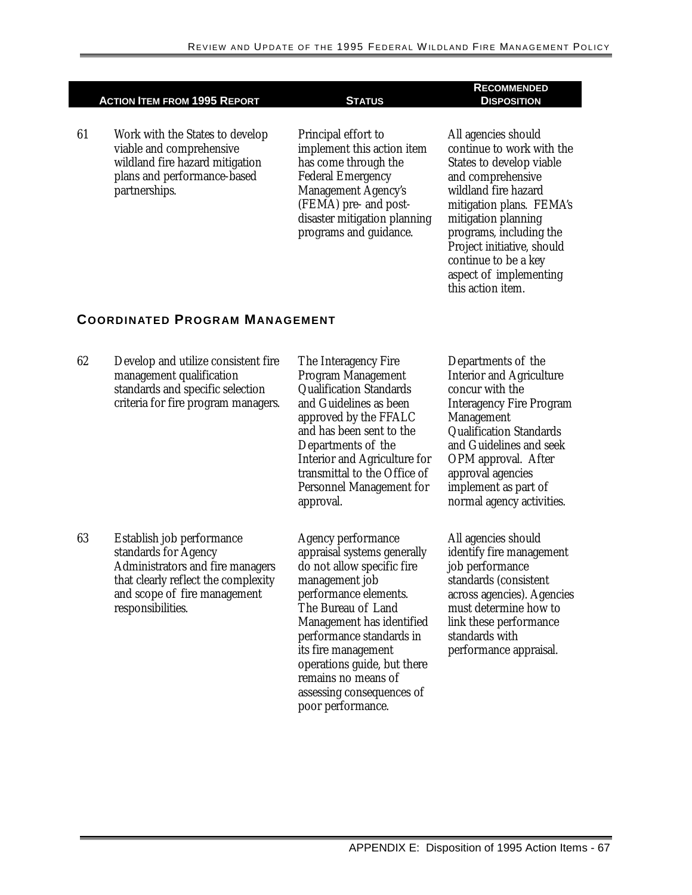| | Action Item from 1995 Report | Status | Recommended Disposition |
|---|---|---|---|
| 61 | Work with the States to develop viable and comprehensive wildland fire hazard mitigation plans and performance-based partnerships. | Principal effort to implement this action item has come through the Federal Emergency Management Agency's (FEMA) pre- and post-disaster mitigation planning programs and guidance. | All agencies should continue to work with the States to develop viable and comprehensive wildland fire hazard mitigation plans. FEMA's mitigation planning programs, including the Project initiative, should continue to be a key aspect of implementing this action item. |

## Coordinated Program Management

| | Action Item from 1995 Report | Status | Recommended Disposition |
|---|---|---|---|
| 62 | Develop and utilize consistent fire management qualification standards and specific selection criteria for fire program managers. | The Interagency Fire Program Management Qualification Standards and Guidelines as been approved by the FFALC and has been sent to the Departments of the Interior and Agriculture for transmittal to the Office of Personnel Management for approval. | Departments of the Interior and Agriculture concur with the Interagency Fire Program Management Qualification Standards and Guidelines and seek OPM approval. After approval agencies implement as part of normal agency activities. |
| 63 | Establish job performance standards for Agency Administrators and fire managers that clearly reflect the complexity and scope of fire management responsibilities. | Agency performance appraisal systems generally do not allow specific fire management job performance elements. The Bureau of Land Management has identified performance standards in its fire management operations guide, but there remains no means of assessing consequences of poor performance. | All agencies should identify fire management job performance standards (consistent across agencies). Agencies must determine how to link these performance standards with performance appraisal. |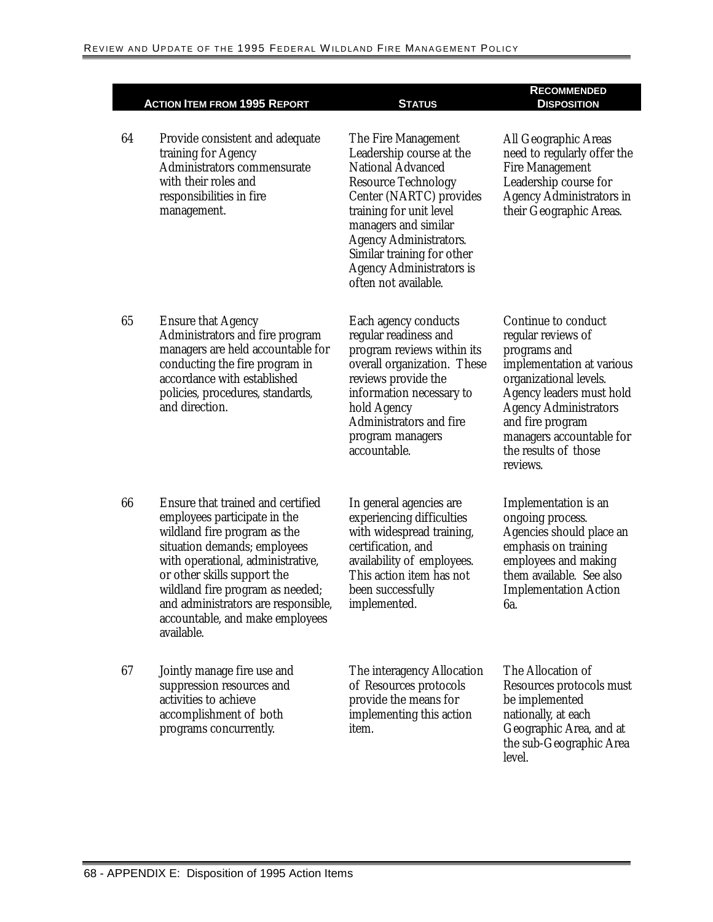| | Action Item from 1995 Report | Status | Recommended Disposition |
|---|---|---|---|
| 64 | Provide consistent and adequate training for Agency Administrators commensurate with their roles and responsibilities in fire management. | The Fire Management Leadership course at the National Advanced Resource Technology Center (NARTC) provides training for unit level managers and similar Agency Administrators. Similar training for other Agency Administrators is often not available. | All Geographic Areas need to regularly offer the Fire Management Leadership course for Agency Administrators in their Geographic Areas. |
| 65 | Ensure that Agency Administrators and fire program managers are held accountable for conducting the fire program in accordance with established policies, procedures, standards, and direction. | Each agency conducts regular readiness and program reviews within its overall organization. These reviews provide the information necessary to hold Agency Administrators and fire program managers accountable. | Continue to conduct regular reviews of programs and implementation at various organizational levels. Agency leaders must hold Agency Administrators and fire program managers accountable for the results of those reviews. |
| 66 | Ensure that trained and certified employees participate in the wildland fire program as the situation demands; employees with operational, administrative, or other skills support the wildland fire program as needed; and administrators are responsible, accountable, and make employees available. | In general agencies are experiencing difficulties with widespread training, certification, and availability of employees. This action item has not been successfully implemented. | Implementation is an ongoing process. Agencies should place an emphasis on training employees and making them available. See also Implementation Action 6a. |
| 67 | Jointly manage fire use and suppression resources and activities to achieve accomplishment of both programs concurrently. | The interagency Allocation of Resources protocols provide the means for implementing this action item. | The Allocation of Resources protocols must be implemented nationally, at each Geographic Area, and at the sub-Geographic Area level. |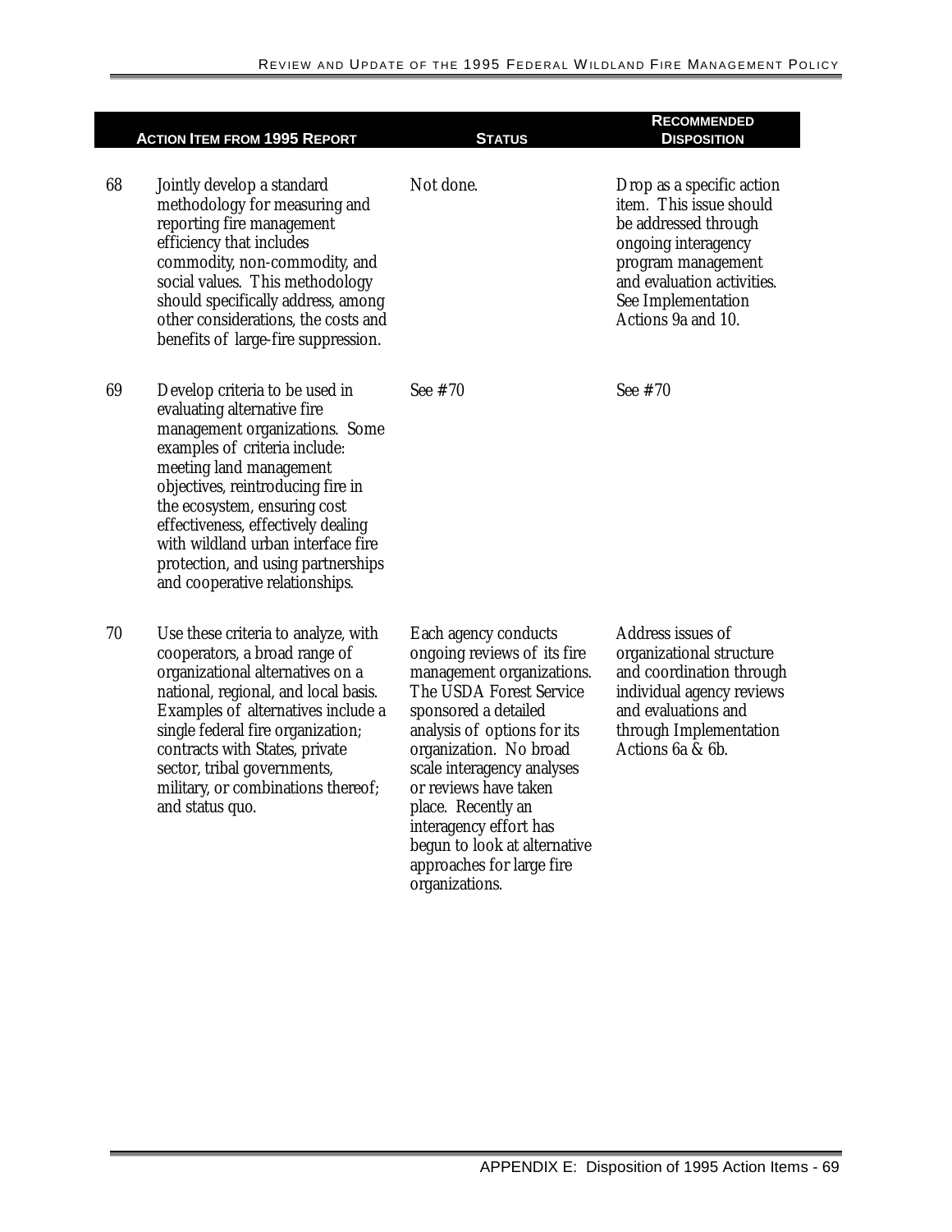| | Action Item from 1995 Report | Status | Recommended Disposition |
|---|---|---|---|
| 68 | Jointly develop a standard methodology for measuring and reporting fire management efficiency that includes commodity, non-commodity, and social values. This methodology should specifically address, among other considerations, the costs and benefits of large-fire suppression. | Not done. | Drop as a specific action item. This issue should be addressed through ongoing interagency program management and evaluation activities. See Implementation Actions 9a and 10. |
| 69 | Develop criteria to be used in evaluating alternative fire management organizations. Some examples of criteria include: meeting land management objectives, reintroducing fire in the ecosystem, ensuring cost effectiveness, effectively dealing with wildland urban interface fire protection, and using partnerships and cooperative relationships. | See #70 | See #70 |
| 70 | Use these criteria to analyze, with cooperators, a broad range of organizational alternatives on a national, regional, and local basis. Examples of alternatives include a single federal fire organization; contracts with States, private sector, tribal governments, military, or combinations thereof; and status quo. | Each agency conducts ongoing reviews of its fire management organizations. The USDA Forest Service sponsored a detailed analysis of options for its organization. No broad scale interagency analyses or reviews have taken place. Recently an interagency effort has begun to look at alternative approaches for large fire organizations. | Address issues of organizational structure and coordination through individual agency reviews and evaluations and through Implementation Actions 6a & 6b. |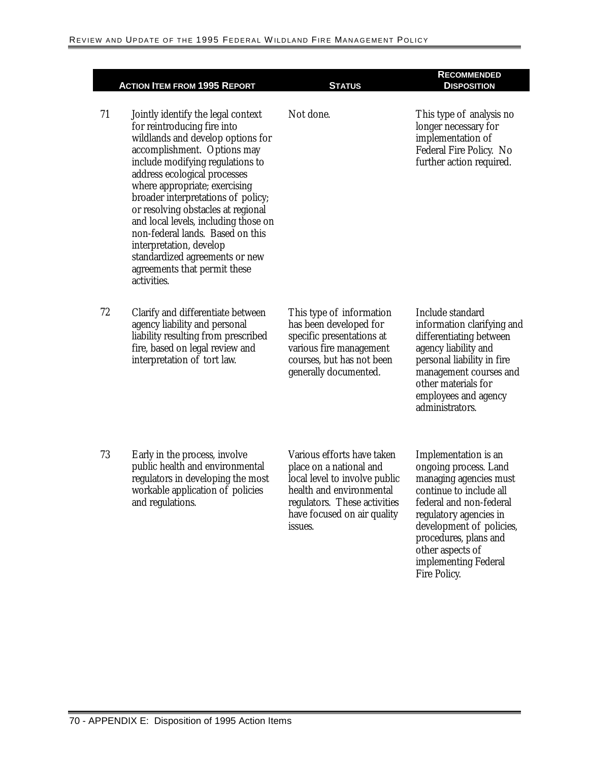| | Action Item from 1995 Report | Status | Recommended Disposition |
|---|---|---|---|
| 71 | Jointly identify the legal context for reintroducing fire into wildlands and develop options for accomplishment. Options may include modifying regulations to address ecological processes where appropriate; exercising broader interpretations of policy; or resolving obstacles at regional and local levels, including those on non-federal lands. Based on this interpretation, develop standardized agreements or new agreements that permit these activities. | Not done. | This type of analysis no longer necessary for implementation of Federal Fire Policy. No further action required. |
| 72 | Clarify and differentiate between agency liability and personal liability resulting from prescribed fire, based on legal review and interpretation of tort law. | This type of information has been developed for specific presentations at various fire management courses, but has not been generally documented. | Include standard information clarifying and differentiating between agency liability and personal liability in fire management courses and other materials for employees and agency administrators. |
| 73 | Early in the process, involve public health and environmental regulators in developing the most workable application of policies and regulations. | Various efforts have taken place on a national and local level to involve public health and environmental regulators. These activities have focused on air quality issues. | Implementation is an ongoing process. Land managing agencies must continue to include all federal and non-federal regulatory agencies in development of policies, procedures, plans and other aspects of implementing Federal Fire Policy. |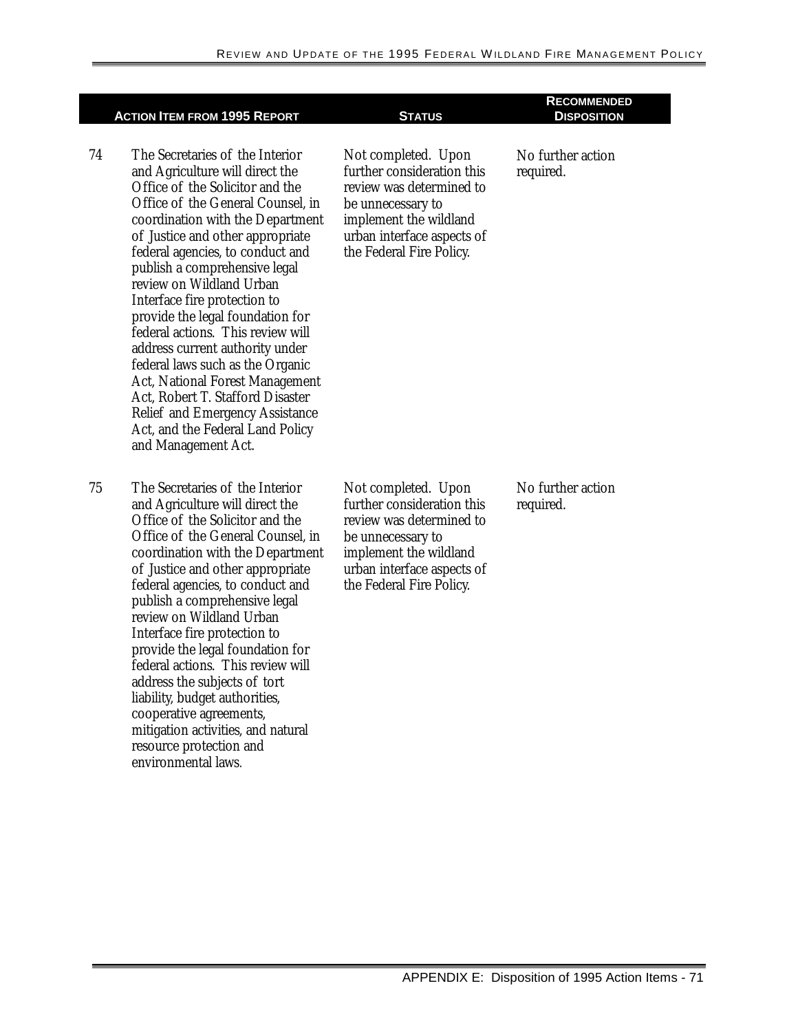| | Action Item from 1995 Report | Status | Recommended Disposition |
|---|---|---|---|
| 74 | The Secretaries of the Interior and Agriculture will direct the Office of the Solicitor and the Office of the General Counsel, in coordination with the Department of Justice and other appropriate federal agencies, to conduct and publish a comprehensive legal review on Wildland Urban Interface fire protection to provide the legal foundation for federal actions. This review will address current authority under federal laws such as the Organic Act, National Forest Management Act, Robert T. Stafford Disaster Relief and Emergency Assistance Act, and the Federal Land Policy and Management Act. | Not completed. Upon further consideration this review was determined to be unnecessary to implement the wildland urban interface aspects of the Federal Fire Policy. | No further action required. |
| 75 | The Secretaries of the Interior and Agriculture will direct the Office of the Solicitor and the Office of the General Counsel, in coordination with the Department of Justice and other appropriate federal agencies, to conduct and publish a comprehensive legal review on Wildland Urban Interface fire protection to provide the legal foundation for federal actions. This review will address the subjects of tort liability, budget authorities, cooperative agreements, mitigation activities, and natural resource protection and environmental laws. | Not completed. Upon further consideration this review was determined to be unnecessary to implement the wildland urban interface aspects of the Federal Fire Policy. | No further action required. |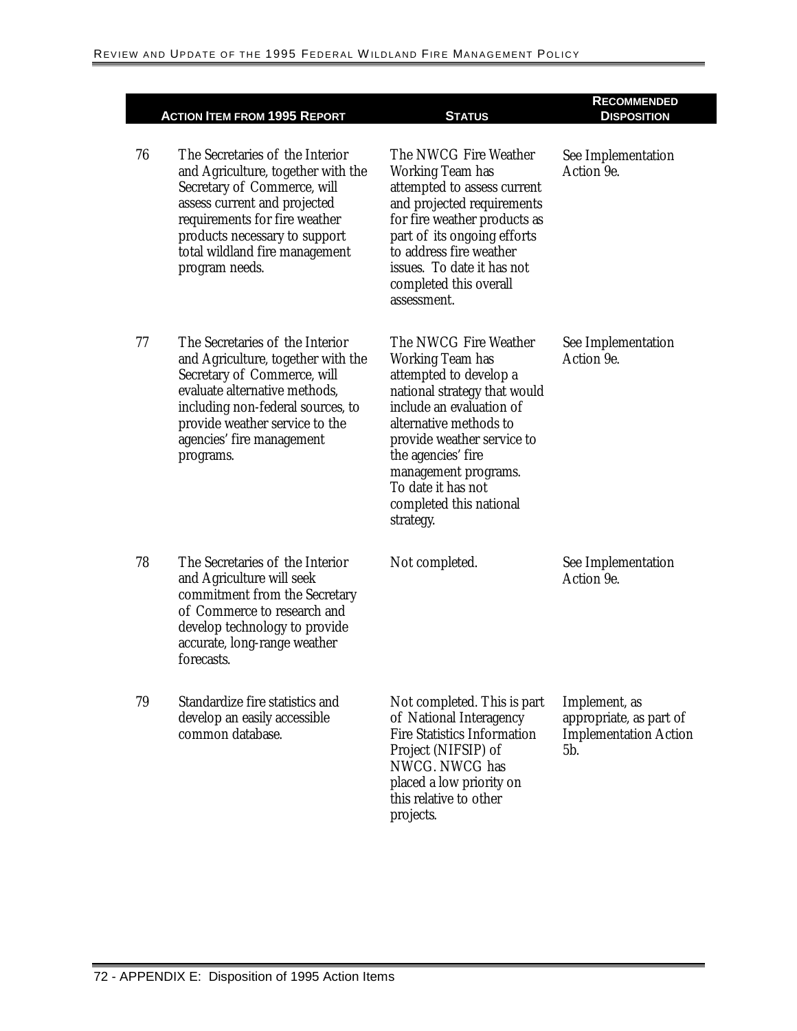| | Action Item from 1995 Report | Status | Recommended Disposition |
|---|---|---|---|
| 76 | The Secretaries of the Interior and Agriculture, together with the Secretary of Commerce, will assess current and projected requirements for fire weather products necessary to support total wildland fire management program needs. | The NWCG Fire Weather Working Team has attempted to assess current and projected requirements for fire weather products as part of its ongoing efforts to address fire weather issues. To date it has not completed this overall assessment. | See Implementation Action 9e. |
| 77 | The Secretaries of the Interior and Agriculture, together with the Secretary of Commerce, will evaluate alternative methods, including non-federal sources, to provide weather service to the agencies' fire management programs. | The NWCG Fire Weather Working Team has attempted to develop a national strategy that would include an evaluation of alternative methods to provide weather service to the agencies' fire management programs. To date it has not completed this national strategy. | See Implementation Action 9e. |
| 78 | The Secretaries of the Interior and Agriculture will seek commitment from the Secretary of Commerce to research and develop technology to provide accurate, long-range weather forecasts. | Not completed. | See Implementation Action 9e. |
| 79 | Standardize fire statistics and develop an easily accessible common database. | Not completed. This is part of National Interagency Fire Statistics Information Project (NIFSIP) of NWCG. NWCG has placed a low priority on this relative to other projects. | Implement, as appropriate, as part of Implementation Action 5b. |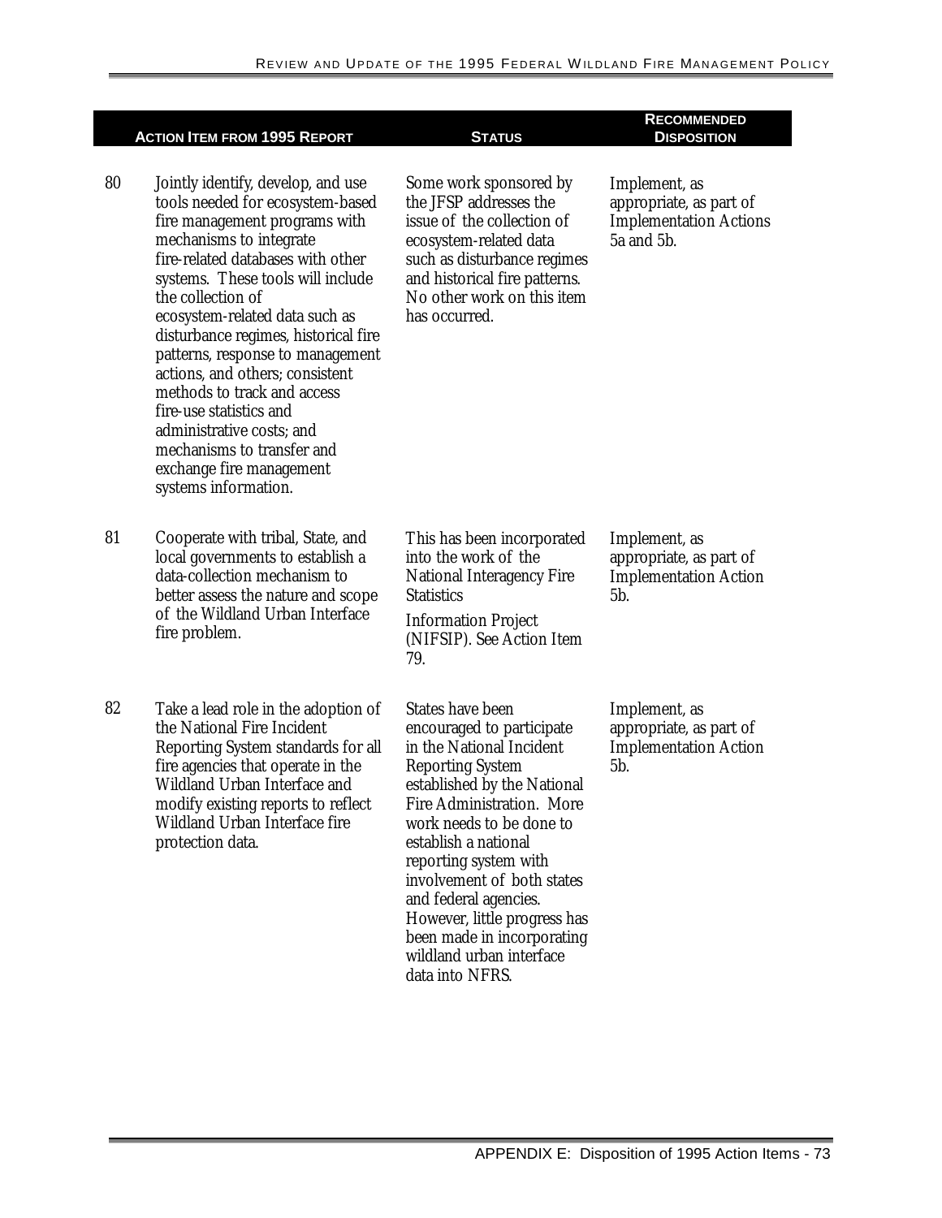| | ACTION ITEM FROM 1995 REPORT | STATUS | RECOMMENDED DISPOSITION |
|---|---|---|---|
| 80 | Jointly identify, develop, and use tools needed for ecosystem-based fire management programs with mechanisms to integrate fire-related databases with other systems. These tools will include the collection of ecosystem-related data such as disturbance regimes, historical fire patterns, response to management actions, and others; consistent methods to track and access fire-use statistics and administrative costs; and mechanisms to transfer and exchange fire management systems information. | Some work sponsored by the JFSP addresses the issue of the collection of ecosystem-related data such as disturbance regimes and historical fire patterns. No other work on this item has occurred. | Implement, as appropriate, as part of Implementation Actions 5a and 5b. |
| 81 | Cooperate with tribal, State, and local governments to establish a data-collection mechanism to better assess the nature and scope of the Wildland Urban Interface fire problem. | This has been incorporated into the work of the National Interagency Fire Statistics Information Project (NIFSIP). See Action Item 79. | Implement, as appropriate, as part of Implementation Action 5b. |
| 82 | Take a lead role in the adoption of the National Fire Incident Reporting System standards for all fire agencies that operate in the Wildland Urban Interface and modify existing reports to reflect Wildland Urban Interface fire protection data. | States have been encouraged to participate in the National Incident Reporting System established by the National Fire Administration. More work needs to be done to establish a national reporting system with involvement of both states and federal agencies. However, little progress has been made in incorporating wildland urban interface data into NFRS. | Implement, as appropriate, as part of Implementation Action 5b. |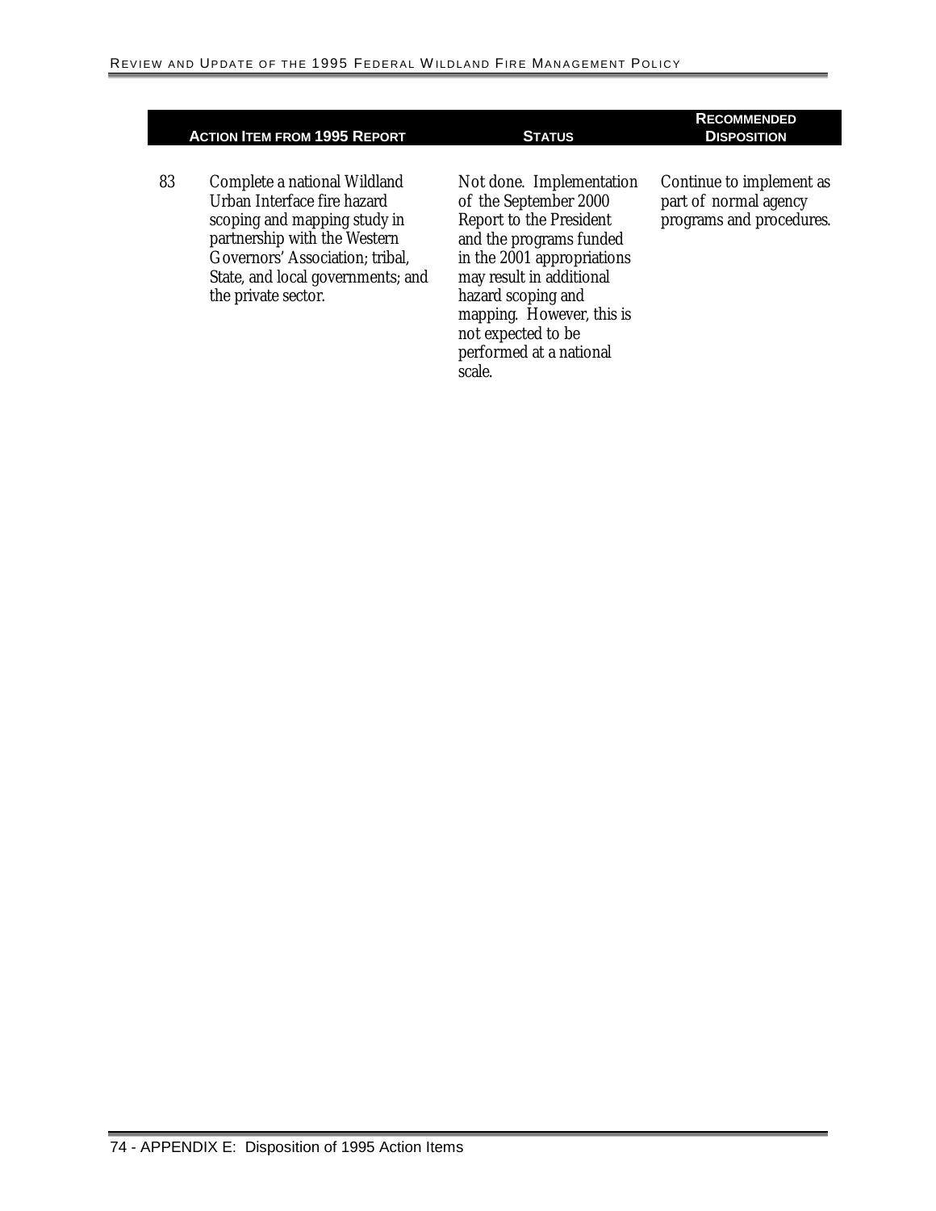| | Action Item from 1995 Report | Status | Recommended Disposition |
|---|---|---|---|
| 83 | Complete a national Wildland Urban Interface fire hazard scoping and mapping study in partnership with the Western Governors' Association; tribal, State, and local governments; and the private sector. | Not done. Implementation of the September 2000 Report to the President and the programs funded in the 2001 appropriations may result in additional hazard scoping and mapping. However, this is not expected to be performed at a national scale. | Continue to implement as part of normal agency programs and procedures. |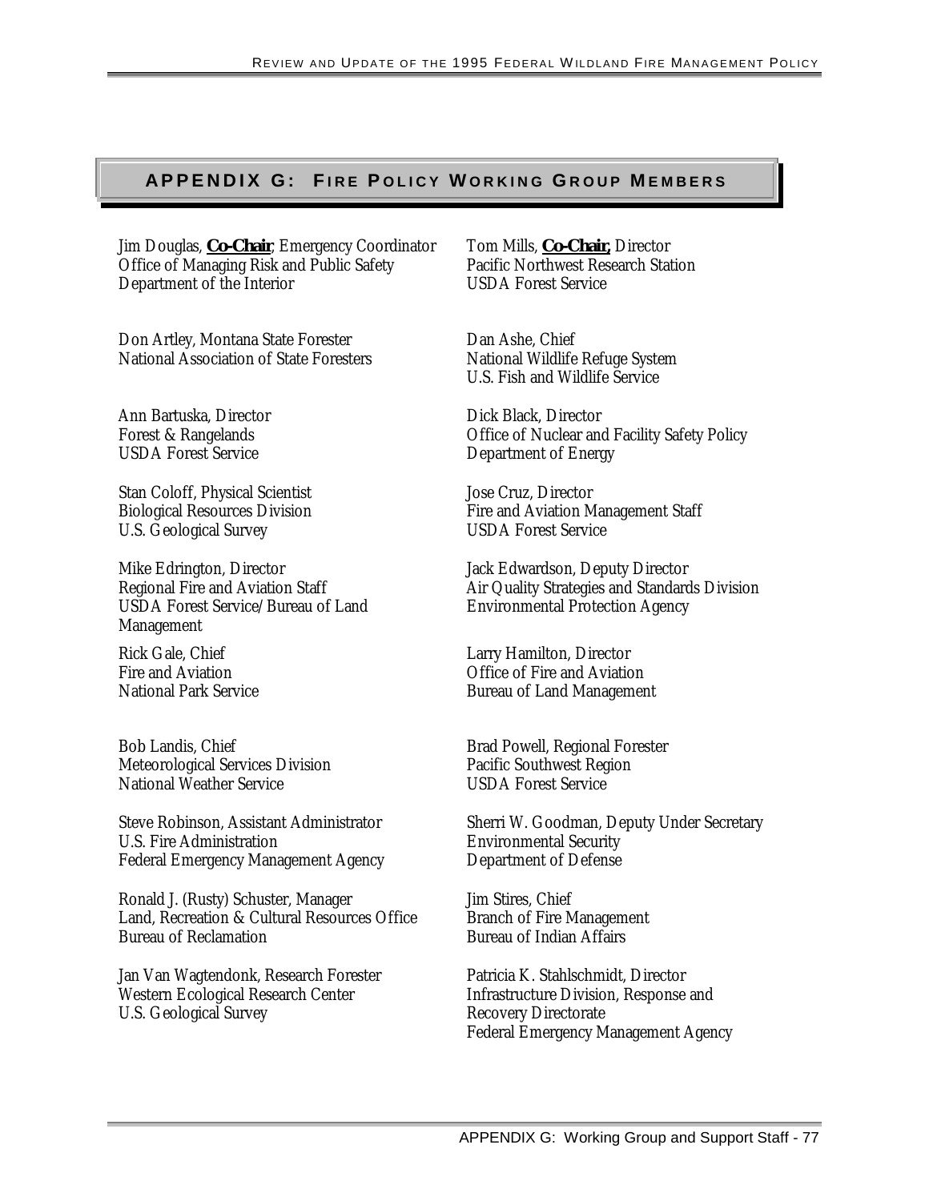## APPENDIX G: FIRE POLICY WORKING GROUP MEMBERS

Jim Douglas, **Co-Chair**; Emergency Coordinator
Office of Managing Risk and Public Safety
Department of the Interior

Tom Mills, **Co-Chair,** Director
Pacific Northwest Research Station
USDA Forest Service

Don Artley, Montana State Forester
National Association of State Foresters

Dan Ashe, Chief
National Wildlife Refuge System
U.S. Fish and Wildlife Service

Ann Bartuska, Director
Forest & Rangelands
USDA Forest Service

Dick Black, Director
Office of Nuclear and Facility Safety Policy
Department of Energy

Stan Coloff, Physical Scientist
Biological Resources Division
U.S. Geological Survey

Jose Cruz, Director
Fire and Aviation Management Staff
USDA Forest Service

Mike Edrington, Director
Regional Fire and Aviation Staff
USDA Forest Service/Bureau of Land Management

Jack Edwardson, Deputy Director
Air Quality Strategies and Standards Division
Environmental Protection Agency

Rick Gale, Chief
Fire and Aviation
National Park Service

Larry Hamilton, Director
Office of Fire and Aviation
Bureau of Land Management

Bob Landis, Chief
Meteorological Services Division
National Weather Service

Brad Powell, Regional Forester
Pacific Southwest Region
USDA Forest Service

Steve Robinson, Assistant Administrator
U.S. Fire Administration
Federal Emergency Management Agency

Sherri W. Goodman, Deputy Under Secretary
Environmental Security
Department of Defense

Ronald J. (Rusty) Schuster, Manager
Land, Recreation & Cultural Resources Office
Bureau of Reclamation

Jim Stires, Chief
Branch of Fire Management
Bureau of Indian Affairs

Jan Van Wagtendonk, Research Forester
Western Ecological Research Center
U.S. Geological Survey

Patricia K. Stahlschmidt, Director
Infrastructure Division, Response and Recovery Directorate
Federal Emergency Management Agency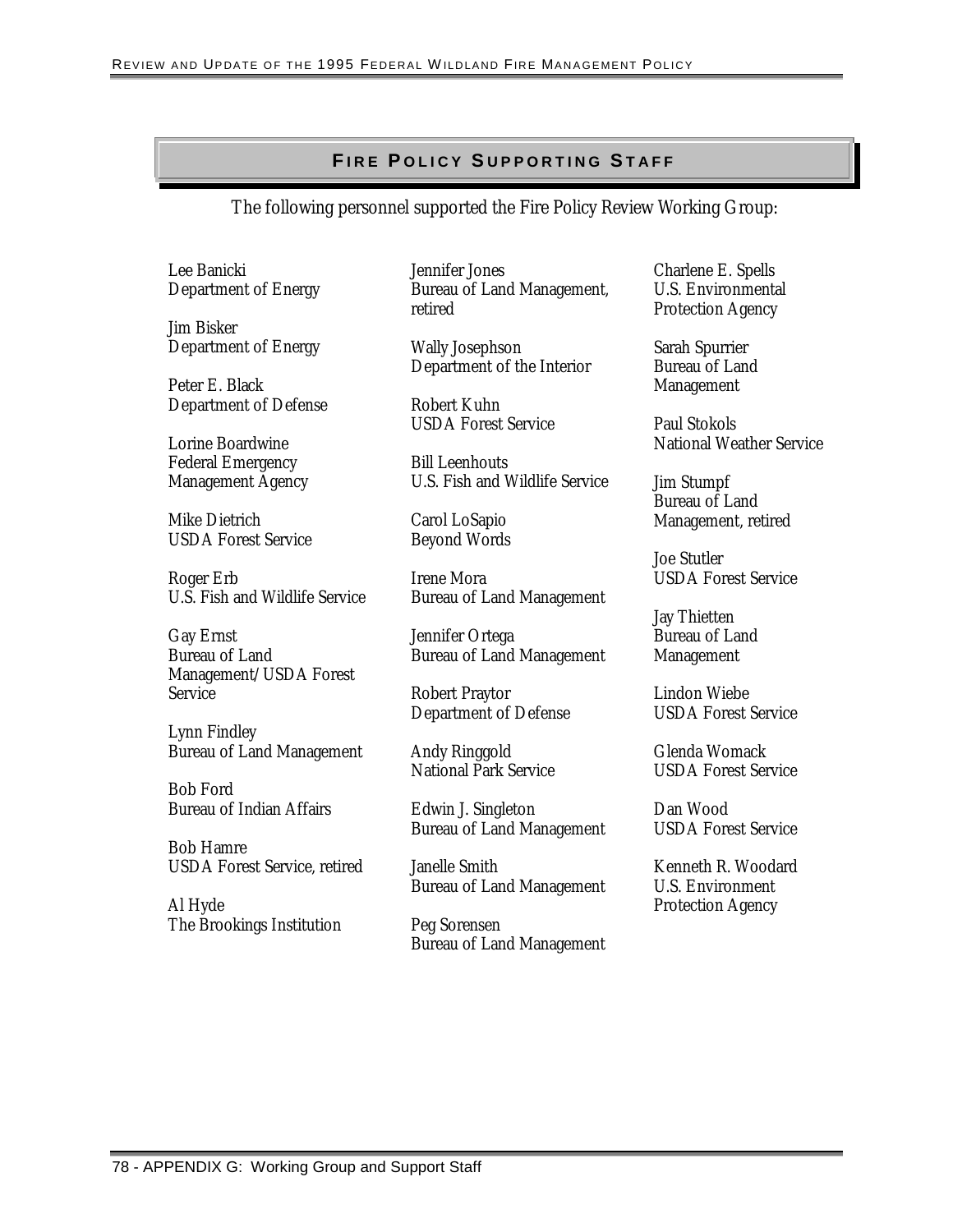## Fire Policy Supporting Staff

The following personnel supported the Fire Policy Review Working Group:

Lee Banicki
Department of Energy

Jim Bisker
Department of Energy

Peter E. Black
Department of Defense

Lorine Boardwine
Federal Emergency Management Agency

Mike Dietrich
USDA Forest Service

Roger Erb
U.S. Fish and Wildlife Service

Gay Ernst
Bureau of Land Management/USDA Forest Service

Lynn Findley
Bureau of Land Management

Bob Ford
Bureau of Indian Affairs

Bob Hamre
USDA Forest Service, retired

Al Hyde
The Brookings Institution

Jennifer Jones
Bureau of Land Management, retired

Wally Josephson
Department of the Interior

Robert Kuhn
USDA Forest Service

Bill Leenhouts
U.S. Fish and Wildlife Service

Carol LoSapio
Beyond Words

Irene Mora
Bureau of Land Management

Jennifer Ortega
Bureau of Land Management

Robert Praytor
Department of Defense

Andy Ringgold
National Park Service

Edwin J. Singleton
Bureau of Land Management

Janelle Smith
Bureau of Land Management

Peg Sorensen
Bureau of Land Management

Charlene E. Spells
U.S. Environmental Protection Agency

Sarah Spurrier
Bureau of Land Management

Paul Stokols
National Weather Service

Jim Stumpf
Bureau of Land Management, retired

Joe Stutler
USDA Forest Service

Jay Thietten
Bureau of Land Management

Lindon Wiebe
USDA Forest Service

Glenda Womack
USDA Forest Service

Dan Wood
USDA Forest Service

Kenneth R. Woodard
U.S. Environment Protection Agency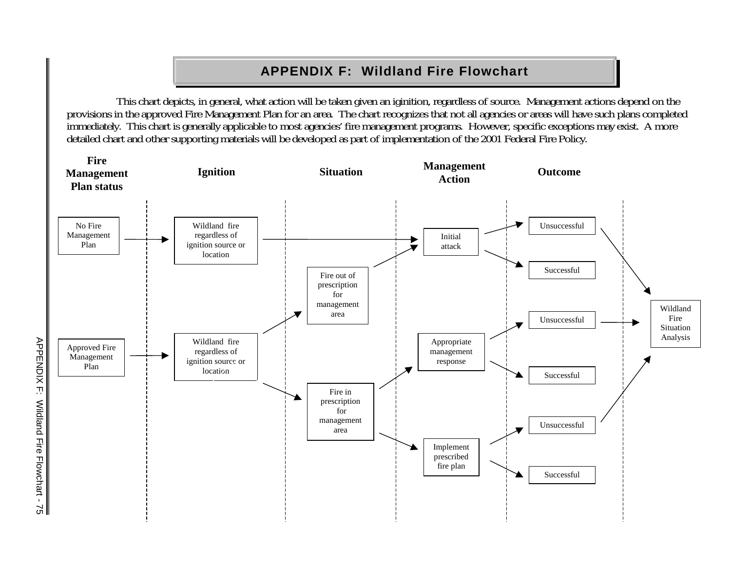# APPENDIX F: Wildland Fire Flowchart

This chart depicts, in general, what action will be taken given an iginition, regardless of source. Management actions depend on the provisions in the approved Fire Management Plan for an area. The chart recognizes that not all agencies or areas will have such plans completed immediately. This chart is generally applicable to most agencies' fire management programs. However, specific exceptions may exist. A more detailed chart and other supporting materials will be developed as part of implementation of the 2001 Federal Fire Policy.

Fire Management Plan status

Ignition

Situation

Management Action

Outcome

No Fire Management Plan

Wildland fire regardless of ignition source or location

Initial attack

Unsuccessful

Successful

Fire out of prescription for management area

Wildland Fire Situation Analysis

Unsuccessful

Approved Fire Management Plan

Wildland fire regardless of ignition source or location

Appropriate management response

Successful

Fire in prescription for management area

Unsuccessful

Implement prescribed fire plan

Successful